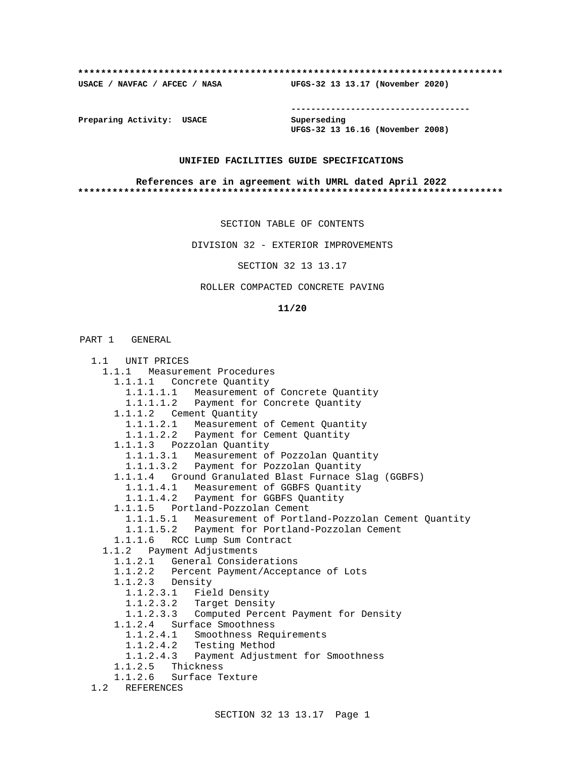**************************************************************************

**USACE / NAVFAC / AFCEC / NASA** **UFGS-32 13 13.17 (November 2020)**

-----------------------------------

**Preparing Activity: USACE** **Superseding**
**UFGS-32 13 16.16 (November 2008)**

**UNIFIED FACILITIES GUIDE SPECIFICATIONS**

**References are in agreement with UMRL dated April 2022**

**************************************************************************

SECTION TABLE OF CONTENTS

DIVISION 32 - EXTERIOR IMPROVEMENTS

SECTION 32 13 13.17

ROLLER COMPACTED CONCRETE PAVING

**11/20**

PART 1 GENERAL

- 1.1 UNIT PRICES
  - 1.1.1 Measurement Procedures
    - 1.1.1.1 Concrete Quantity
      - 1.1.1.1.1 Measurement of Concrete Quantity
      - 1.1.1.1.2 Payment for Concrete Quantity
    - 1.1.1.2 Cement Quantity
      - 1.1.1.2.1 Measurement of Cement Quantity
      - 1.1.1.2.2 Payment for Cement Quantity
    - 1.1.1.3 Pozzolan Quantity
      - 1.1.1.3.1 Measurement of Pozzolan Quantity
      - 1.1.1.3.2 Payment for Pozzolan Quantity
    - 1.1.1.4 Ground Granulated Blast Furnace Slag (GGBFS)
      - 1.1.1.4.1 Measurement of GGBFS Quantity
      - 1.1.1.4.2 Payment for GGBFS Quantity
    - 1.1.1.5 Portland-Pozzolan Cement
      - 1.1.1.5.1 Measurement of Portland-Pozzolan Cement Quantity
      - 1.1.1.5.2 Payment for Portland-Pozzolan Cement
    - 1.1.1.6 RCC Lump Sum Contract
  - 1.1.2 Payment Adjustments
    - 1.1.2.1 General Considerations
    - 1.1.2.2 Percent Payment/Acceptance of Lots
    - 1.1.2.3 Density
      - 1.1.2.3.1 Field Density
      - 1.1.2.3.2 Target Density
      - 1.1.2.3.3 Computed Percent Payment for Density
    - 1.1.2.4 Surface Smoothness
      - 1.1.2.4.1 Smoothness Requirements
      - 1.1.2.4.2 Testing Method
      - 1.1.2.4.3 Payment Adjustment for Smoothness
    - 1.1.2.5 Thickness
    - 1.1.2.6 Surface Texture
- 1.2 REFERENCES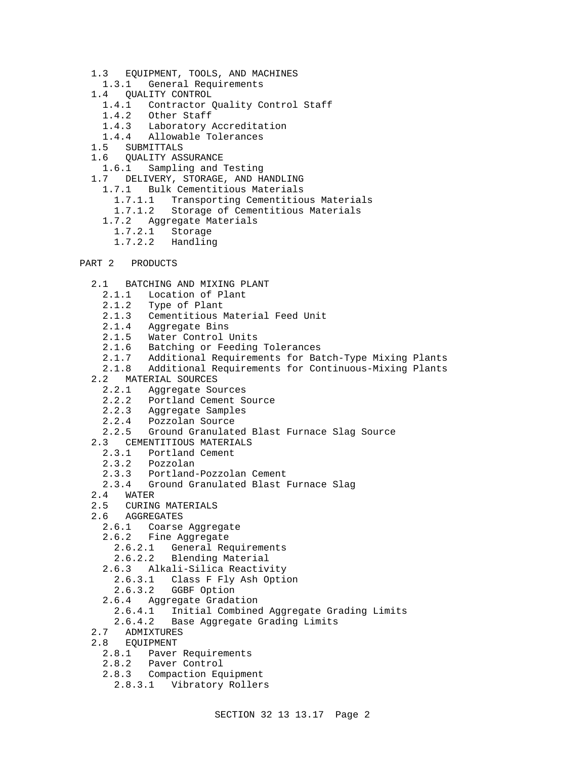- 1.3 EQUIPMENT, TOOLS, AND MACHINES
  - 1.3.1 General Requirements
- 1.4 QUALITY CONTROL
  - 1.4.1 Contractor Quality Control Staff
  - 1.4.2 Other Staff
  - 1.4.3 Laboratory Accreditation
  - 1.4.4 Allowable Tolerances
- 1.5 SUBMITTALS
- 1.6 QUALITY ASSURANCE
  - 1.6.1 Sampling and Testing
- 1.7 DELIVERY, STORAGE, AND HANDLING
  - 1.7.1 Bulk Cementitious Materials
    - 1.7.1.1 Transporting Cementitious Materials
    - 1.7.1.2 Storage of Cementitious Materials
  - 1.7.2 Aggregate Materials
    - 1.7.2.1 Storage
    - 1.7.2.2 Handling

PART 2 PRODUCTS

- 2.1 BATCHING AND MIXING PLANT
  - 2.1.1 Location of Plant
  - 2.1.2 Type of Plant
  - 2.1.3 Cementitious Material Feed Unit
  - 2.1.4 Aggregate Bins
  - 2.1.5 Water Control Units
  - 2.1.6 Batching or Feeding Tolerances
  - 2.1.7 Additional Requirements for Batch-Type Mixing Plants
  - 2.1.8 Additional Requirements for Continuous-Mixing Plants
- 2.2 MATERIAL SOURCES
  - 2.2.1 Aggregate Sources
  - 2.2.2 Portland Cement Source
  - 2.2.3 Aggregate Samples
  - 2.2.4 Pozzolan Source
  - 2.2.5 Ground Granulated Blast Furnace Slag Source
- 2.3 CEMENTITIOUS MATERIALS
  - 2.3.1 Portland Cement
  - 2.3.2 Pozzolan
  - 2.3.3 Portland-Pozzolan Cement
  - 2.3.4 Ground Granulated Blast Furnace Slag
- 2.4 WATER
- 2.5 CURING MATERIALS
- 2.6 AGGREGATES
  - 2.6.1 Coarse Aggregate
  - 2.6.2 Fine Aggregate
    - 2.6.2.1 General Requirements
    - 2.6.2.2 Blending Material
  - 2.6.3 Alkali-Silica Reactivity
    - 2.6.3.1 Class F Fly Ash Option
    - 2.6.3.2 GGBF Option
  - 2.6.4 Aggregate Gradation
    - 2.6.4.1 Initial Combined Aggregate Grading Limits
    - 2.6.4.2 Base Aggregate Grading Limits
- 2.7 ADMIXTURES
- 2.8 EQUIPMENT
  - 2.8.1 Paver Requirements
  - 2.8.2 Paver Control
  - 2.8.3 Compaction Equipment
    - 2.8.3.1 Vibratory Rollers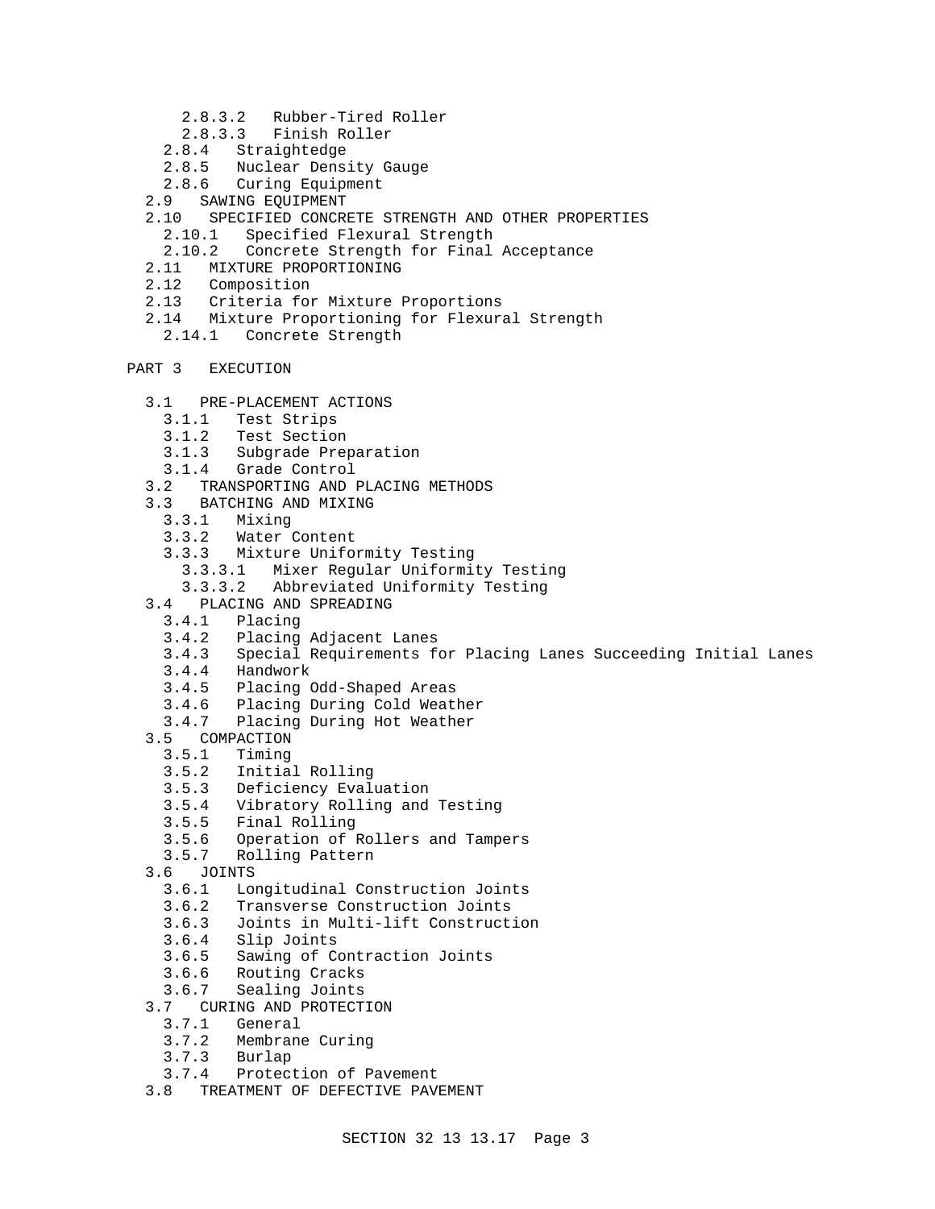2.8.3.2 Rubber-Tired Roller
2.8.3.3 Finish Roller
2.8.4 Straightedge
2.8.5 Nuclear Density Gauge
2.8.6 Curing Equipment
2.9 SAWING EQUIPMENT
2.10 SPECIFIED CONCRETE STRENGTH AND OTHER PROPERTIES
2.10.1 Specified Flexural Strength
2.10.2 Concrete Strength for Final Acceptance
2.11 MIXTURE PROPORTIONING
2.12 Composition
2.13 Criteria for Mixture Proportions
2.14 Mixture Proportioning for Flexural Strength
2.14.1 Concrete Strength

PART 3 EXECUTION

3.1 PRE-PLACEMENT ACTIONS
3.1.1 Test Strips
3.1.2 Test Section
3.1.3 Subgrade Preparation
3.1.4 Grade Control
3.2 TRANSPORTING AND PLACING METHODS
3.3 BATCHING AND MIXING
3.3.1 Mixing
3.3.2 Water Content
3.3.3 Mixture Uniformity Testing
3.3.3.1 Mixer Regular Uniformity Testing
3.3.3.2 Abbreviated Uniformity Testing
3.4 PLACING AND SPREADING
3.4.1 Placing
3.4.2 Placing Adjacent Lanes
3.4.3 Special Requirements for Placing Lanes Succeeding Initial Lanes
3.4.4 Handwork
3.4.5 Placing Odd-Shaped Areas
3.4.6 Placing During Cold Weather
3.4.7 Placing During Hot Weather
3.5 COMPACTION
3.5.1 Timing
3.5.2 Initial Rolling
3.5.3 Deficiency Evaluation
3.5.4 Vibratory Rolling and Testing
3.5.5 Final Rolling
3.5.6 Operation of Rollers and Tampers
3.5.7 Rolling Pattern
3.6 JOINTS
3.6.1 Longitudinal Construction Joints
3.6.2 Transverse Construction Joints
3.6.3 Joints in Multi-lift Construction
3.6.4 Slip Joints
3.6.5 Sawing of Contraction Joints
3.6.6 Routing Cracks
3.6.7 Sealing Joints
3.7 CURING AND PROTECTION
3.7.1 General
3.7.2 Membrane Curing
3.7.3 Burlap
3.7.4 Protection of Pavement
3.8 TREATMENT OF DEFECTIVE PAVEMENT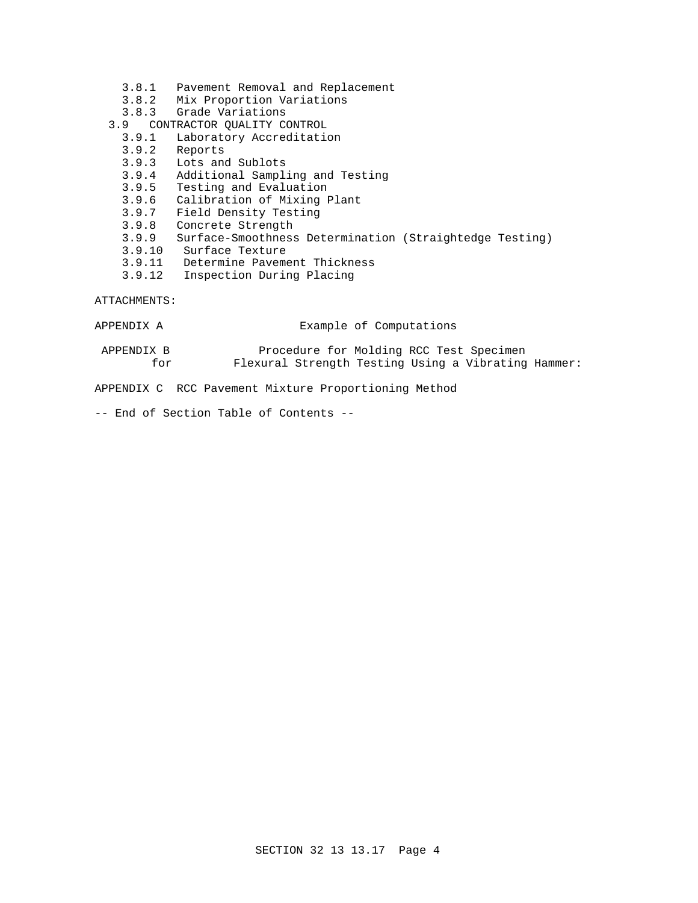3.8.1 Pavement Removal and Replacement
3.8.2 Mix Proportion Variations
3.8.3 Grade Variations
3.9 CONTRACTOR QUALITY CONTROL
3.9.1 Laboratory Accreditation
3.9.2 Reports
3.9.3 Lots and Sublots
3.9.4 Additional Sampling and Testing
3.9.5 Testing and Evaluation
3.9.6 Calibration of Mixing Plant
3.9.7 Field Density Testing
3.9.8 Concrete Strength
3.9.9 Surface-Smoothness Determination (Straightedge Testing)
3.9.10 Surface Texture
3.9.11 Determine Pavement Thickness
3.9.12 Inspection During Placing

ATTACHMENTS:

APPENDIX A Example of Computations

APPENDIX B for Procedure for Molding RCC Test Specimen Flexural Strength Testing Using a Vibrating Hammer:

APPENDIX C RCC Pavement Mixture Proportioning Method

-- End of Section Table of Contents --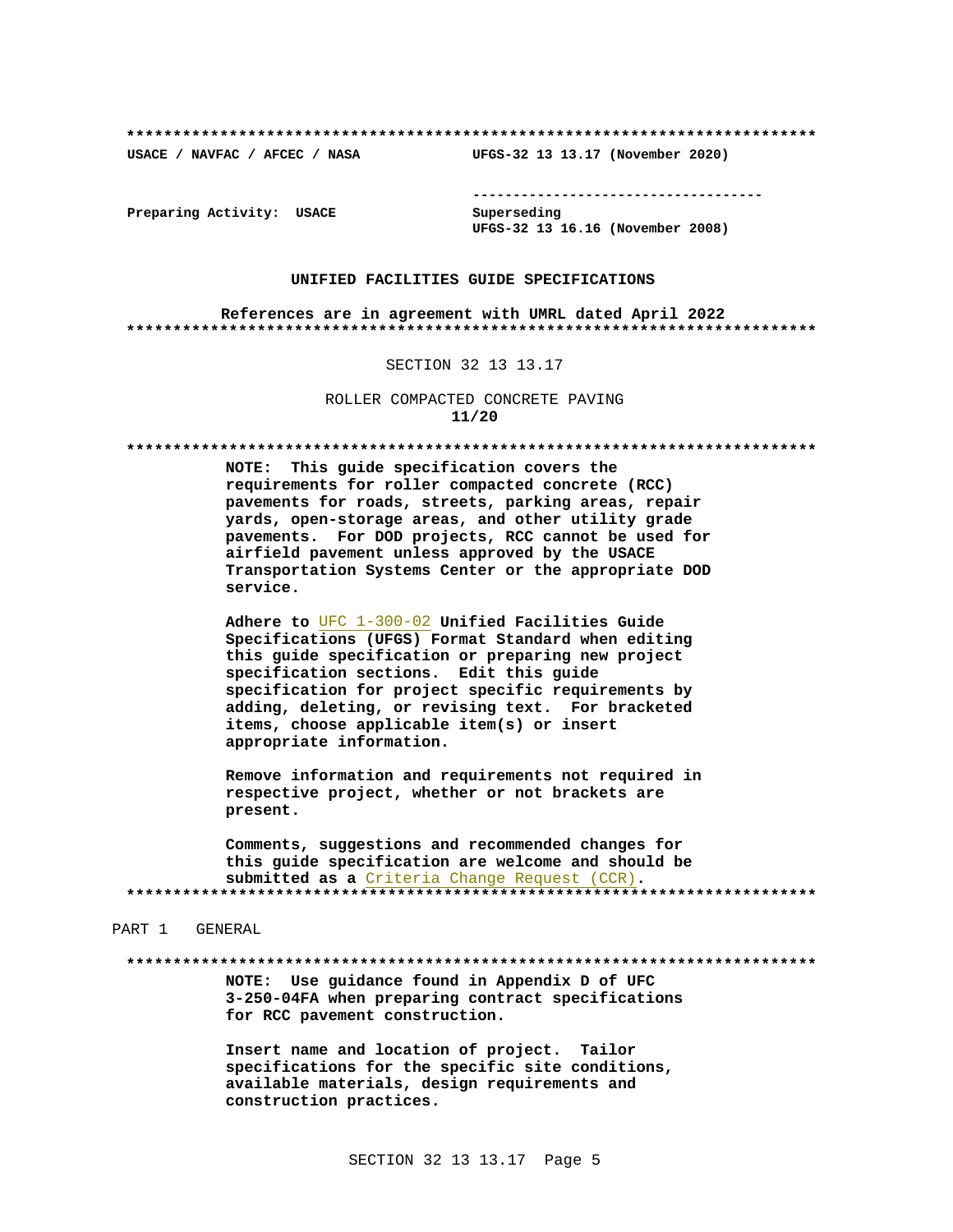**************************************************************************

**USACE / NAVFAC / AFCEC / NASA** **UFGS-32 13 13.17 (November 2020)**

-----------------------------------

**Preparing Activity: USACE** **Superseding**
**UFGS-32 13 16.16 (November 2008)**

**UNIFIED FACILITIES GUIDE SPECIFICATIONS**

**References are in agreement with UMRL dated April 2022**

**************************************************************************

SECTION 32 13 13.17

ROLLER COMPACTED CONCRETE PAVING
**11/20**

**************************************************************************

**NOTE: This guide specification covers the requirements for roller compacted concrete (RCC) pavements for roads, streets, parking areas, repair yards, open-storage areas, and other utility grade pavements. For DOD projects, RCC cannot be used for airfield pavement unless approved by the USACE Transportation Systems Center or the appropriate DOD service.**

**Adhere to** UFC 1-300-02 **Unified Facilities Guide Specifications (UFGS) Format Standard when editing this guide specification or preparing new project specification sections. Edit this guide specification for project specific requirements by adding, deleting, or revising text. For bracketed items, choose applicable item(s) or insert appropriate information.**

**Remove information and requirements not required in respective project, whether or not brackets are present.**

**Comments, suggestions and recommended changes for this guide specification are welcome and should be submitted as a** Criteria Change Request (CCR)**.**

**************************************************************************

PART 1 GENERAL

**************************************************************************

**NOTE: Use guidance found in Appendix D of UFC 3-250-04FA when preparing contract specifications for RCC pavement construction.**

**Insert name and location of project. Tailor specifications for the specific site conditions, available materials, design requirements and construction practices.**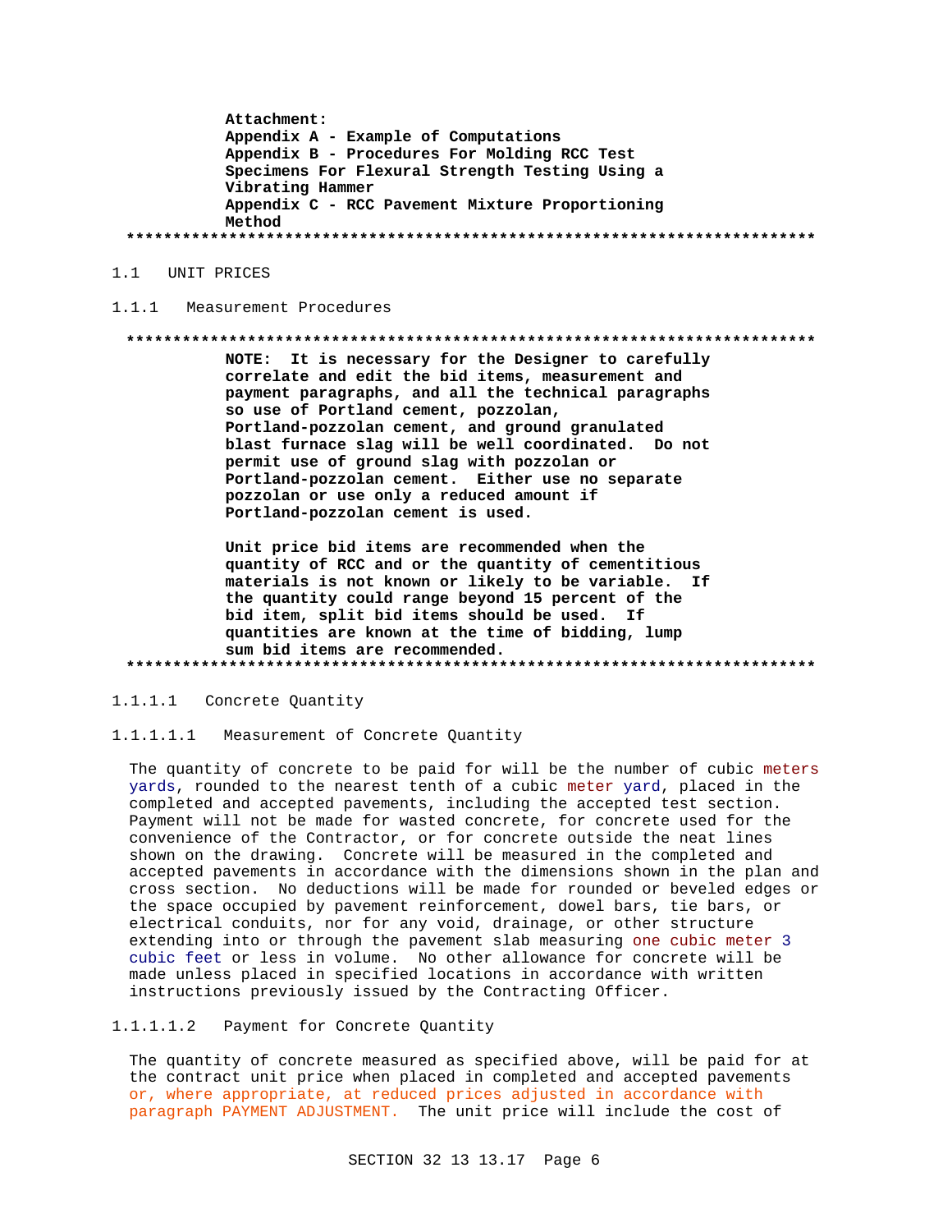**Attachment:**
**Appendix A - Example of Computations**
**Appendix B - Procedures For Molding RCC Test Specimens For Flexural Strength Testing Using a Vibrating Hammer**
**Appendix C - RCC Pavement Mixture Proportioning Method**

**************************************************************************

## 1.1 UNIT PRICES

### 1.1.1 Measurement Procedures

**************************************************************************

**NOTE: It is necessary for the Designer to carefully correlate and edit the bid items, measurement and payment paragraphs, and all the technical paragraphs so use of Portland cement, pozzolan, Portland-pozzolan cement, and ground granulated blast furnace slag will be well coordinated. Do not permit use of ground slag with pozzolan or Portland-pozzolan cement. Either use no separate pozzolan or use only a reduced amount if Portland-pozzolan cement is used.**

**Unit price bid items are recommended when the quantity of RCC and or the quantity of cementitious materials is not known or likely to be variable. If the quantity could range beyond 15 percent of the bid item, split bid items should be used. If quantities are known at the time of bidding, lump sum bid items are recommended.**

**************************************************************************

#### 1.1.1.1 Concrete Quantity

##### 1.1.1.1.1 Measurement of Concrete Quantity

The quantity of concrete to be paid for will be the number of cubic meters yards, rounded to the nearest tenth of a cubic meter yard, placed in the completed and accepted pavements, including the accepted test section. Payment will not be made for wasted concrete, for concrete used for the convenience of the Contractor, or for concrete outside the neat lines shown on the drawing. Concrete will be measured in the completed and accepted pavements in accordance with the dimensions shown in the plan and cross section. No deductions will be made for rounded or beveled edges or the space occupied by pavement reinforcement, dowel bars, tie bars, or electrical conduits, nor for any void, drainage, or other structure extending into or through the pavement slab measuring one cubic meter 3 cubic feet or less in volume. No other allowance for concrete will be made unless placed in specified locations in accordance with written instructions previously issued by the Contracting Officer.

##### 1.1.1.1.2 Payment for Concrete Quantity

The quantity of concrete measured as specified above, will be paid for at the contract unit price when placed in completed and accepted pavements or, where appropriate, at reduced prices adjusted in accordance with paragraph PAYMENT ADJUSTMENT. The unit price will include the cost of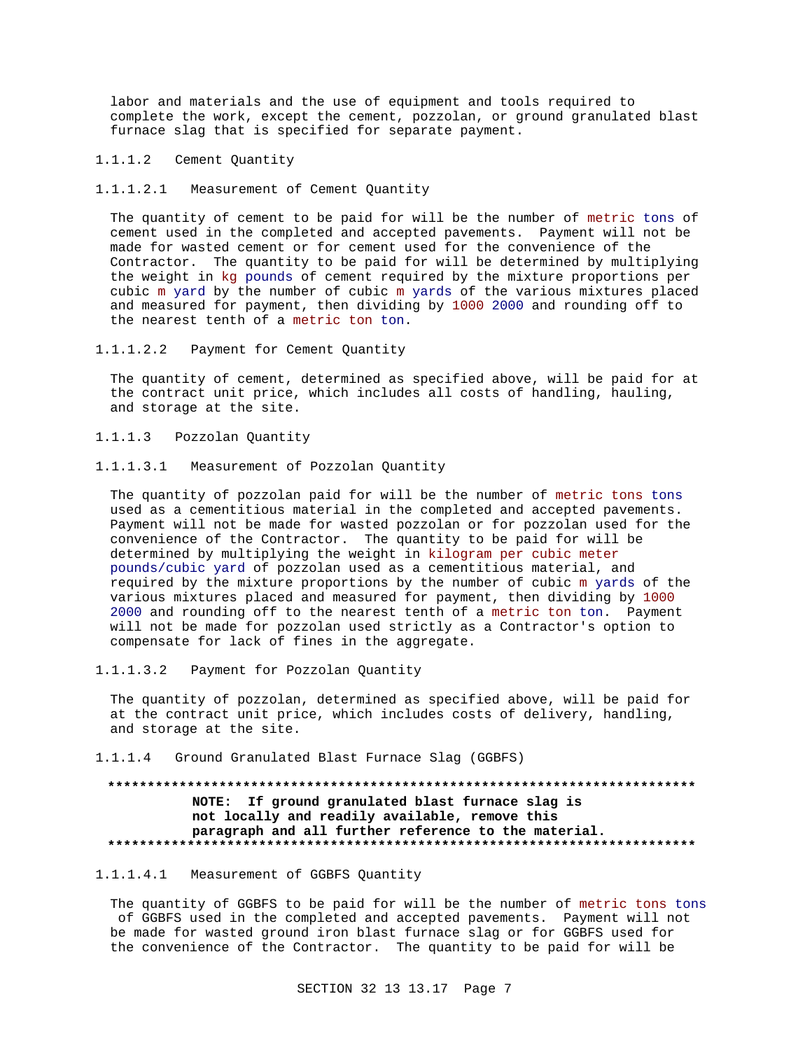labor and materials and the use of equipment and tools required to complete the work, except the cement, pozzolan, or ground granulated blast furnace slag that is specified for separate payment.

1.1.1.2 Cement Quantity

1.1.1.2.1 Measurement of Cement Quantity

The quantity of cement to be paid for will be the number of metric tons of cement used in the completed and accepted pavements. Payment will not be made for wasted cement or for cement used for the convenience of the Contractor. The quantity to be paid for will be determined by multiplying the weight in kg pounds of cement required by the mixture proportions per cubic m yard by the number of cubic m yards of the various mixtures placed and measured for payment, then dividing by 1000 2000 and rounding off to the nearest tenth of a metric ton ton.

1.1.1.2.2 Payment for Cement Quantity

The quantity of cement, determined as specified above, will be paid for at the contract unit price, which includes all costs of handling, hauling, and storage at the site.

1.1.1.3 Pozzolan Quantity

1.1.1.3.1 Measurement of Pozzolan Quantity

The quantity of pozzolan paid for will be the number of metric tons tons used as a cementitious material in the completed and accepted pavements. Payment will not be made for wasted pozzolan or for pozzolan used for the convenience of the Contractor. The quantity to be paid for will be determined by multiplying the weight in kilogram per cubic meter pounds/cubic yard of pozzolan used as a cementitious material, and required by the mixture proportions by the number of cubic m yards of the various mixtures placed and measured for payment, then dividing by 1000 2000 and rounding off to the nearest tenth of a metric ton ton. Payment will not be made for pozzolan used strictly as a Contractor's option to compensate for lack of fines in the aggregate.

1.1.1.3.2 Payment for Pozzolan Quantity

The quantity of pozzolan, determined as specified above, will be paid for at the contract unit price, which includes costs of delivery, handling, and storage at the site.

1.1.1.4 Ground Granulated Blast Furnace Slag (GGBFS)

**************************************************************************
**NOTE: If ground granulated blast furnace slag is not locally and readily available, remove this paragraph and all further reference to the material.**
**************************************************************************

1.1.1.4.1 Measurement of GGBFS Quantity

The quantity of GGBFS to be paid for will be the number of metric tons tons of GGBFS used in the completed and accepted pavements. Payment will not be made for wasted ground iron blast furnace slag or for GGBFS used for the convenience of the Contractor. The quantity to be paid for will be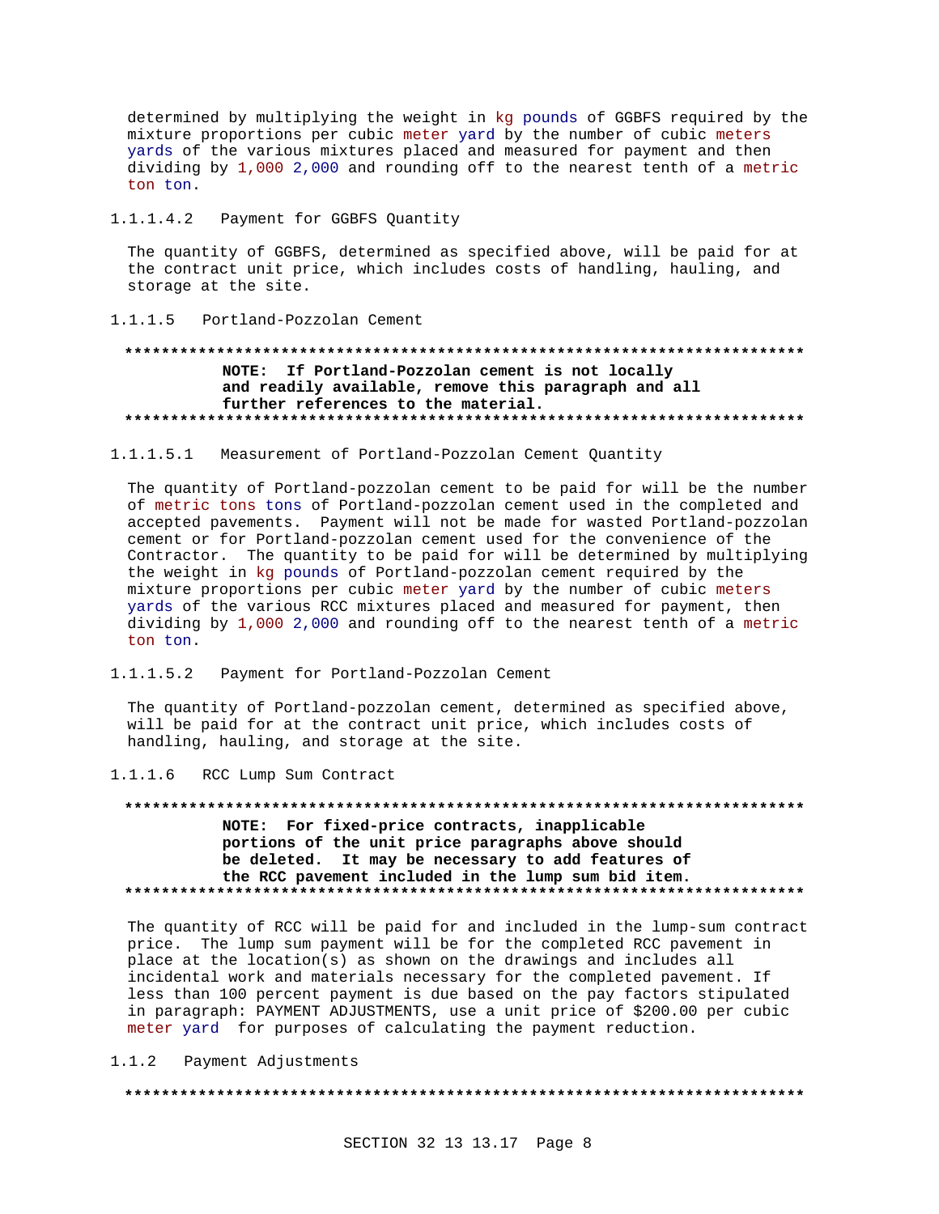determined by multiplying the weight in kg pounds of GGBFS required by the mixture proportions per cubic meter yard by the number of cubic meters yards of the various mixtures placed and measured for payment and then dividing by 1,000 2,000 and rounding off to the nearest tenth of a metric ton ton.

1.1.1.4.2 Payment for GGBFS Quantity

The quantity of GGBFS, determined as specified above, will be paid for at the contract unit price, which includes costs of handling, hauling, and storage at the site.

1.1.1.5 Portland-Pozzolan Cement

**************************************************************************

**NOTE: If Portland-Pozzolan cement is not locally and readily available, remove this paragraph and all further references to the material.**

**************************************************************************

1.1.1.5.1 Measurement of Portland-Pozzolan Cement Quantity

The quantity of Portland-pozzolan cement to be paid for will be the number of metric tons tons of Portland-pozzolan cement used in the completed and accepted pavements. Payment will not be made for wasted Portland-pozzolan cement or for Portland-pozzolan cement used for the convenience of the Contractor. The quantity to be paid for will be determined by multiplying the weight in kg pounds of Portland-pozzolan cement required by the mixture proportions per cubic meter yard by the number of cubic meters yards of the various RCC mixtures placed and measured for payment, then dividing by 1,000 2,000 and rounding off to the nearest tenth of a metric ton ton.

1.1.1.5.2 Payment for Portland-Pozzolan Cement

The quantity of Portland-pozzolan cement, determined as specified above, will be paid for at the contract unit price, which includes costs of handling, hauling, and storage at the site.

1.1.1.6 RCC Lump Sum Contract

**************************************************************************

**NOTE: For fixed-price contracts, inapplicable portions of the unit price paragraphs above should be deleted. It may be necessary to add features of the RCC pavement included in the lump sum bid item.**

**************************************************************************

The quantity of RCC will be paid for and included in the lump-sum contract price. The lump sum payment will be for the completed RCC pavement in place at the location(s) as shown on the drawings and includes all incidental work and materials necessary for the completed pavement. If less than 100 percent payment is due based on the pay factors stipulated in paragraph: PAYMENT ADJUSTMENTS, use a unit price of $200.00 per cubic meter yard for purposes of calculating the payment reduction.

1.1.2 Payment Adjustments

**************************************************************************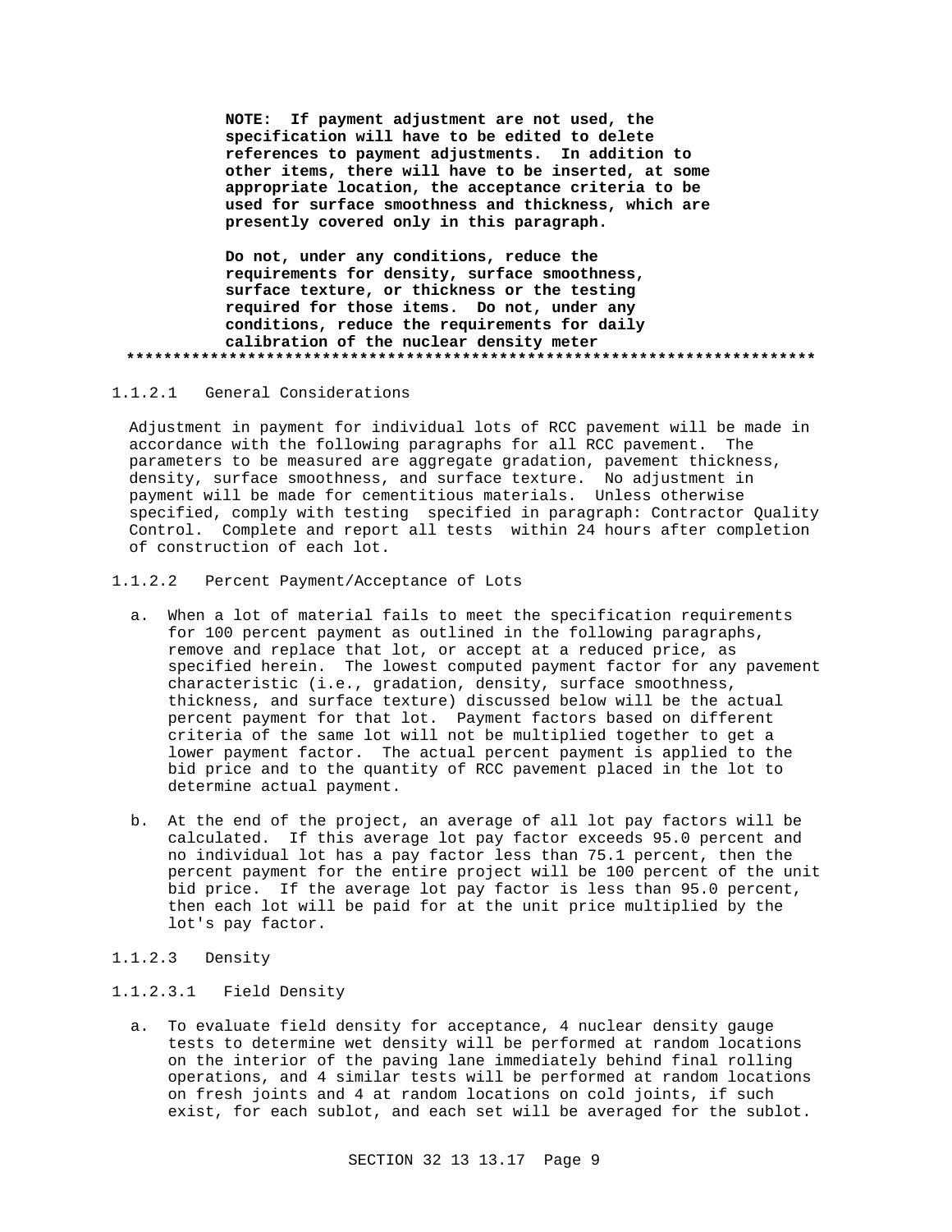**NOTE: If payment adjustment are not used, the specification will have to be edited to delete references to payment adjustments. In addition to other items, there will have to be inserted, at some appropriate location, the acceptance criteria to be used for surface smoothness and thickness, which are presently covered only in this paragraph.**

**Do not, under any conditions, reduce the requirements for density, surface smoothness, surface texture, or thickness or the testing required for those items. Do not, under any conditions, reduce the requirements for daily calibration of the nuclear density meter**

**************************************************************************

#### 1.1.2.1 General Considerations

Adjustment in payment for individual lots of RCC pavement will be made in accordance with the following paragraphs for all RCC pavement. The parameters to be measured are aggregate gradation, pavement thickness, density, surface smoothness, and surface texture. No adjustment in payment will be made for cementitious materials. Unless otherwise specified, comply with testing specified in paragraph: Contractor Quality Control. Complete and report all tests within 24 hours after completion of construction of each lot.

#### 1.1.2.2 Percent Payment/Acceptance of Lots

a. When a lot of material fails to meet the specification requirements for 100 percent payment as outlined in the following paragraphs, remove and replace that lot, or accept at a reduced price, as specified herein. The lowest computed payment factor for any pavement characteristic (i.e., gradation, density, surface smoothness, thickness, and surface texture) discussed below will be the actual percent payment for that lot. Payment factors based on different criteria of the same lot will not be multiplied together to get a lower payment factor. The actual percent payment is applied to the bid price and to the quantity of RCC pavement placed in the lot to determine actual payment.

b. At the end of the project, an average of all lot pay factors will be calculated. If this average lot pay factor exceeds 95.0 percent and no individual lot has a pay factor less than 75.1 percent, then the percent payment for the entire project will be 100 percent of the unit bid price. If the average lot pay factor is less than 95.0 percent, then each lot will be paid for at the unit price multiplied by the lot's pay factor.

#### 1.1.2.3 Density

##### 1.1.2.3.1 Field Density

a. To evaluate field density for acceptance, 4 nuclear density gauge tests to determine wet density will be performed at random locations on the interior of the paving lane immediately behind final rolling operations, and 4 similar tests will be performed at random locations on fresh joints and 4 at random locations on cold joints, if such exist, for each sublot, and each set will be averaged for the sublot.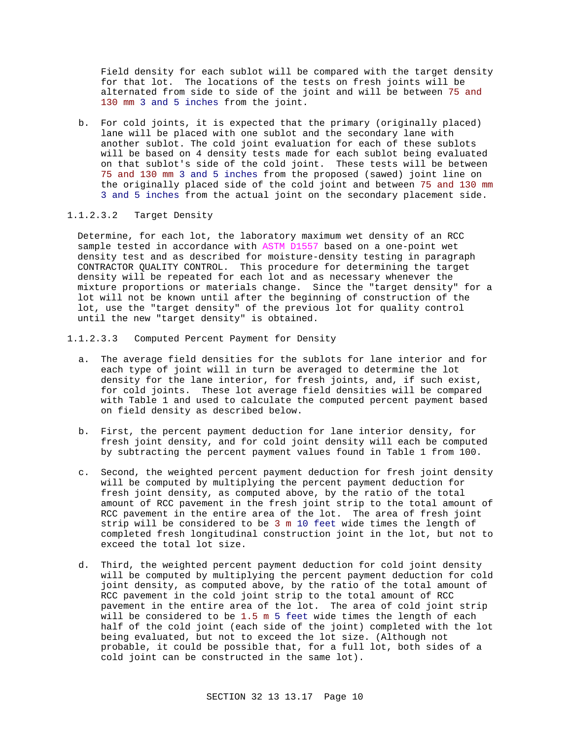Field density for each sublot will be compared with the target density for that lot. The locations of the tests on fresh joints will be alternated from side to side of the joint and will be between 75 and 130 mm 3 and 5 inches from the joint.

b. For cold joints, it is expected that the primary (originally placed) lane will be placed with one sublot and the secondary lane with another sublot. The cold joint evaluation for each of these sublots will be based on 4 density tests made for each sublot being evaluated on that sublot's side of the cold joint. These tests will be between 75 and 130 mm 3 and 5 inches from the proposed (sawed) joint line on the originally placed side of the cold joint and between 75 and 130 mm 3 and 5 inches from the actual joint on the secondary placement side.

#### 1.1.2.3.2 Target Density

Determine, for each lot, the laboratory maximum wet density of an RCC sample tested in accordance with ASTM D1557 based on a one-point wet density test and as described for moisture-density testing in paragraph CONTRACTOR QUALITY CONTROL. This procedure for determining the target density will be repeated for each lot and as necessary whenever the mixture proportions or materials change. Since the "target density" for a lot will not be known until after the beginning of construction of the lot, use the "target density" of the previous lot for quality control until the new "target density" is obtained.

#### 1.1.2.3.3 Computed Percent Payment for Density

a. The average field densities for the sublots for lane interior and for each type of joint will in turn be averaged to determine the lot density for the lane interior, for fresh joints, and, if such exist, for cold joints. These lot average field densities will be compared with Table 1 and used to calculate the computed percent payment based on field density as described below.

b. First, the percent payment deduction for lane interior density, for fresh joint density, and for cold joint density will each be computed by subtracting the percent payment values found in Table 1 from 100.

c. Second, the weighted percent payment deduction for fresh joint density will be computed by multiplying the percent payment deduction for fresh joint density, as computed above, by the ratio of the total amount of RCC pavement in the fresh joint strip to the total amount of RCC pavement in the entire area of the lot. The area of fresh joint strip will be considered to be 3 m 10 feet wide times the length of completed fresh longitudinal construction joint in the lot, but not to exceed the total lot size.

d. Third, the weighted percent payment deduction for cold joint density will be computed by multiplying the percent payment deduction for cold joint density, as computed above, by the ratio of the total amount of RCC pavement in the cold joint strip to the total amount of RCC pavement in the entire area of the lot. The area of cold joint strip will be considered to be 1.5 m 5 feet wide times the length of each half of the cold joint (each side of the joint) completed with the lot being evaluated, but not to exceed the lot size. (Although not probable, it could be possible that, for a full lot, both sides of a cold joint can be constructed in the same lot).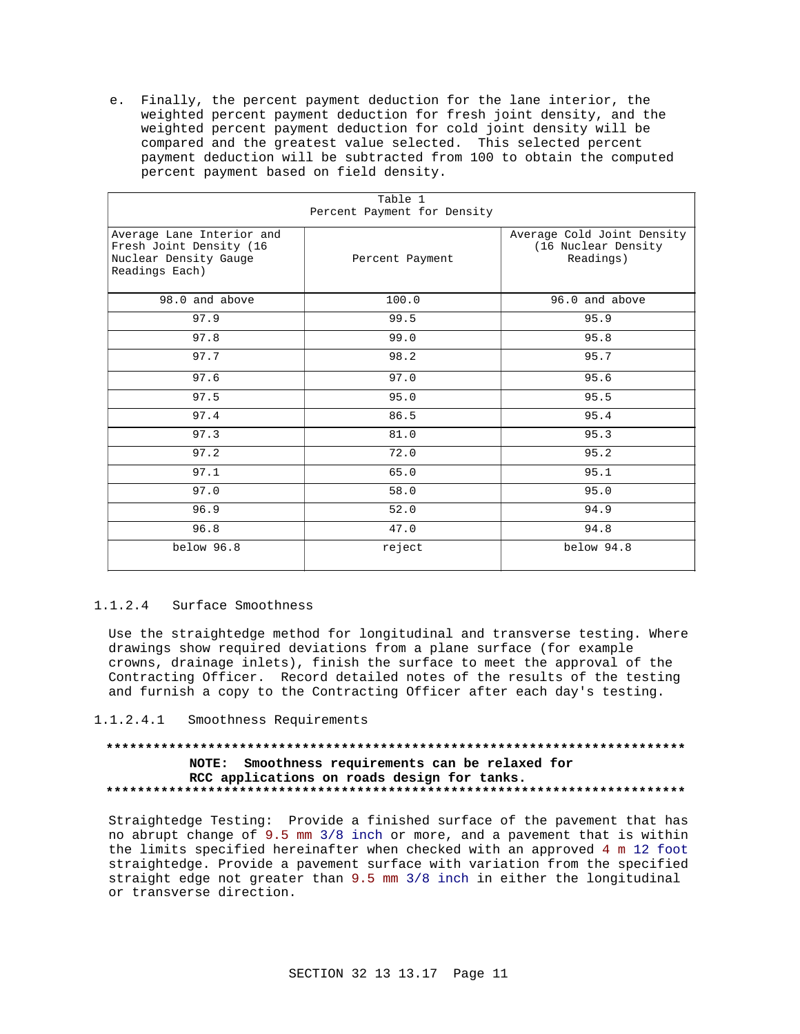e. Finally, the percent payment deduction for the lane interior, the weighted percent payment deduction for fresh joint density, and the weighted percent payment deduction for cold joint density will be compared and the greatest value selected. This selected percent payment deduction will be subtracted from 100 to obtain the computed percent payment based on field density.

Table 1
Percent Payment for Density

| Average Lane Interior and Fresh Joint Density (16 Nuclear Density Gauge Readings Each) | Percent Payment | Average Cold Joint Density (16 Nuclear Density Readings) |
|---|---|---|
| 98.0 and above | 100.0 | 96.0 and above |
| 97.9 | 99.5 | 95.9 |
| 97.8 | 99.0 | 95.8 |
| 97.7 | 98.2 | 95.7 |
| 97.6 | 97.0 | 95.6 |
| 97.5 | 95.0 | 95.5 |
| 97.4 | 86.5 | 95.4 |
| 97.3 | 81.0 | 95.3 |
| 97.2 | 72.0 | 95.2 |
| 97.1 | 65.0 | 95.1 |
| 97.0 | 58.0 | 95.0 |
| 96.9 | 52.0 | 94.9 |
| 96.8 | 47.0 | 94.8 |
| below 96.8 | reject | below 94.8 |

## 1.1.2.4 Surface Smoothness

Use the straightedge method for longitudinal and transverse testing. Where drawings show required deviations from a plane surface (for example crowns, drainage inlets), finish the surface to meet the approval of the Contracting Officer. Record detailed notes of the results of the testing and furnish a copy to the Contracting Officer after each day's testing.

### 1.1.2.4.1 Smoothness Requirements

**************************************************************************
**NOTE: Smoothness requirements can be relaxed for RCC applications on roads design for tanks.**
**************************************************************************

Straightedge Testing: Provide a finished surface of the pavement that has no abrupt change of 9.5 mm 3/8 inch or more, and a pavement that is within the limits specified hereinafter when checked with an approved 4 m 12 foot straightedge. Provide a pavement surface with variation from the specified straight edge not greater than 9.5 mm 3/8 inch in either the longitudinal or transverse direction.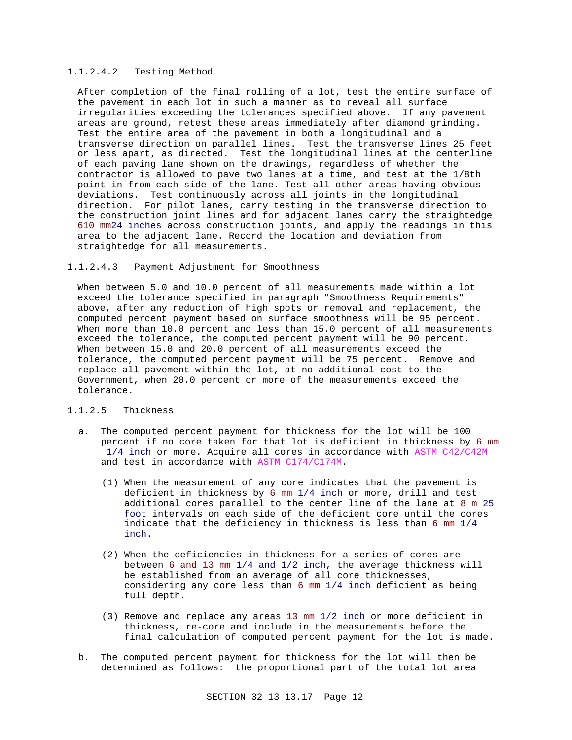#### 1.1.2.4.2 Testing Method

After completion of the final rolling of a lot, test the entire surface of the pavement in each lot in such a manner as to reveal all surface irregularities exceeding the tolerances specified above. If any pavement areas are ground, retest these areas immediately after diamond grinding. Test the entire area of the pavement in both a longitudinal and a transverse direction on parallel lines. Test the transverse lines 25 feet or less apart, as directed. Test the longitudinal lines at the centerline of each paving lane shown on the drawings, regardless of whether the contractor is allowed to pave two lanes at a time, and test at the 1/8th point in from each side of the lane. Test all other areas having obvious deviations. Test continuously across all joints in the longitudinal direction. For pilot lanes, carry testing in the transverse direction to the construction joint lines and for adjacent lanes carry the straightedge 610 mm24 inches across construction joints, and apply the readings in this area to the adjacent lane. Record the location and deviation from straightedge for all measurements.

#### 1.1.2.4.3 Payment Adjustment for Smoothness

When between 5.0 and 10.0 percent of all measurements made within a lot exceed the tolerance specified in paragraph "Smoothness Requirements" above, after any reduction of high spots or removal and replacement, the computed percent payment based on surface smoothness will be 95 percent. When more than 10.0 percent and less than 15.0 percent of all measurements exceed the tolerance, the computed percent payment will be 90 percent. When between 15.0 and 20.0 percent of all measurements exceed the tolerance, the computed percent payment will be 75 percent. Remove and replace all pavement within the lot, at no additional cost to the Government, when 20.0 percent or more of the measurements exceed the tolerance.

#### 1.1.2.5 Thickness

a. The computed percent payment for thickness for the lot will be 100 percent if no core taken for that lot is deficient in thickness by 6 mm 1/4 inch or more. Acquire all cores in accordance with ASTM C42/C42M and test in accordance with ASTM C174/C174M.

   (1) When the measurement of any core indicates that the pavement is deficient in thickness by 6 mm 1/4 inch or more, drill and test additional cores parallel to the center line of the lane at 8 m 25 foot intervals on each side of the deficient core until the cores indicate that the deficiency in thickness is less than 6 mm 1/4 inch.

   (2) When the deficiencies in thickness for a series of cores are between 6 and 13 mm 1/4 and 1/2 inch, the average thickness will be established from an average of all core thicknesses, considering any core less than 6 mm 1/4 inch deficient as being full depth.

   (3) Remove and replace any areas 13 mm 1/2 inch or more deficient in thickness, re-core and include in the measurements before the final calculation of computed percent payment for the lot is made.

b. The computed percent payment for thickness for the lot will then be determined as follows: the proportional part of the total lot area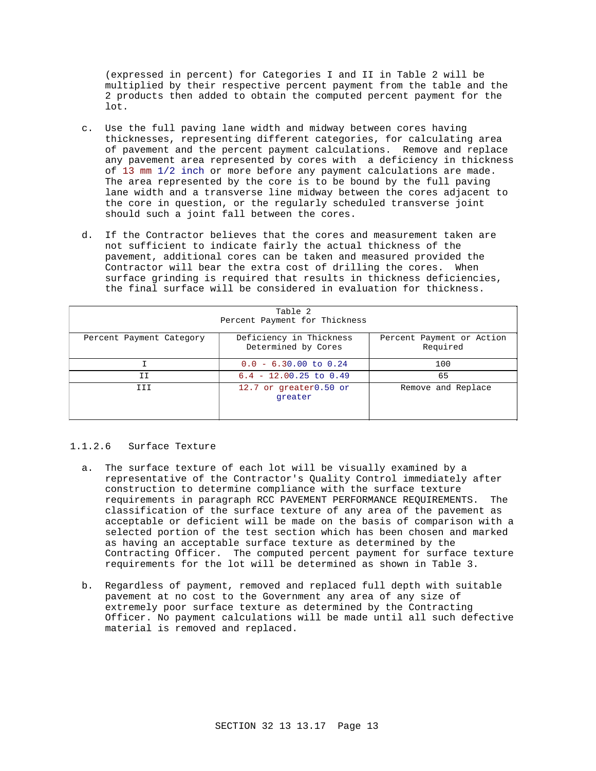(expressed in percent) for Categories I and II in Table 2 will be multiplied by their respective percent payment from the table and the 2 products then added to obtain the computed percent payment for the lot.

c. Use the full paving lane width and midway between cores having thicknesses, representing different categories, for calculating area of pavement and the percent payment calculations. Remove and replace any pavement area represented by cores with a deficiency in thickness of 13 mm 1/2 inch or more before any payment calculations are made. The area represented by the core is to be bound by the full paving lane width and a transverse line midway between the cores adjacent to the core in question, or the regularly scheduled transverse joint should such a joint fall between the cores.

d. If the Contractor believes that the cores and measurement taken are not sufficient to indicate fairly the actual thickness of the pavement, additional cores can be taken and measured provided the Contractor will bear the extra cost of drilling the cores. When surface grinding is required that results in thickness deficiencies, the final surface will be considered in evaluation for thickness.

Table 2
Percent Payment for Thickness

| Percent Payment Category | Deficiency in Thickness Determined by Cores | Percent Payment or Action Required |
|---|---|---|
| I | 0.0 - 6.30.00 to 0.24 | 100 |
| II | 6.4 - 12.00.25 to 0.49 | 65 |
| III | 12.7 or greater0.50 or greater | Remove and Replace |

### 1.1.2.6 Surface Texture

a. The surface texture of each lot will be visually examined by a representative of the Contractor's Quality Control immediately after construction to determine compliance with the surface texture requirements in paragraph RCC PAVEMENT PERFORMANCE REQUIREMENTS. The classification of the surface texture of any area of the pavement as acceptable or deficient will be made on the basis of comparison with a selected portion of the test section which has been chosen and marked as having an acceptable surface texture as determined by the Contracting Officer. The computed percent payment for surface texture requirements for the lot will be determined as shown in Table 3.

b. Regardless of payment, removed and replaced full depth with suitable pavement at no cost to the Government any area of any size of extremely poor surface texture as determined by the Contracting Officer. No payment calculations will be made until all such defective material is removed and replaced.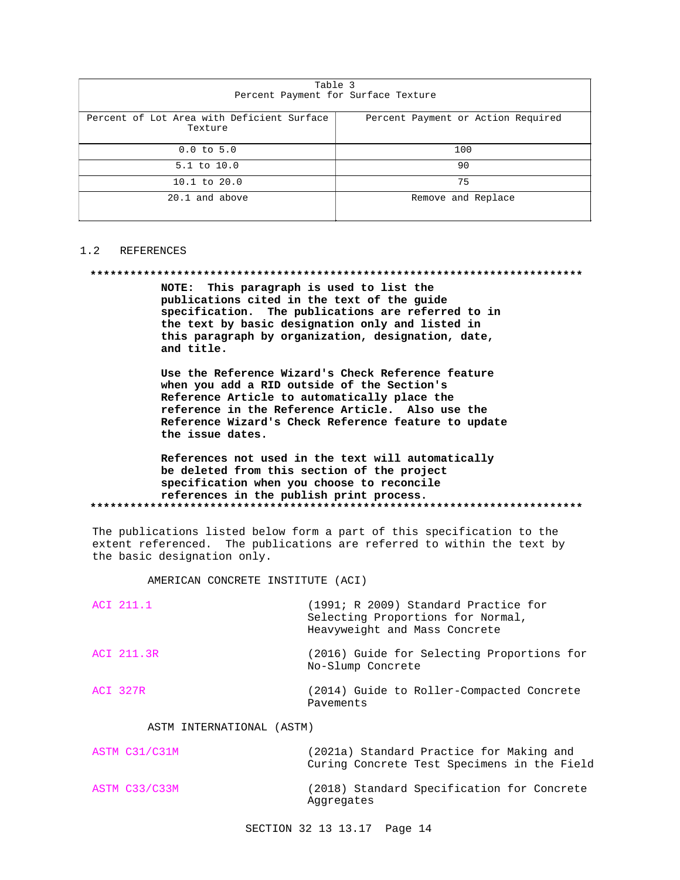| Table 3<br>Percent Payment for Surface Texture | |
|---|---|
| Percent of Lot Area with Deficient Surface Texture | Percent Payment or Action Required |
| 0.0 to 5.0 | 100 |
| 5.1 to 10.0 | 90 |
| 10.1 to 20.0 | 75 |
| 20.1 and above | Remove and Replace |

## 1.2 REFERENCES

**************************************************************************

**NOTE: This paragraph is used to list the publications cited in the text of the guide specification. The publications are referred to in the text by basic designation only and listed in this paragraph by organization, designation, date, and title.**

**Use the Reference Wizard's Check Reference feature when you add a RID outside of the Section's Reference Article to automatically place the reference in the Reference Article. Also use the Reference Wizard's Check Reference feature to update the issue dates.**

**References not used in the text will automatically be deleted from this section of the project specification when you choose to reconcile references in the publish print process.**

**************************************************************************

The publications listed below form a part of this specification to the extent referenced. The publications are referred to within the text by the basic designation only.

AMERICAN CONCRETE INSTITUTE (ACI)

ACI 211.1 (1991; R 2009) Standard Practice for Selecting Proportions for Normal, Heavyweight and Mass Concrete

ACI 211.3R (2016) Guide for Selecting Proportions for No-Slump Concrete

ACI 327R (2014) Guide to Roller-Compacted Concrete Pavements

ASTM INTERNATIONAL (ASTM)

ASTM C31/C31M (2021a) Standard Practice for Making and Curing Concrete Test Specimens in the Field

ASTM C33/C33M (2018) Standard Specification for Concrete Aggregates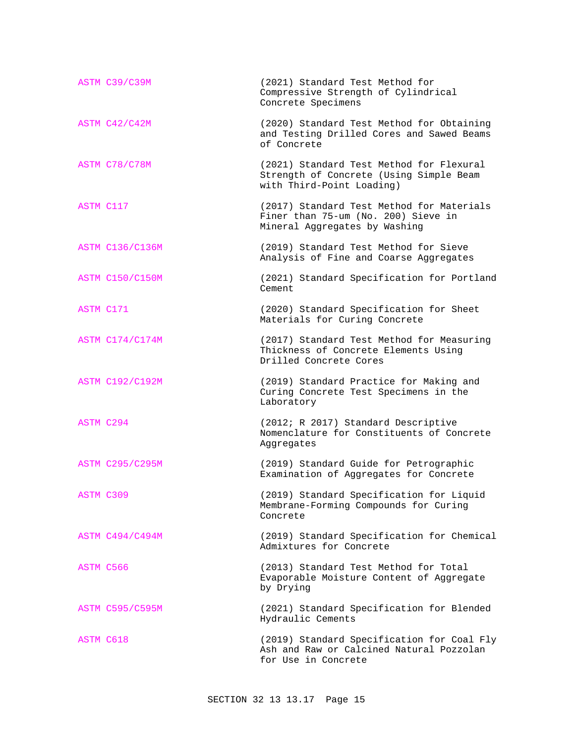ASTM C39/C39M (2021) Standard Test Method for Compressive Strength of Cylindrical Concrete Specimens

ASTM C42/C42M (2020) Standard Test Method for Obtaining and Testing Drilled Cores and Sawed Beams of Concrete

ASTM C78/C78M (2021) Standard Test Method for Flexural Strength of Concrete (Using Simple Beam with Third-Point Loading)

ASTM C117 (2017) Standard Test Method for Materials Finer than 75-um (No. 200) Sieve in Mineral Aggregates by Washing

ASTM C136/C136M (2019) Standard Test Method for Sieve Analysis of Fine and Coarse Aggregates

ASTM C150/C150M (2021) Standard Specification for Portland Cement

ASTM C171 (2020) Standard Specification for Sheet Materials for Curing Concrete

ASTM C174/C174M (2017) Standard Test Method for Measuring Thickness of Concrete Elements Using Drilled Concrete Cores

ASTM C192/C192M (2019) Standard Practice for Making and Curing Concrete Test Specimens in the Laboratory

ASTM C294 (2012; R 2017) Standard Descriptive Nomenclature for Constituents of Concrete Aggregates

ASTM C295/C295M (2019) Standard Guide for Petrographic Examination of Aggregates for Concrete

ASTM C309 (2019) Standard Specification for Liquid Membrane-Forming Compounds for Curing Concrete

ASTM C494/C494M (2019) Standard Specification for Chemical Admixtures for Concrete

ASTM C566 (2013) Standard Test Method for Total Evaporable Moisture Content of Aggregate by Drying

ASTM C595/C595M (2021) Standard Specification for Blended Hydraulic Cements

ASTM C618 (2019) Standard Specification for Coal Fly Ash and Raw or Calcined Natural Pozzolan for Use in Concrete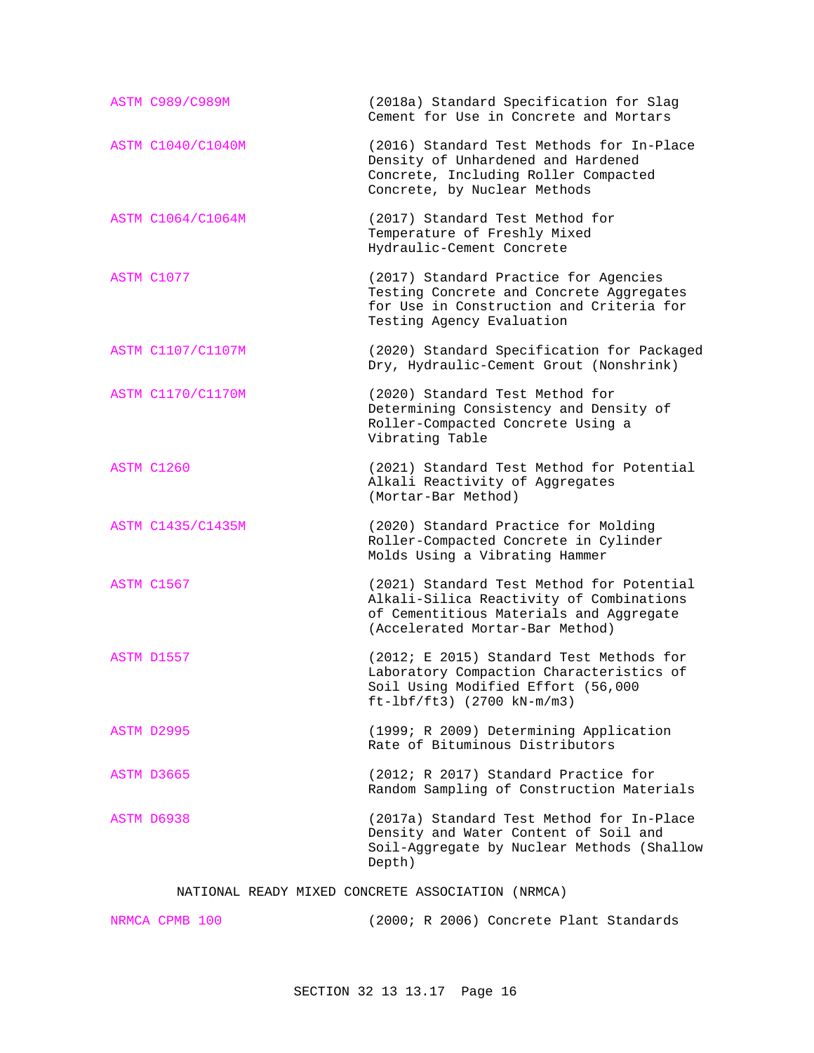ASTM C989/C989M (2018a) Standard Specification for Slag Cement for Use in Concrete and Mortars

ASTM C1040/C1040M (2016) Standard Test Methods for In-Place Density of Unhardened and Hardened Concrete, Including Roller Compacted Concrete, by Nuclear Methods

ASTM C1064/C1064M (2017) Standard Test Method for Temperature of Freshly Mixed Hydraulic-Cement Concrete

ASTM C1077 (2017) Standard Practice for Agencies Testing Concrete and Concrete Aggregates for Use in Construction and Criteria for Testing Agency Evaluation

ASTM C1107/C1107M (2020) Standard Specification for Packaged Dry, Hydraulic-Cement Grout (Nonshrink)

ASTM C1170/C1170M (2020) Standard Test Method for Determining Consistency and Density of Roller-Compacted Concrete Using a Vibrating Table

ASTM C1260 (2021) Standard Test Method for Potential Alkali Reactivity of Aggregates (Mortar-Bar Method)

ASTM C1435/C1435M (2020) Standard Practice for Molding Roller-Compacted Concrete in Cylinder Molds Using a Vibrating Hammer

ASTM C1567 (2021) Standard Test Method for Potential Alkali-Silica Reactivity of Combinations of Cementitious Materials and Aggregate (Accelerated Mortar-Bar Method)

ASTM D1557 (2012; E 2015) Standard Test Methods for Laboratory Compaction Characteristics of Soil Using Modified Effort (56,000 ft-lbf/ft3) (2700 kN-m/m3)

ASTM D2995 (1999; R 2009) Determining Application Rate of Bituminous Distributors

ASTM D3665 (2012; R 2017) Standard Practice for Random Sampling of Construction Materials

ASTM D6938 (2017a) Standard Test Method for In-Place Density and Water Content of Soil and Soil-Aggregate by Nuclear Methods (Shallow Depth)

NATIONAL READY MIXED CONCRETE ASSOCIATION (NRMCA)

NRMCA CPMB 100 (2000; R 2006) Concrete Plant Standards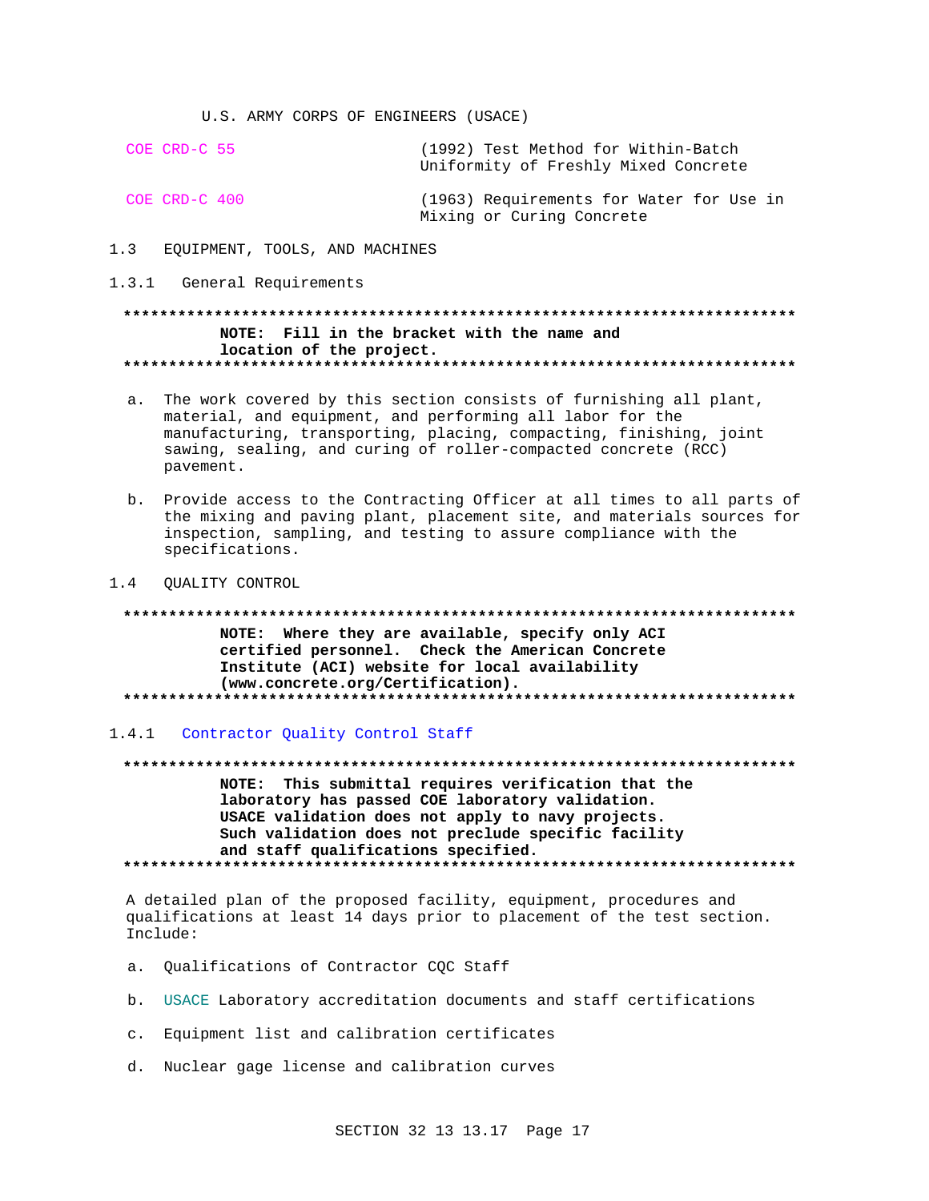U.S. ARMY CORPS OF ENGINEERS (USACE)

| | |
|---|---|
| COE CRD-C 55 | (1992) Test Method for Within-Batch Uniformity of Freshly Mixed Concrete |
| COE CRD-C 400 | (1963) Requirements for Water for Use in Mixing or Curing Concrete |

## 1.3 EQUIPMENT, TOOLS, AND MACHINES

### 1.3.1 General Requirements

**NOTE: Fill in the bracket with the name and location of the project.**

a. The work covered by this section consists of furnishing all plant, material, and equipment, and performing all labor for the manufacturing, transporting, placing, compacting, finishing, joint sawing, sealing, and curing of roller-compacted concrete (RCC) pavement.

b. Provide access to the Contracting Officer at all times to all parts of the mixing and paving plant, placement site, and materials sources for inspection, sampling, and testing to assure compliance with the specifications.

## 1.4 QUALITY CONTROL

**NOTE: Where they are available, specify only ACI certified personnel. Check the American Concrete Institute (ACI) website for local availability (www.concrete.org/Certification).**

### 1.4.1 Contractor Quality Control Staff

**NOTE: This submittal requires verification that the laboratory has passed COE laboratory validation. USACE validation does not apply to navy projects. Such validation does not preclude specific facility and staff qualifications specified.**

A detailed plan of the proposed facility, equipment, procedures and qualifications at least 14 days prior to placement of the test section. Include:

a. Qualifications of Contractor CQC Staff

b. USACE Laboratory accreditation documents and staff certifications

c. Equipment list and calibration certificates

d. Nuclear gage license and calibration curves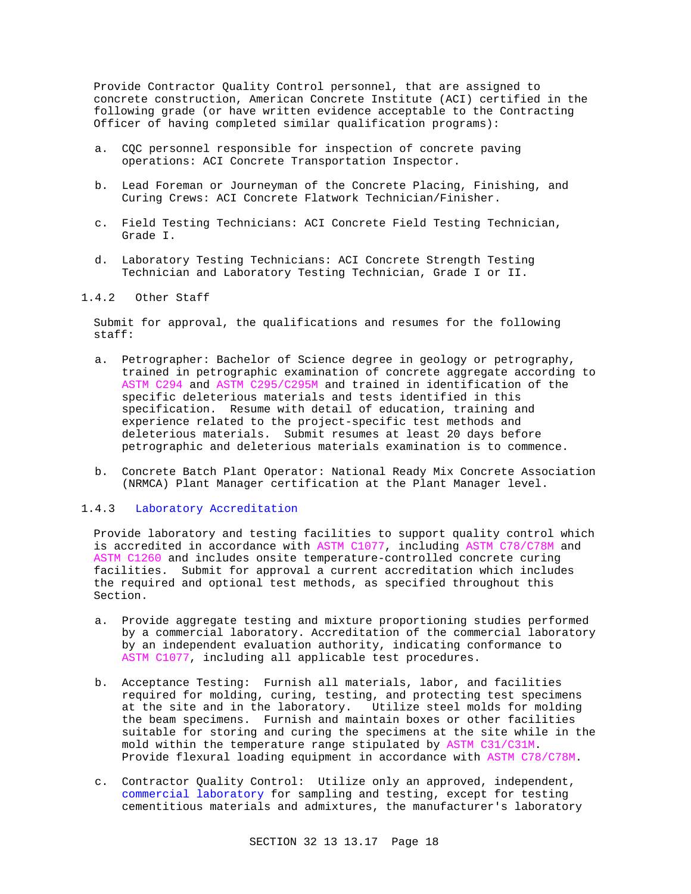Provide Contractor Quality Control personnel, that are assigned to concrete construction, American Concrete Institute (ACI) certified in the following grade (or have written evidence acceptable to the Contracting Officer of having completed similar qualification programs):

a. CQC personnel responsible for inspection of concrete paving operations: ACI Concrete Transportation Inspector.

b. Lead Foreman or Journeyman of the Concrete Placing, Finishing, and Curing Crews: ACI Concrete Flatwork Technician/Finisher.

c. Field Testing Technicians: ACI Concrete Field Testing Technician, Grade I.

d. Laboratory Testing Technicians: ACI Concrete Strength Testing Technician and Laboratory Testing Technician, Grade I or II.

### 1.4.2 Other Staff

Submit for approval, the qualifications and resumes for the following staff:

a. Petrographer: Bachelor of Science degree in geology or petrography, trained in petrographic examination of concrete aggregate according to ASTM C294 and ASTM C295/C295M and trained in identification of the specific deleterious materials and tests identified in this specification. Resume with detail of education, training and experience related to the project-specific test methods and deleterious materials. Submit resumes at least 20 days before petrographic and deleterious materials examination is to commence.

b. Concrete Batch Plant Operator: National Ready Mix Concrete Association (NRMCA) Plant Manager certification at the Plant Manager level.

### 1.4.3 Laboratory Accreditation

Provide laboratory and testing facilities to support quality control which is accredited in accordance with ASTM C1077, including ASTM C78/C78M and ASTM C1260 and includes onsite temperature-controlled concrete curing facilities. Submit for approval a current accreditation which includes the required and optional test methods, as specified throughout this Section.

a. Provide aggregate testing and mixture proportioning studies performed by a commercial laboratory. Accreditation of the commercial laboratory by an independent evaluation authority, indicating conformance to ASTM C1077, including all applicable test procedures.

b. Acceptance Testing: Furnish all materials, labor, and facilities required for molding, curing, testing, and protecting test specimens at the site and in the laboratory. Utilize steel molds for molding the beam specimens. Furnish and maintain boxes or other facilities suitable for storing and curing the specimens at the site while in the mold within the temperature range stipulated by ASTM C31/C31M. Provide flexural loading equipment in accordance with ASTM C78/C78M.

c. Contractor Quality Control: Utilize only an approved, independent, commercial laboratory for sampling and testing, except for testing cementitious materials and admixtures, the manufacturer's laboratory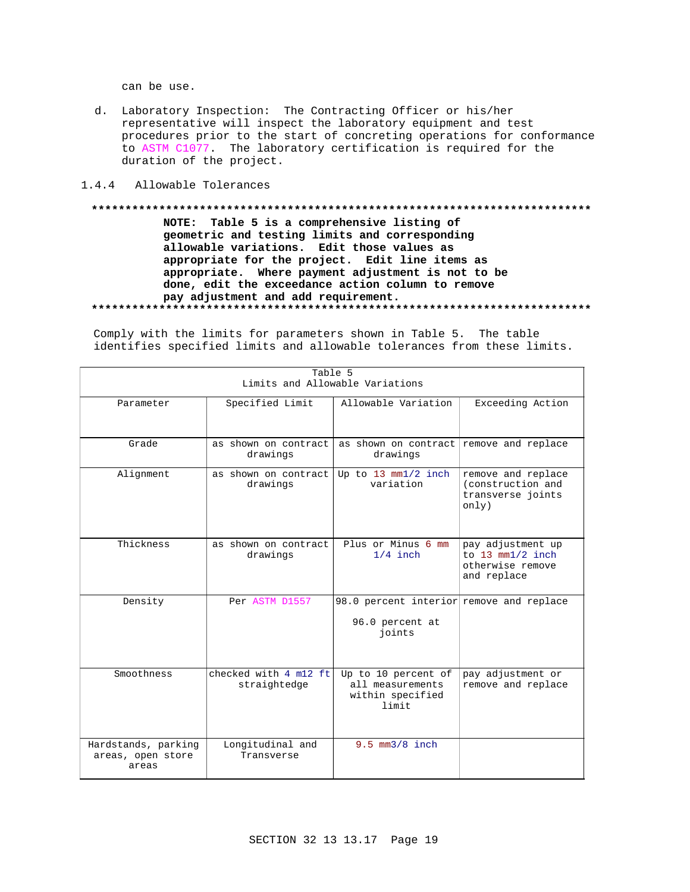can be use.

d. Laboratory Inspection: The Contracting Officer or his/her representative will inspect the laboratory equipment and test procedures prior to the start of concreting operations for conformance to ASTM C1077. The laboratory certification is required for the duration of the project.

### 1.4.4 Allowable Tolerances

**************************************************************************

**NOTE: Table 5 is a comprehensive listing of geometric and testing limits and corresponding allowable variations. Edit those values as appropriate for the project. Edit line items as appropriate. Where payment adjustment is not to be done, edit the exceedance action column to remove pay adjustment and add requirement.**

**************************************************************************

Comply with the limits for parameters shown in Table 5. The table identifies specified limits and allowable tolerances from these limits.

Table 5
Limits and Allowable Variations

| Parameter | Specified Limit | Allowable Variation | Exceeding Action |
|---|---|---|---|
| Grade | as shown on contract drawings | as shown on contract drawings | remove and replace |
| Alignment | as shown on contract drawings | Up to 13 mm1/2 inch variation | remove and replace (construction and transverse joints only) |
| Thickness | as shown on contract drawings | Plus or Minus 6 mm 1/4 inch | pay adjustment up to 13 mm1/2 inch otherwise remove and replace |
| Density | Per ASTM D1557 | 98.0 percent interior<br><br>96.0 percent at joints | remove and replace |
| Smoothness | checked with 4 m12 ft straightedge | Up to 10 percent of all measurements within specified limit | pay adjustment or remove and replace |
| Hardstands, parking areas, open store areas | Longitudinal and Transverse | 9.5 mm3/8 inch | |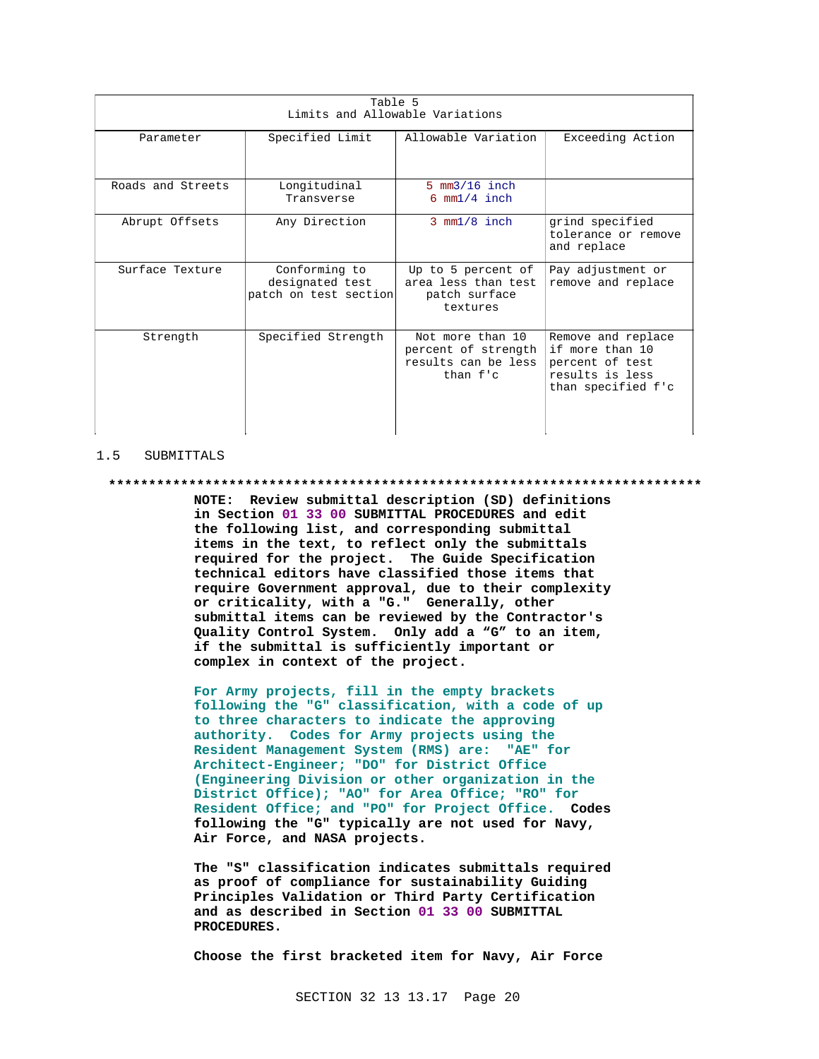| Table 5 Limits and Allowable Variations | | | |
|---|---|---|---|
| Parameter | Specified Limit | Allowable Variation | Exceeding Action |
| Roads and Streets | Longitudinal<br>Transverse | 5 mm3/16 inch<br>6 mm1/4 inch | |
| Abrupt Offsets | Any Direction | 3 mm1/8 inch | grind specified tolerance or remove and replace |
| Surface Texture | Conforming to designated test patch on test section | Up to 5 percent of area less than test patch surface textures | Pay adjustment or remove and replace |
| Strength | Specified Strength | Not more than 10 percent of strength results can be less than f'c | Remove and replace if more than 10 percent of test results is less than specified f'c |

## 1.5 SUBMITTALS

**************************************************************************

**NOTE: Review submittal description (SD) definitions in Section 01 33 00 SUBMITTAL PROCEDURES and edit the following list, and corresponding submittal items in the text, to reflect only the submittals required for the project. The Guide Specification technical editors have classified those items that require Government approval, due to their complexity or criticality, with a "G." Generally, other submittal items can be reviewed by the Contractor's Quality Control System. Only add a "G" to an item, if the submittal is sufficiently important or complex in context of the project.**

**For Army projects, fill in the empty brackets following the "G" classification, with a code of up to three characters to indicate the approving authority. Codes for Army projects using the Resident Management System (RMS) are: "AE" for Architect-Engineer; "DO" for District Office (Engineering Division or other organization in the District Office); "AO" for Area Office; "RO" for Resident Office; and "PO" for Project Office. Codes following the "G" typically are not used for Navy, Air Force, and NASA projects.**

**The "S" classification indicates submittals required as proof of compliance for sustainability Guiding Principles Validation or Third Party Certification and as described in Section 01 33 00 SUBMITTAL PROCEDURES.**

**Choose the first bracketed item for Navy, Air Force**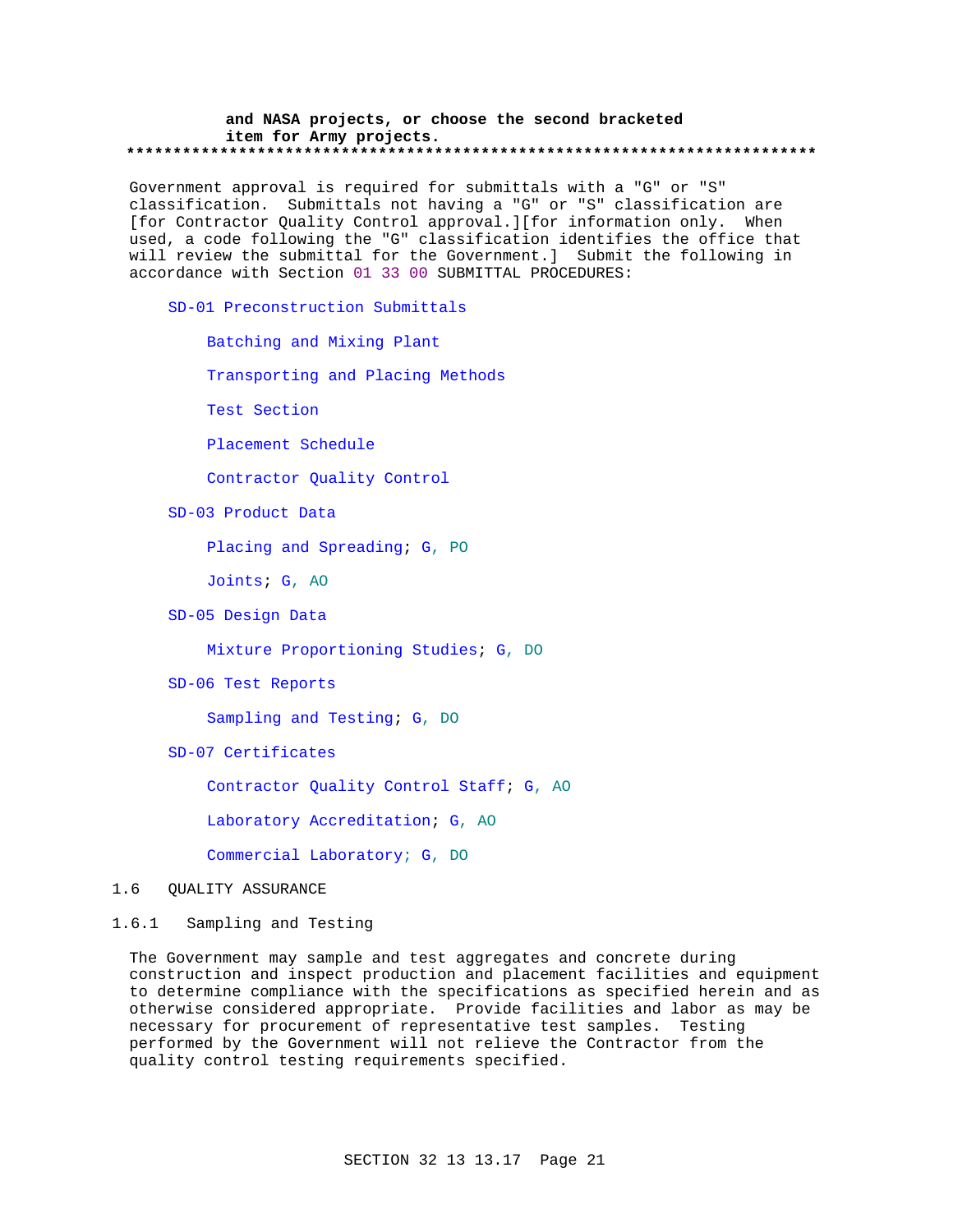**and NASA projects, or choose the second bracketed item for Army projects.**
**************************************************************************

Government approval is required for submittals with a "G" or "S" classification. Submittals not having a "G" or "S" classification are [for Contractor Quality Control approval.][for information only. When used, a code following the "G" classification identifies the office that will review the submittal for the Government.] Submit the following in accordance with Section 01 33 00 SUBMITTAL PROCEDURES:

SD-01 Preconstruction Submittals

- Batching and Mixing Plant
- Transporting and Placing Methods
- Test Section
- Placement Schedule
- Contractor Quality Control

SD-03 Product Data

- Placing and Spreading; G, PO
- Joints; G, AO

SD-05 Design Data

- Mixture Proportioning Studies; G, DO

SD-06 Test Reports

- Sampling and Testing; G, DO

SD-07 Certificates

- Contractor Quality Control Staff; G, AO
- Laboratory Accreditation; G, AO
- Commercial Laboratory; G, DO

## 1.6 QUALITY ASSURANCE

### 1.6.1 Sampling and Testing

The Government may sample and test aggregates and concrete during construction and inspect production and placement facilities and equipment to determine compliance with the specifications as specified herein and as otherwise considered appropriate. Provide facilities and labor as may be necessary for procurement of representative test samples. Testing performed by the Government will not relieve the Contractor from the quality control testing requirements specified.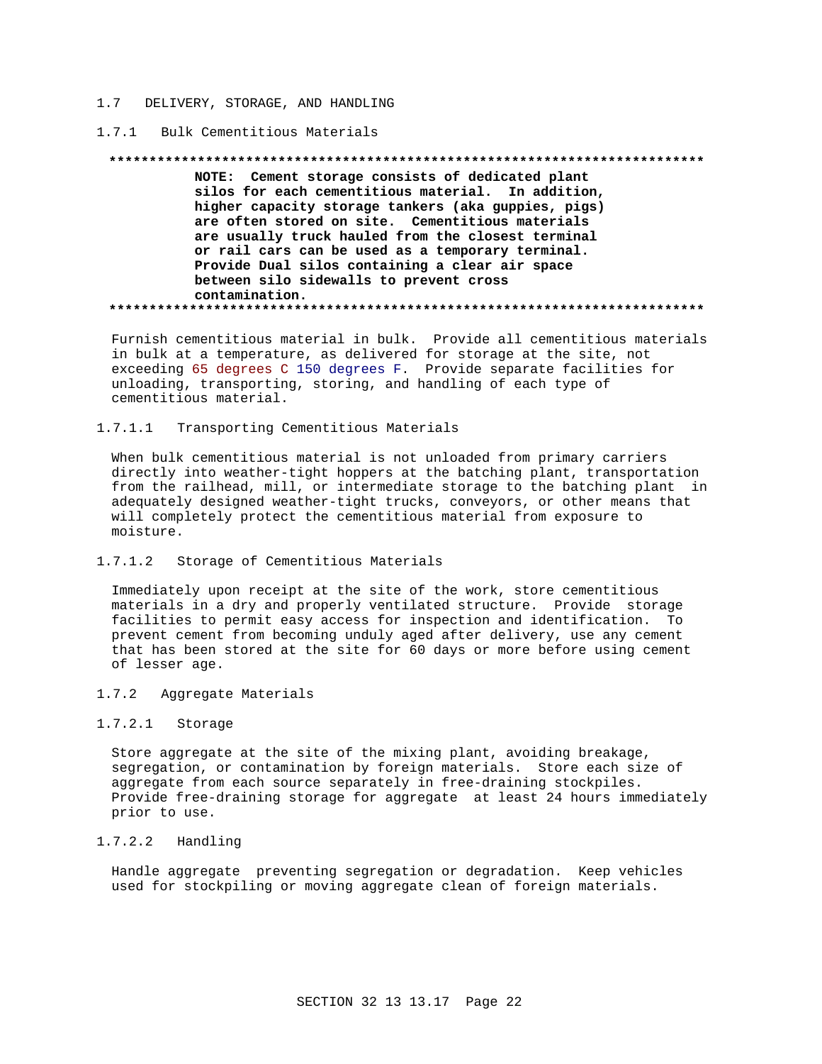## 1.7 DELIVERY, STORAGE, AND HANDLING

### 1.7.1 Bulk Cementitious Materials

**************************************************************************

**NOTE: Cement storage consists of dedicated plant silos for each cementitious material. In addition, higher capacity storage tankers (aka guppies, pigs) are often stored on site. Cementitious materials are usually truck hauled from the closest terminal or rail cars can be used as a temporary terminal. Provide Dual silos containing a clear air space between silo sidewalls to prevent cross contamination.**

**************************************************************************

Furnish cementitious material in bulk. Provide all cementitious materials in bulk at a temperature, as delivered for storage at the site, not exceeding 65 degrees C 150 degrees F. Provide separate facilities for unloading, transporting, storing, and handling of each type of cementitious material.

#### 1.7.1.1 Transporting Cementitious Materials

When bulk cementitious material is not unloaded from primary carriers directly into weather-tight hoppers at the batching plant, transportation from the railhead, mill, or intermediate storage to the batching plant in adequately designed weather-tight trucks, conveyors, or other means that will completely protect the cementitious material from exposure to moisture.

#### 1.7.1.2 Storage of Cementitious Materials

Immediately upon receipt at the site of the work, store cementitious materials in a dry and properly ventilated structure. Provide storage facilities to permit easy access for inspection and identification. To prevent cement from becoming unduly aged after delivery, use any cement that has been stored at the site for 60 days or more before using cement of lesser age.

### 1.7.2 Aggregate Materials

#### 1.7.2.1 Storage

Store aggregate at the site of the mixing plant, avoiding breakage, segregation, or contamination by foreign materials. Store each size of aggregate from each source separately in free-draining stockpiles. Provide free-draining storage for aggregate at least 24 hours immediately prior to use.

#### 1.7.2.2 Handling

Handle aggregate preventing segregation or degradation. Keep vehicles used for stockpiling or moving aggregate clean of foreign materials.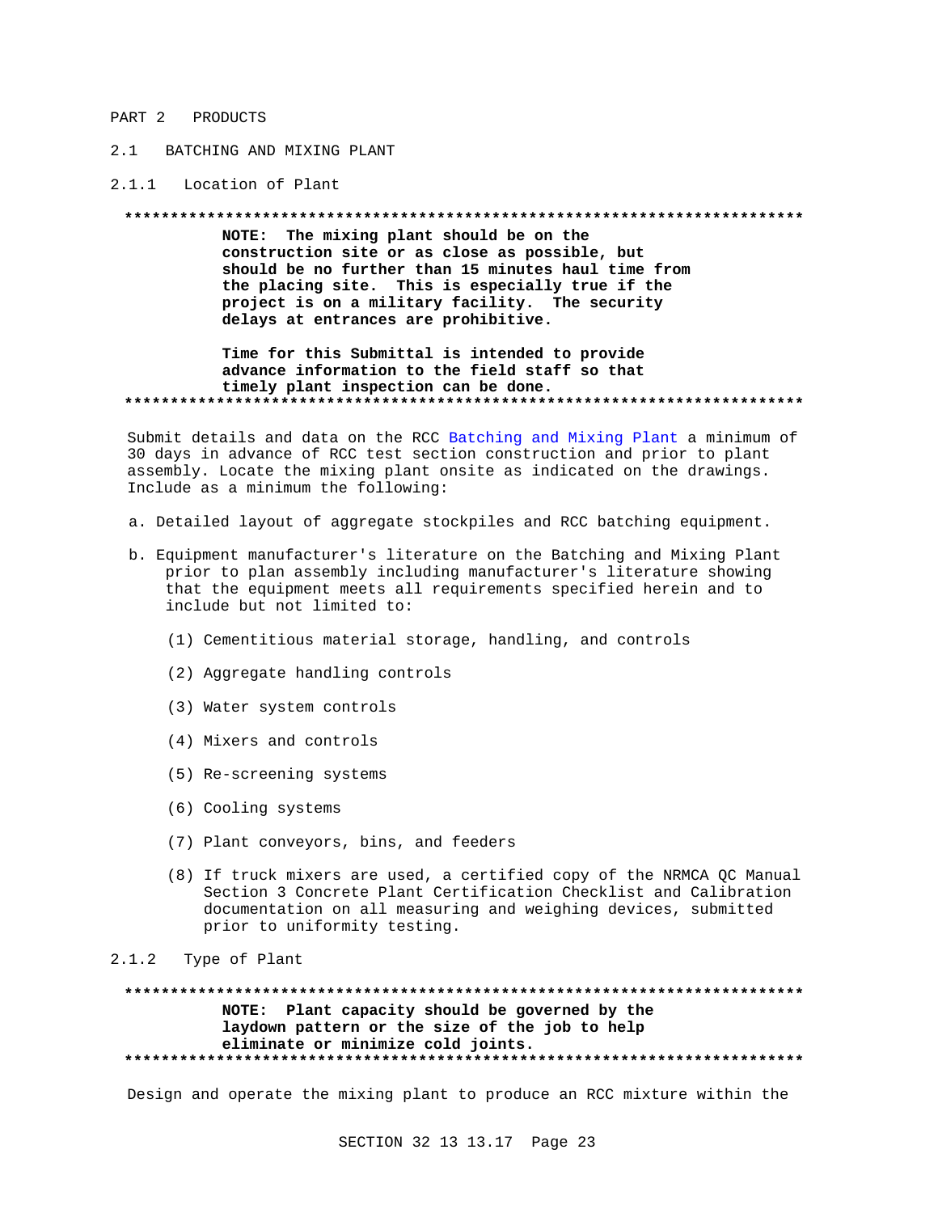## PART 2 PRODUCTS

### 2.1 BATCHING AND MIXING PLANT

#### 2.1.1 Location of Plant

**************************************************************************

**NOTE: The mixing plant should be on the construction site or as close as possible, but should be no further than 15 minutes haul time from the placing site. This is especially true if the project is on a military facility. The security delays at entrances are prohibitive.**

**Time for this Submittal is intended to provide advance information to the field staff so that timely plant inspection can be done.**

**************************************************************************

Submit details and data on the RCC Batching and Mixing Plant a minimum of 30 days in advance of RCC test section construction and prior to plant assembly. Locate the mixing plant onsite as indicated on the drawings. Include as a minimum the following:

a. Detailed layout of aggregate stockpiles and RCC batching equipment.

b. Equipment manufacturer's literature on the Batching and Mixing Plant prior to plan assembly including manufacturer's literature showing that the equipment meets all requirements specified herein and to include but not limited to:

   (1) Cementitious material storage, handling, and controls

   (2) Aggregate handling controls

   (3) Water system controls

   (4) Mixers and controls

   (5) Re-screening systems

   (6) Cooling systems

   (7) Plant conveyors, bins, and feeders

   (8) If truck mixers are used, a certified copy of the NRMCA QC Manual Section 3 Concrete Plant Certification Checklist and Calibration documentation on all measuring and weighing devices, submitted prior to uniformity testing.

#### 2.1.2 Type of Plant

**************************************************************************

**NOTE: Plant capacity should be governed by the laydown pattern or the size of the job to help eliminate or minimize cold joints.**

**************************************************************************

Design and operate the mixing plant to produce an RCC mixture within the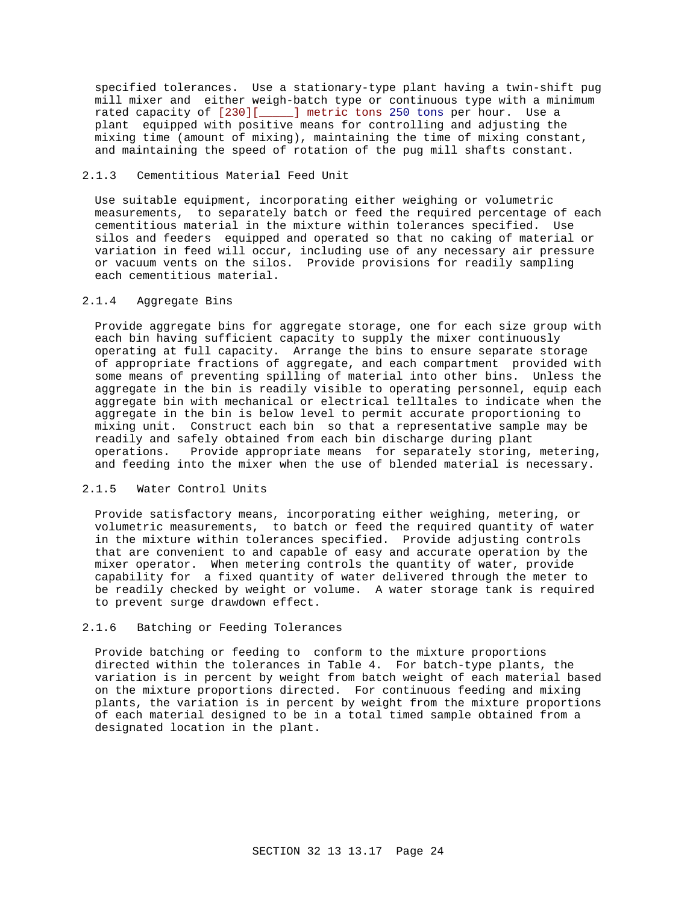specified tolerances. Use a stationary-type plant having a twin-shift pug mill mixer and either weigh-batch type or continuous type with a minimum rated capacity of [230][_____] metric tons 250 tons per hour. Use a plant equipped with positive means for controlling and adjusting the mixing time (amount of mixing), maintaining the time of mixing constant, and maintaining the speed of rotation of the pug mill shafts constant.

### 2.1.3 Cementitious Material Feed Unit

Use suitable equipment, incorporating either weighing or volumetric measurements, to separately batch or feed the required percentage of each cementitious material in the mixture within tolerances specified. Use silos and feeders equipped and operated so that no caking of material or variation in feed will occur, including use of any necessary air pressure or vacuum vents on the silos. Provide provisions for readily sampling each cementitious material.

### 2.1.4 Aggregate Bins

Provide aggregate bins for aggregate storage, one for each size group with each bin having sufficient capacity to supply the mixer continuously operating at full capacity. Arrange the bins to ensure separate storage of appropriate fractions of aggregate, and each compartment provided with some means of preventing spilling of material into other bins. Unless the aggregate in the bin is readily visible to operating personnel, equip each aggregate bin with mechanical or electrical telltales to indicate when the aggregate in the bin is below level to permit accurate proportioning to mixing unit. Construct each bin so that a representative sample may be readily and safely obtained from each bin discharge during plant operations. Provide appropriate means for separately storing, metering, and feeding into the mixer when the use of blended material is necessary.

### 2.1.5 Water Control Units

Provide satisfactory means, incorporating either weighing, metering, or volumetric measurements, to batch or feed the required quantity of water in the mixture within tolerances specified. Provide adjusting controls that are convenient to and capable of easy and accurate operation by the mixer operator. When metering controls the quantity of water, provide capability for a fixed quantity of water delivered through the meter to be readily checked by weight or volume. A water storage tank is required to prevent surge drawdown effect.

### 2.1.6 Batching or Feeding Tolerances

Provide batching or feeding to conform to the mixture proportions directed within the tolerances in Table 4. For batch-type plants, the variation is in percent by weight from batch weight of each material based on the mixture proportions directed. For continuous feeding and mixing plants, the variation is in percent by weight from the mixture proportions of each material designed to be in a total timed sample obtained from a designated location in the plant.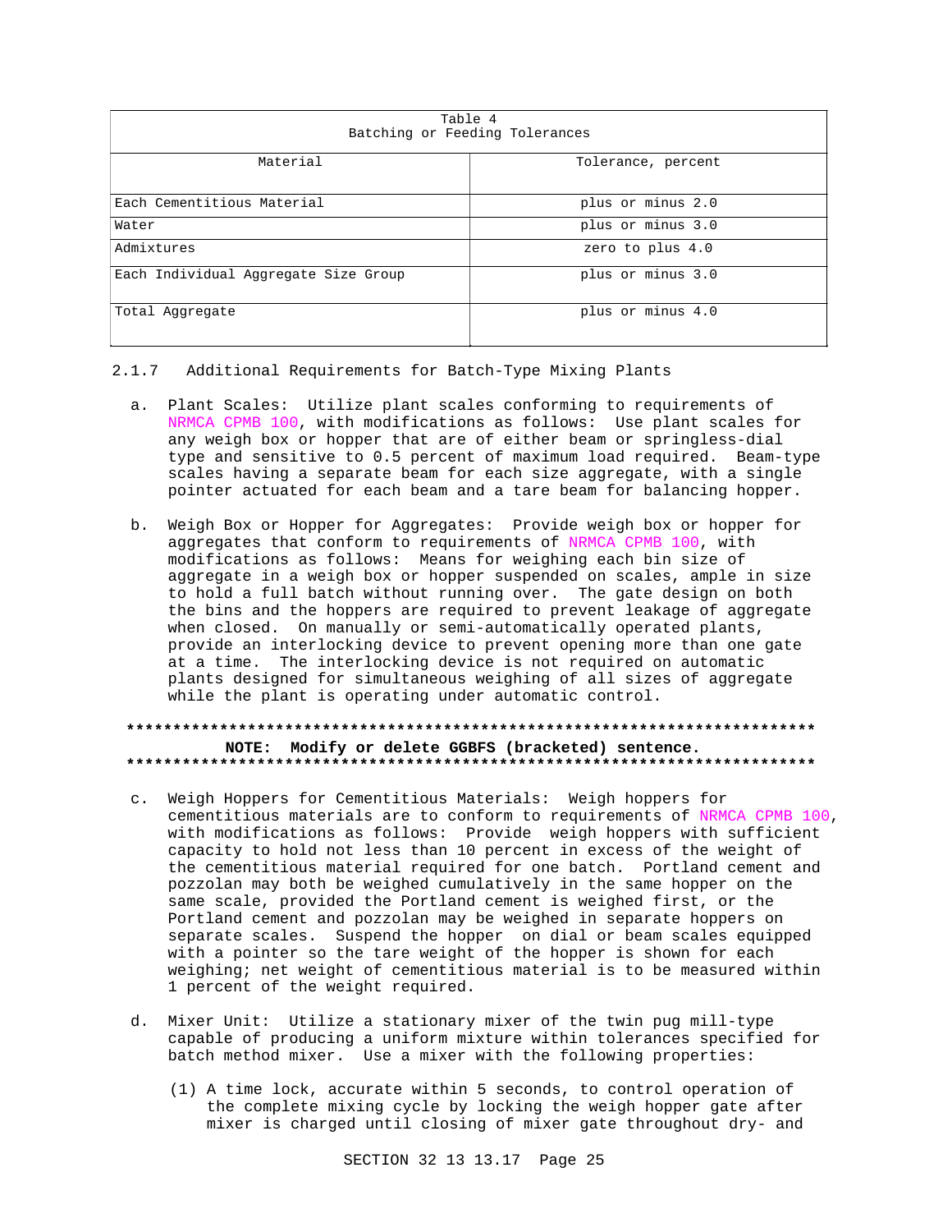Table 4
Batching or Feeding Tolerances

| Material | Tolerance, percent |
|---|---|
| Each Cementitious Material | plus or minus 2.0 |
| Water | plus or minus 3.0 |
| Admixtures | zero to plus 4.0 |
| Each Individual Aggregate Size Group | plus or minus 3.0 |
| Total Aggregate | plus or minus 4.0 |

### 2.1.7 Additional Requirements for Batch-Type Mixing Plants

a. Plant Scales: Utilize plant scales conforming to requirements of NRMCA CPMB 100, with modifications as follows: Use plant scales for any weigh box or hopper that are of either beam or springless-dial type and sensitive to 0.5 percent of maximum load required. Beam-type scales having a separate beam for each size aggregate, with a single pointer actuated for each beam and a tare beam for balancing hopper.

b. Weigh Box or Hopper for Aggregates: Provide weigh box or hopper for aggregates that conform to requirements of NRMCA CPMB 100, with modifications as follows: Means for weighing each bin size of aggregate in a weigh box or hopper suspended on scales, ample in size to hold a full batch without running over. The gate design on both the bins and the hoppers are required to prevent leakage of aggregate when closed. On manually or semi-automatically operated plants, provide an interlocking device to prevent opening more than one gate at a time. The interlocking device is not required on automatic plants designed for simultaneous weighing of all sizes of aggregate while the plant is operating under automatic control.

**************************************************************************
**NOTE: Modify or delete GGBFS (bracketed) sentence.**
**************************************************************************

c. Weigh Hoppers for Cementitious Materials: Weigh hoppers for cementitious materials are to conform to requirements of NRMCA CPMB 100, with modifications as follows: Provide weigh hoppers with sufficient capacity to hold not less than 10 percent in excess of the weight of the cementitious material required for one batch. Portland cement and pozzolan may both be weighed cumulatively in the same hopper on the same scale, provided the Portland cement is weighed first, or the Portland cement and pozzolan may be weighed in separate hoppers on separate scales. Suspend the hopper on dial or beam scales equipped with a pointer so the tare weight of the hopper is shown for each weighing; net weight of cementitious material is to be measured within 1 percent of the weight required.

d. Mixer Unit: Utilize a stationary mixer of the twin pug mill-type capable of producing a uniform mixture within tolerances specified for batch method mixer. Use a mixer with the following properties:

   (1) A time lock, accurate within 5 seconds, to control operation of the complete mixing cycle by locking the weigh hopper gate after mixer is charged until closing of mixer gate throughout dry- and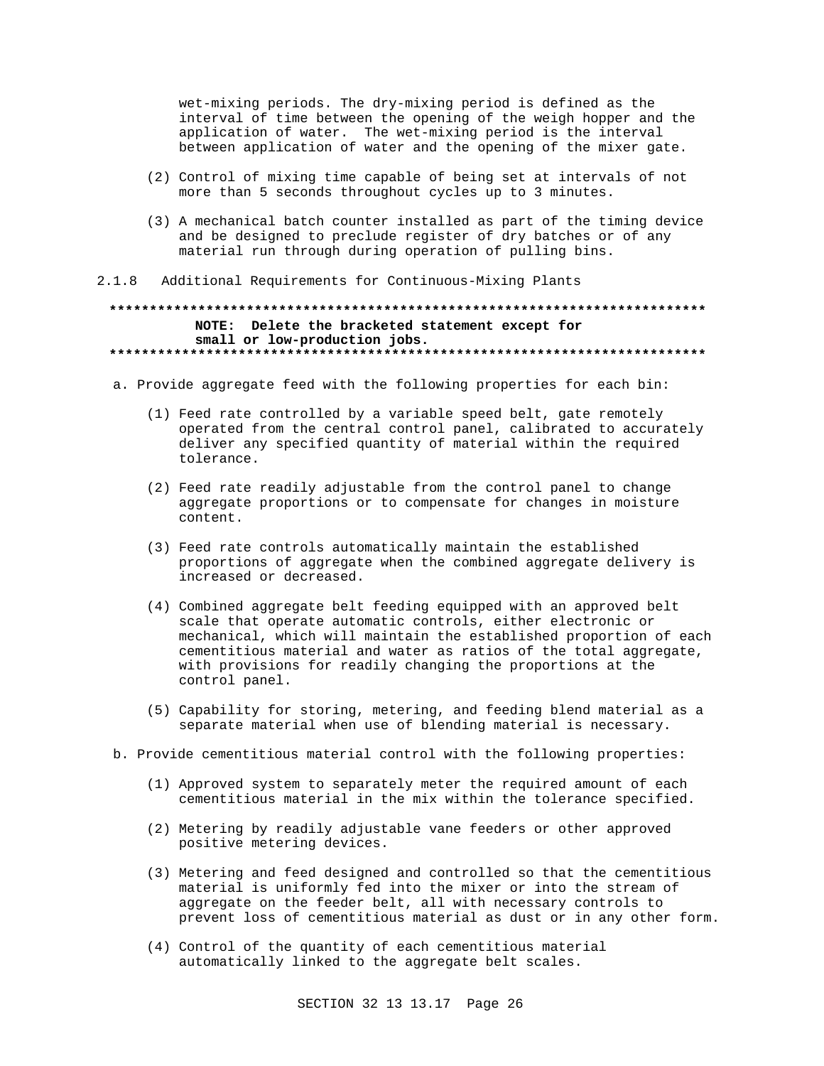wet-mixing periods. The dry-mixing period is defined as the interval of time between the opening of the weigh hopper and the application of water. The wet-mixing period is the interval between application of water and the opening of the mixer gate.

(2) Control of mixing time capable of being set at intervals of not more than 5 seconds throughout cycles up to 3 minutes.

(3) A mechanical batch counter installed as part of the timing device and be designed to preclude register of dry batches or of any material run through during operation of pulling bins.

### 2.1.8 Additional Requirements for Continuous-Mixing Plants

**************************************************************************

**NOTE: Delete the bracketed statement except for small or low-production jobs.**

**************************************************************************

a. Provide aggregate feed with the following properties for each bin:

(1) Feed rate controlled by a variable speed belt, gate remotely operated from the central control panel, calibrated to accurately deliver any specified quantity of material within the required tolerance.

(2) Feed rate readily adjustable from the control panel to change aggregate proportions or to compensate for changes in moisture content.

(3) Feed rate controls automatically maintain the established proportions of aggregate when the combined aggregate delivery is increased or decreased.

(4) Combined aggregate belt feeding equipped with an approved belt scale that operate automatic controls, either electronic or mechanical, which will maintain the established proportion of each cementitious material and water as ratios of the total aggregate, with provisions for readily changing the proportions at the control panel.

(5) Capability for storing, metering, and feeding blend material as a separate material when use of blending material is necessary.

b. Provide cementitious material control with the following properties:

(1) Approved system to separately meter the required amount of each cementitious material in the mix within the tolerance specified.

(2) Metering by readily adjustable vane feeders or other approved positive metering devices.

(3) Metering and feed designed and controlled so that the cementitious material is uniformly fed into the mixer or into the stream of aggregate on the feeder belt, all with necessary controls to prevent loss of cementitious material as dust or in any other form.

(4) Control of the quantity of each cementitious material automatically linked to the aggregate belt scales.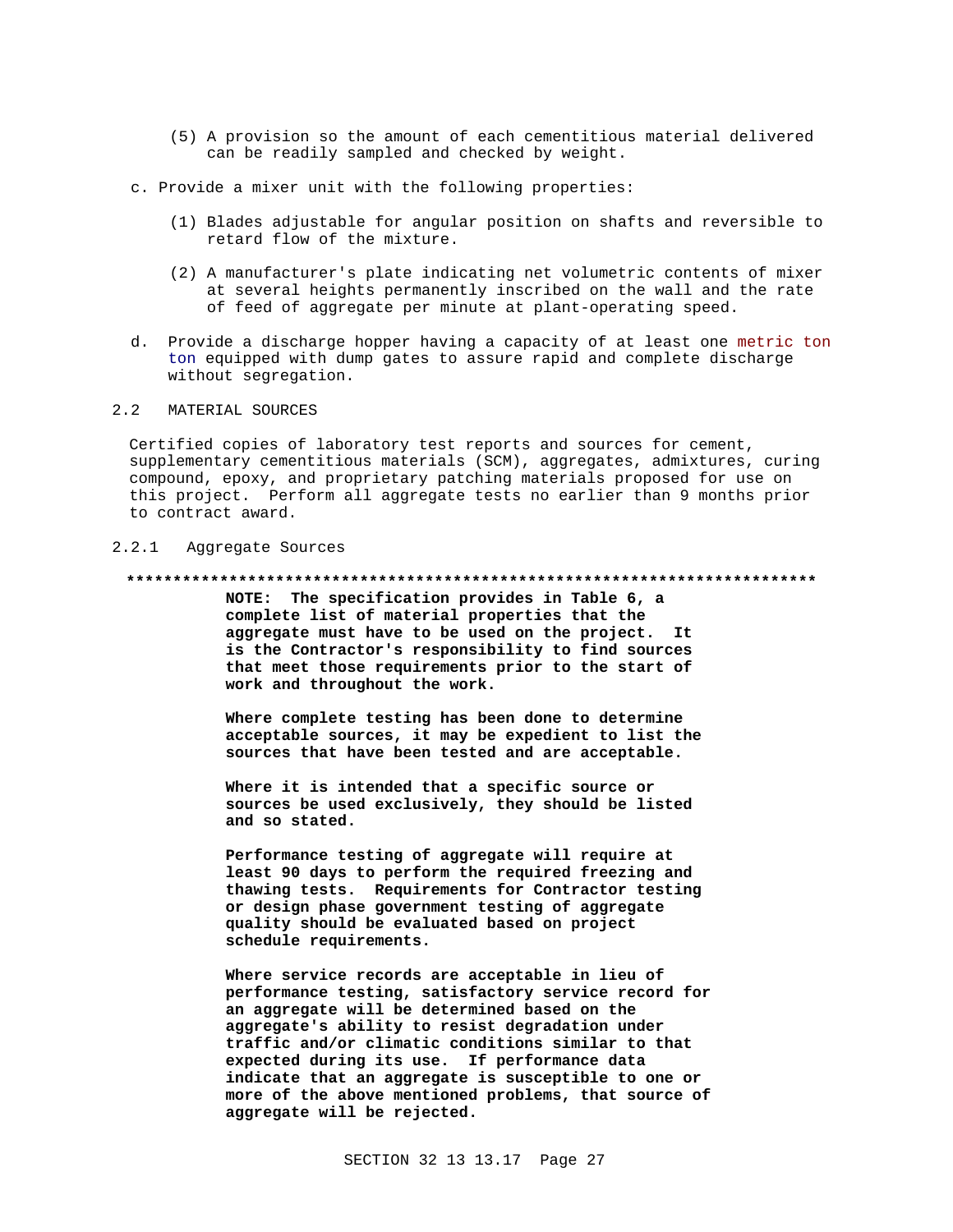(5) A provision so the amount of each cementitious material delivered can be readily sampled and checked by weight.

c. Provide a mixer unit with the following properties:

(1) Blades adjustable for angular position on shafts and reversible to retard flow of the mixture.

(2) A manufacturer's plate indicating net volumetric contents of mixer at several heights permanently inscribed on the wall and the rate of feed of aggregate per minute at plant-operating speed.

d. Provide a discharge hopper having a capacity of at least one metric ton ton equipped with dump gates to assure rapid and complete discharge without segregation.

## 2.2 MATERIAL SOURCES

Certified copies of laboratory test reports and sources for cement, supplementary cementitious materials (SCM), aggregates, admixtures, curing compound, epoxy, and proprietary patching materials proposed for use on this project. Perform all aggregate tests no earlier than 9 months prior to contract award.

### 2.2.1 Aggregate Sources

**************************************************************************

**NOTE: The specification provides in Table 6, a complete list of material properties that the aggregate must have to be used on the project. It is the Contractor's responsibility to find sources that meet those requirements prior to the start of work and throughout the work.**

**Where complete testing has been done to determine acceptable sources, it may be expedient to list the sources that have been tested and are acceptable.**

**Where it is intended that a specific source or sources be used exclusively, they should be listed and so stated.**

**Performance testing of aggregate will require at least 90 days to perform the required freezing and thawing tests. Requirements for Contractor testing or design phase government testing of aggregate quality should be evaluated based on project schedule requirements.**

**Where service records are acceptable in lieu of performance testing, satisfactory service record for an aggregate will be determined based on the aggregate's ability to resist degradation under traffic and/or climatic conditions similar to that expected during its use. If performance data indicate that an aggregate is susceptible to one or more of the above mentioned problems, that source of aggregate will be rejected.**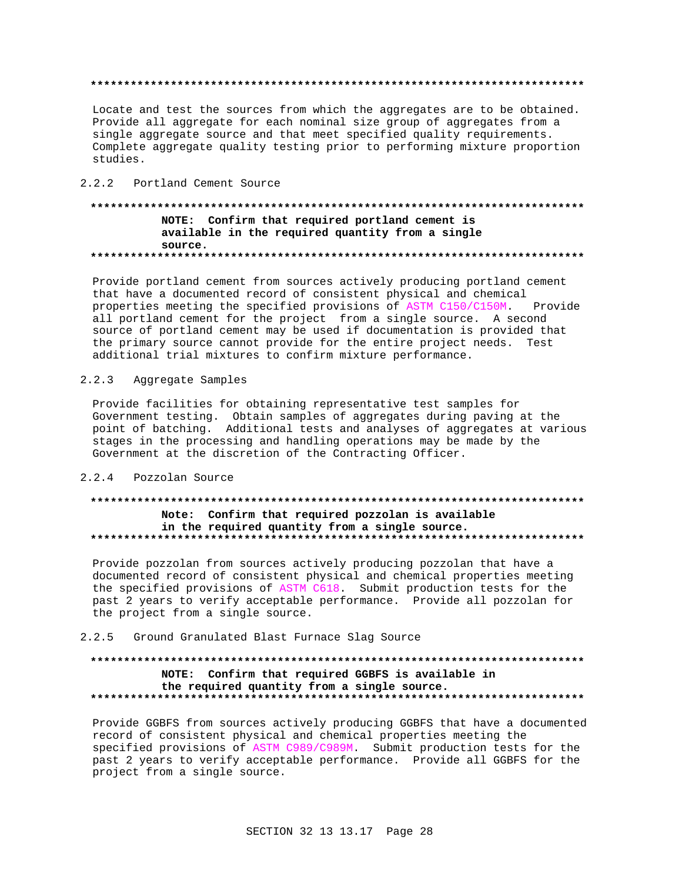**************************************************************************

Locate and test the sources from which the aggregates are to be obtained. Provide all aggregate for each nominal size group of aggregates from a single aggregate source and that meet specified quality requirements. Complete aggregate quality testing prior to performing mixture proportion studies.

### 2.2.2 Portland Cement Source

**************************************************************************

**NOTE: Confirm that required portland cement is available in the required quantity from a single source.**

**************************************************************************

Provide portland cement from sources actively producing portland cement that have a documented record of consistent physical and chemical properties meeting the specified provisions of ASTM C150/C150M. Provide all portland cement for the project from a single source. A second source of portland cement may be used if documentation is provided that the primary source cannot provide for the entire project needs. Test additional trial mixtures to confirm mixture performance.

### 2.2.3 Aggregate Samples

Provide facilities for obtaining representative test samples for Government testing. Obtain samples of aggregates during paving at the point of batching. Additional tests and analyses of aggregates at various stages in the processing and handling operations may be made by the Government at the discretion of the Contracting Officer.

### 2.2.4 Pozzolan Source

**************************************************************************

**Note: Confirm that required pozzolan is available in the required quantity from a single source.**

**************************************************************************

Provide pozzolan from sources actively producing pozzolan that have a documented record of consistent physical and chemical properties meeting the specified provisions of ASTM C618. Submit production tests for the past 2 years to verify acceptable performance. Provide all pozzolan for the project from a single source.

### 2.2.5 Ground Granulated Blast Furnace Slag Source

**************************************************************************

**NOTE: Confirm that required GGBFS is available in the required quantity from a single source.**

**************************************************************************

Provide GGBFS from sources actively producing GGBFS that have a documented record of consistent physical and chemical properties meeting the specified provisions of ASTM C989/C989M. Submit production tests for the past 2 years to verify acceptable performance. Provide all GGBFS for the project from a single source.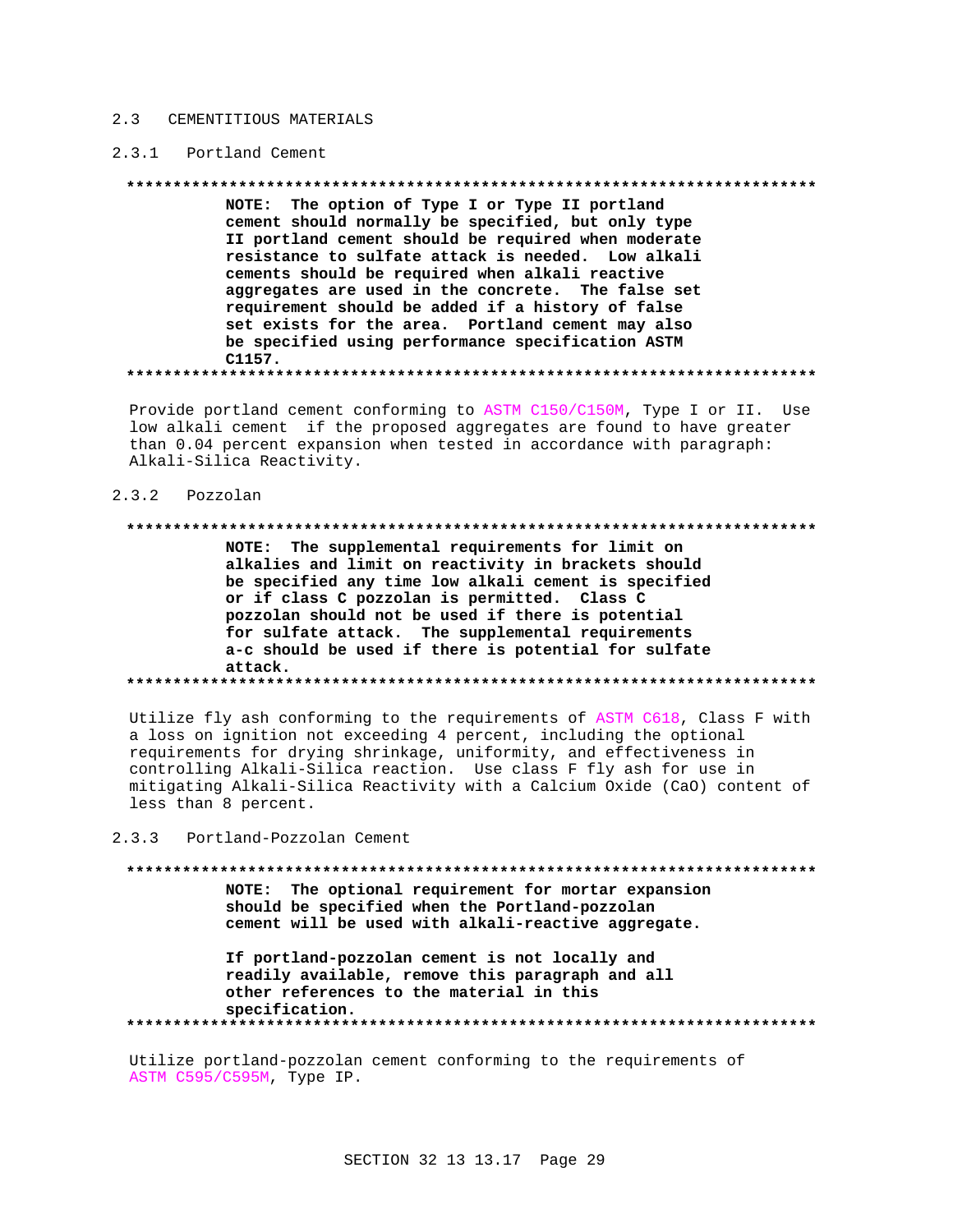## 2.3 CEMENTITIOUS MATERIALS

### 2.3.1 Portland Cement

**************************************************************************

**NOTE: The option of Type I or Type II portland cement should normally be specified, but only type II portland cement should be required when moderate resistance to sulfate attack is needed. Low alkali cements should be required when alkali reactive aggregates are used in the concrete. The false set requirement should be added if a history of false set exists for the area. Portland cement may also be specified using performance specification ASTM C1157.**

**************************************************************************

Provide portland cement conforming to ASTM C150/C150M, Type I or II. Use low alkali cement if the proposed aggregates are found to have greater than 0.04 percent expansion when tested in accordance with paragraph: Alkali-Silica Reactivity.

### 2.3.2 Pozzolan

**************************************************************************

**NOTE: The supplemental requirements for limit on alkalies and limit on reactivity in brackets should be specified any time low alkali cement is specified or if class C pozzolan is permitted. Class C pozzolan should not be used if there is potential for sulfate attack. The supplemental requirements a-c should be used if there is potential for sulfate attack.**

**************************************************************************

Utilize fly ash conforming to the requirements of ASTM C618, Class F with a loss on ignition not exceeding 4 percent, including the optional requirements for drying shrinkage, uniformity, and effectiveness in controlling Alkali-Silica reaction. Use class F fly ash for use in mitigating Alkali-Silica Reactivity with a Calcium Oxide (CaO) content of less than 8 percent.

### 2.3.3 Portland-Pozzolan Cement

**************************************************************************

**NOTE: The optional requirement for mortar expansion should be specified when the Portland-pozzolan cement will be used with alkali-reactive aggregate.**

**If portland-pozzolan cement is not locally and readily available, remove this paragraph and all other references to the material in this specification.**

**************************************************************************

Utilize portland-pozzolan cement conforming to the requirements of ASTM C595/C595M, Type IP.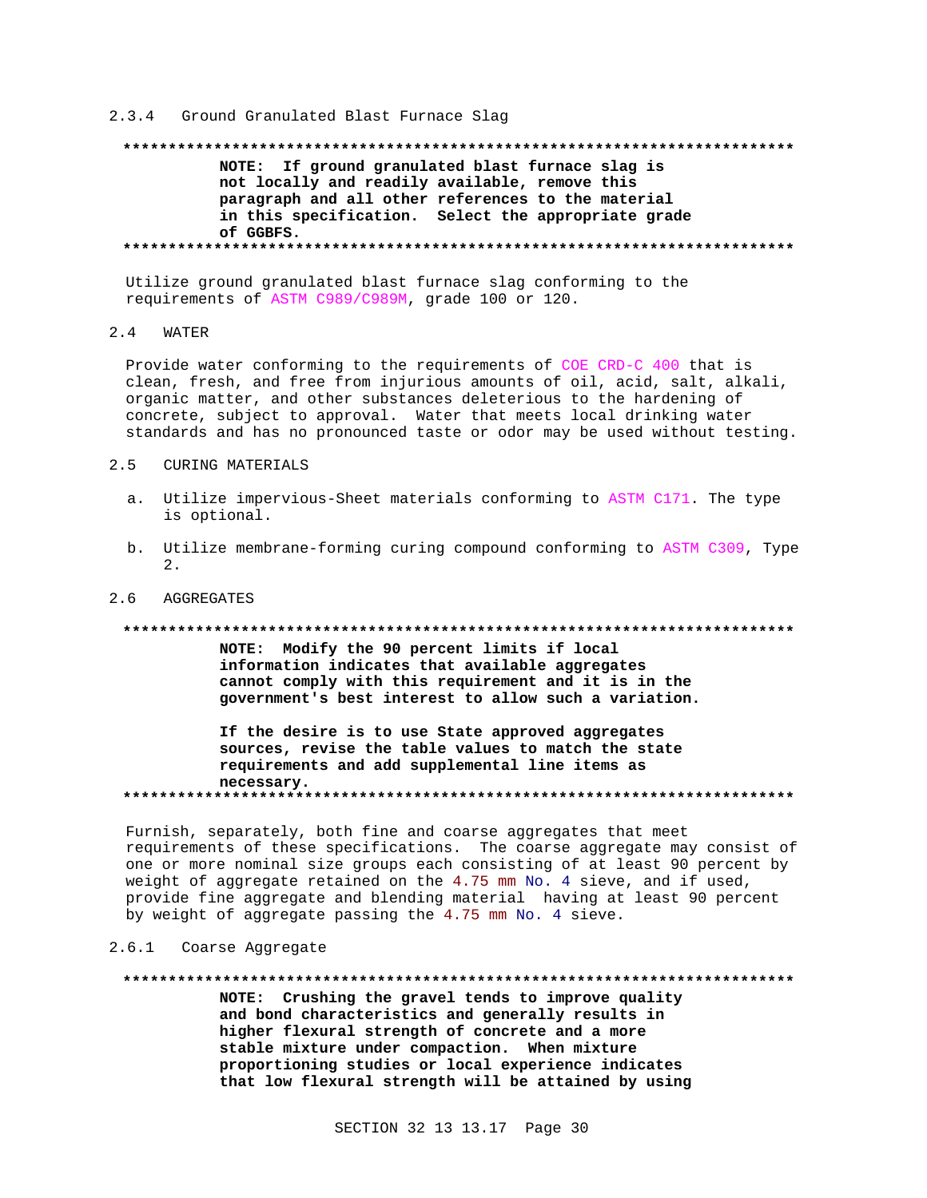### 2.3.4 Ground Granulated Blast Furnace Slag

**************************************************************************

**NOTE: If ground granulated blast furnace slag is not locally and readily available, remove this paragraph and all other references to the material in this specification. Select the appropriate grade of GGBFS.**

**************************************************************************

Utilize ground granulated blast furnace slag conforming to the requirements of ASTM C989/C989M, grade 100 or 120.

## 2.4 WATER

Provide water conforming to the requirements of COE CRD-C 400 that is clean, fresh, and free from injurious amounts of oil, acid, salt, alkali, organic matter, and other substances deleterious to the hardening of concrete, subject to approval. Water that meets local drinking water standards and has no pronounced taste or odor may be used without testing.

## 2.5 CURING MATERIALS

a. Utilize impervious-Sheet materials conforming to ASTM C171. The type is optional.

b. Utilize membrane-forming curing compound conforming to ASTM C309, Type 2.

## 2.6 AGGREGATES

**************************************************************************

**NOTE: Modify the 90 percent limits if local information indicates that available aggregates cannot comply with this requirement and it is in the government's best interest to allow such a variation.**

**If the desire is to use State approved aggregates sources, revise the table values to match the state requirements and add supplemental line items as necessary.**

**************************************************************************

Furnish, separately, both fine and coarse aggregates that meet requirements of these specifications. The coarse aggregate may consist of one or more nominal size groups each consisting of at least 90 percent by weight of aggregate retained on the 4.75 mm No. 4 sieve, and if used, provide fine aggregate and blending material having at least 90 percent by weight of aggregate passing the 4.75 mm No. 4 sieve.

### 2.6.1 Coarse Aggregate

**************************************************************************

**NOTE: Crushing the gravel tends to improve quality and bond characteristics and generally results in higher flexural strength of concrete and a more stable mixture under compaction. When mixture proportioning studies or local experience indicates that low flexural strength will be attained by using**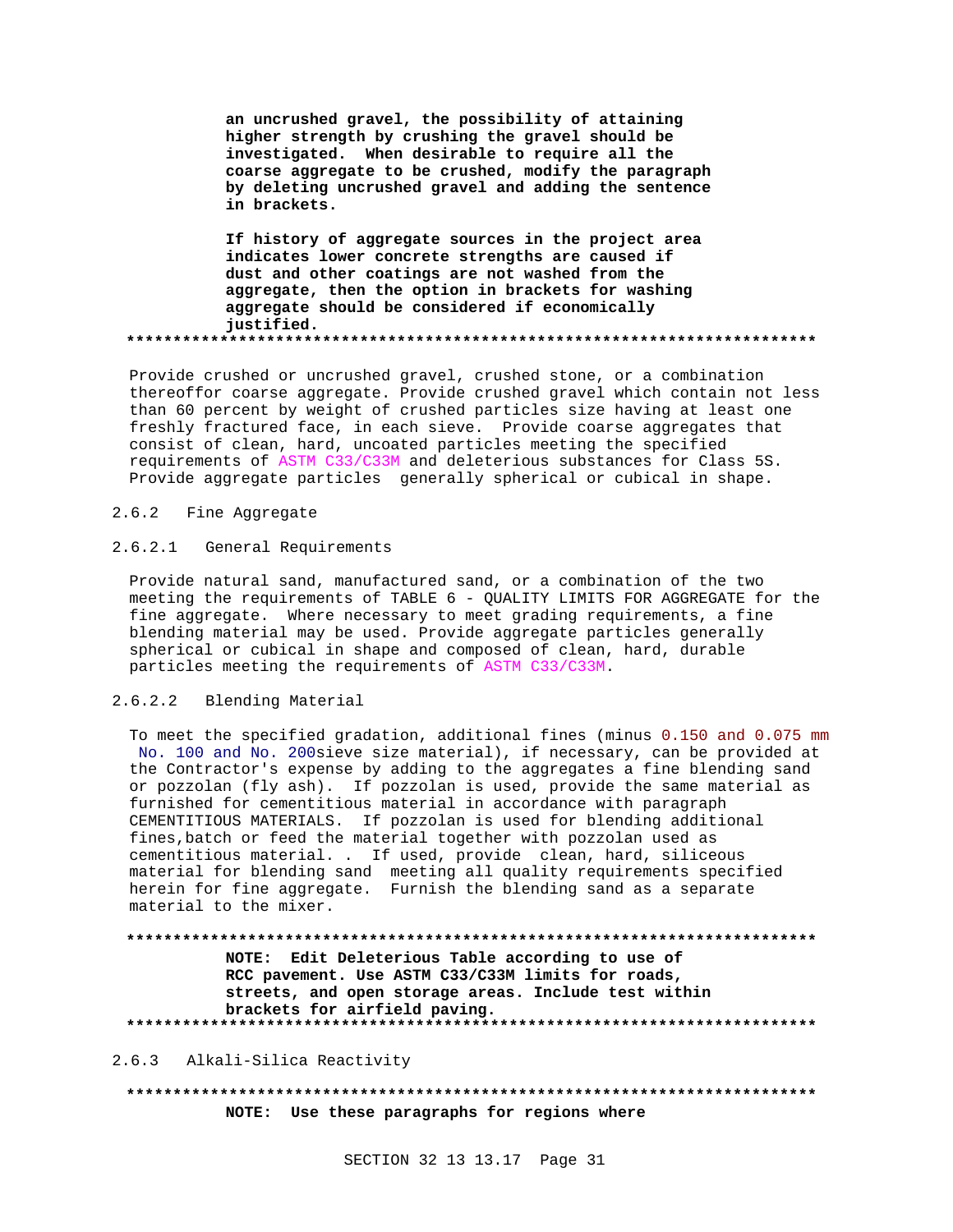**an uncrushed gravel, the possibility of attaining higher strength by crushing the gravel should be investigated. When desirable to require all the coarse aggregate to be crushed, modify the paragraph by deleting uncrushed gravel and adding the sentence in brackets.**

**If history of aggregate sources in the project area indicates lower concrete strengths are caused if dust and other coatings are not washed from the aggregate, then the option in brackets for washing aggregate should be considered if economically justified.**

**************************************************************************

Provide crushed or uncrushed gravel, crushed stone, or a combination thereoffor coarse aggregate. Provide crushed gravel which contain not less than 60 percent by weight of crushed particles size having at least one freshly fractured face, in each sieve. Provide coarse aggregates that consist of clean, hard, uncoated particles meeting the specified requirements of ASTM C33/C33M and deleterious substances for Class 5S. Provide aggregate particles generally spherical or cubical in shape.

2.6.2 Fine Aggregate

2.6.2.1 General Requirements

Provide natural sand, manufactured sand, or a combination of the two meeting the requirements of TABLE 6 - QUALITY LIMITS FOR AGGREGATE for the fine aggregate. Where necessary to meet grading requirements, a fine blending material may be used. Provide aggregate particles generally spherical or cubical in shape and composed of clean, hard, durable particles meeting the requirements of ASTM C33/C33M.

2.6.2.2 Blending Material

To meet the specified gradation, additional fines (minus 0.150 and 0.075 mm No. 100 and No. 200sieve size material), if necessary, can be provided at the Contractor's expense by adding to the aggregates a fine blending sand or pozzolan (fly ash). If pozzolan is used, provide the same material as furnished for cementitious material in accordance with paragraph CEMENTITIOUS MATERIALS. If pozzolan is used for blending additional fines,batch or feed the material together with pozzolan used as cementitious material. . If used, provide clean, hard, siliceous material for blending sand meeting all quality requirements specified herein for fine aggregate. Furnish the blending sand as a separate material to the mixer.

**************************************************************************

**NOTE: Edit Deleterious Table according to use of RCC pavement. Use ASTM C33/C33M limits for roads, streets, and open storage areas. Include test within brackets for airfield paving.**

**************************************************************************

2.6.3 Alkali-Silica Reactivity

**************************************************************************

**NOTE: Use these paragraphs for regions where**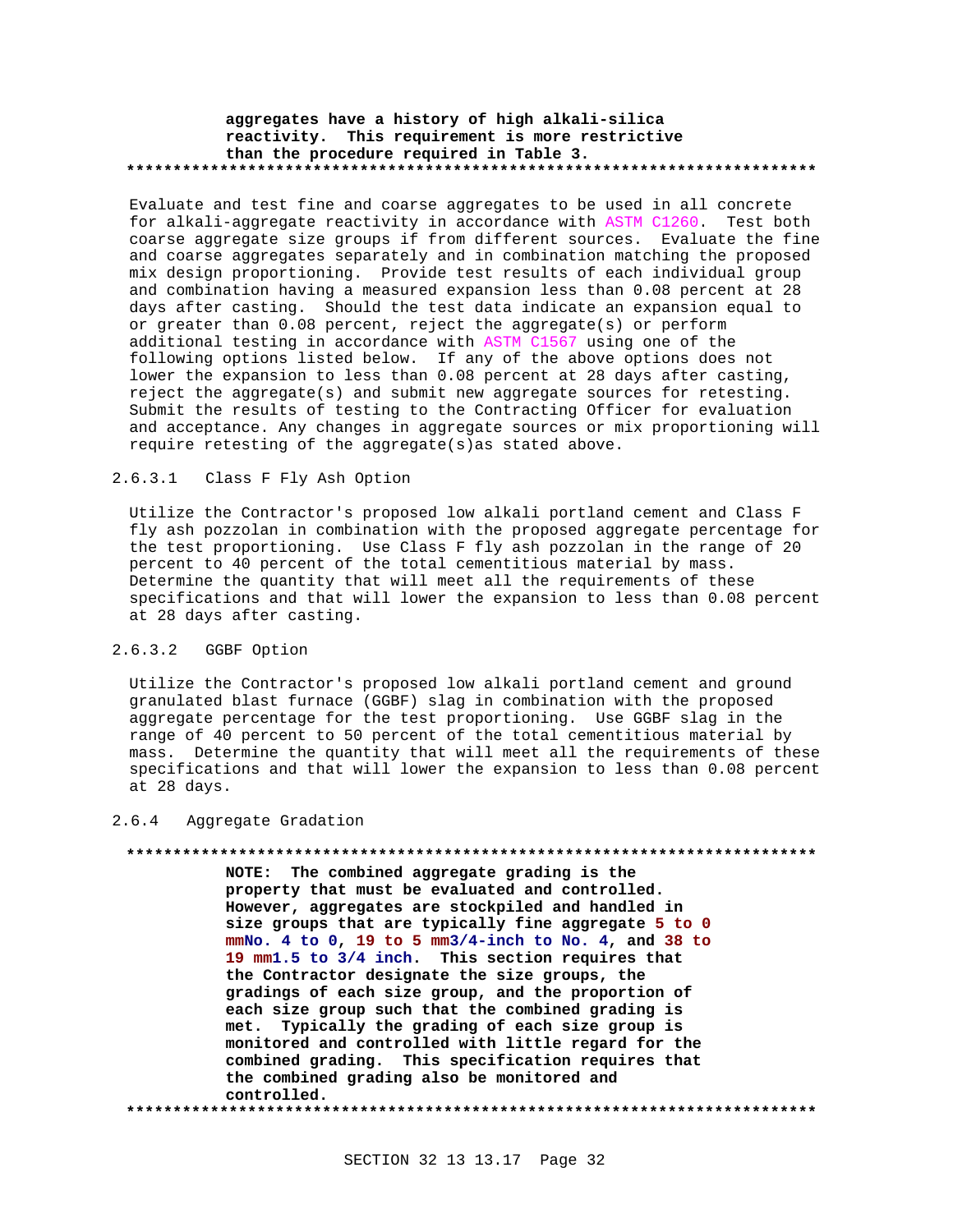aggregates have a history of high alkali-silica reactivity. This requirement is more restrictive than the procedure required in Table 3.
**************************************************************************

Evaluate and test fine and coarse aggregates to be used in all concrete for alkali-aggregate reactivity in accordance with ASTM C1260. Test both coarse aggregate size groups if from different sources. Evaluate the fine and coarse aggregates separately and in combination matching the proposed mix design proportioning. Provide test results of each individual group and combination having a measured expansion less than 0.08 percent at 28 days after casting. Should the test data indicate an expansion equal to or greater than 0.08 percent, reject the aggregate(s) or perform additional testing in accordance with ASTM C1567 using one of the following options listed below. If any of the above options does not lower the expansion to less than 0.08 percent at 28 days after casting, reject the aggregate(s) and submit new aggregate sources for retesting. Submit the results of testing to the Contracting Officer for evaluation and acceptance. Any changes in aggregate sources or mix proportioning will require retesting of the aggregate(s)as stated above.

#### 2.6.3.1 Class F Fly Ash Option

Utilize the Contractor's proposed low alkali portland cement and Class F fly ash pozzolan in combination with the proposed aggregate percentage for the test proportioning. Use Class F fly ash pozzolan in the range of 20 percent to 40 percent of the total cementitious material by mass. Determine the quantity that will meet all the requirements of these specifications and that will lower the expansion to less than 0.08 percent at 28 days after casting.

#### 2.6.3.2 GGBF Option

Utilize the Contractor's proposed low alkali portland cement and ground granulated blast furnace (GGBF) slag in combination with the proposed aggregate percentage for the test proportioning. Use GGBF slag in the range of 40 percent to 50 percent of the total cementitious material by mass. Determine the quantity that will meet all the requirements of these specifications and that will lower the expansion to less than 0.08 percent at 28 days.

### 2.6.4 Aggregate Gradation

**************************************************************************
**NOTE: The combined aggregate grading is the property that must be evaluated and controlled. However, aggregates are stockpiled and handled in size groups that are typically fine aggregate 5 to 0 mmNo. 4 to 0, 19 to 5 mm3/4-inch to No. 4, and 38 to 19 mm1.5 to 3/4 inch. This section requires that the Contractor designate the size groups, the gradings of each size group, and the proportion of each size group such that the combined grading is met. Typically the grading of each size group is monitored and controlled with little regard for the combined grading. This specification requires that the combined grading also be monitored and controlled.**
**************************************************************************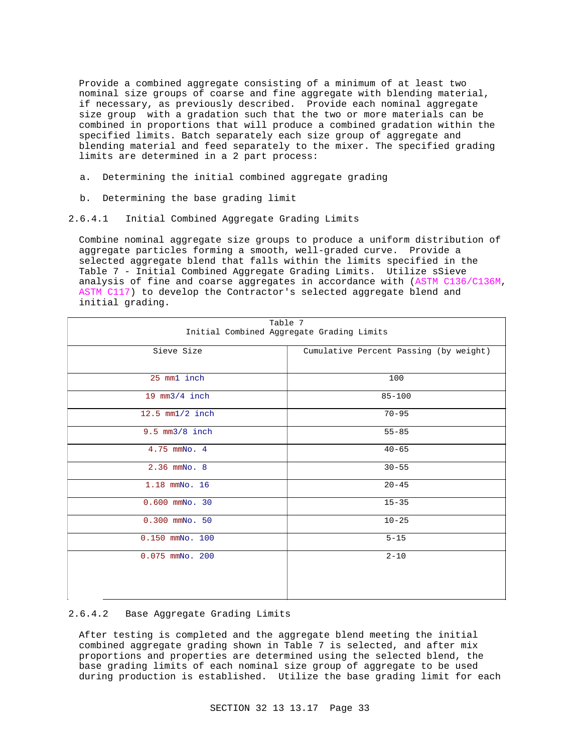Provide a combined aggregate consisting of a minimum of at least two nominal size groups of coarse and fine aggregate with blending material, if necessary, as previously described. Provide each nominal aggregate size group with a gradation such that the two or more materials can be combined in proportions that will produce a combined gradation within the specified limits. Batch separately each size group of aggregate and blending material and feed separately to the mixer. The specified grading limits are determined in a 2 part process:

a. Determining the initial combined aggregate grading

b. Determining the base grading limit

### 2.6.4.1 Initial Combined Aggregate Grading Limits

Combine nominal aggregate size groups to produce a uniform distribution of aggregate particles forming a smooth, well-graded curve. Provide a selected aggregate blend that falls within the limits specified in the Table 7 - Initial Combined Aggregate Grading Limits. Utilize sSieve analysis of fine and coarse aggregates in accordance with (ASTM C136/C136M, ASTM C117) to develop the Contractor's selected aggregate blend and initial grading.

Table 7
Initial Combined Aggregate Grading Limits

| Sieve Size | Cumulative Percent Passing (by weight) |
|---|---|
| 25 mm1 inch | 100 |
| 19 mm3/4 inch | 85-100 |
| 12.5 mm1/2 inch | 70-95 |
| 9.5 mm3/8 inch | 55-85 |
| 4.75 mmNo. 4 | 40-65 |
| 2.36 mmNo. 8 | 30-55 |
| 1.18 mmNo. 16 | 20-45 |
| 0.600 mmNo. 30 | 15-35 |
| 0.300 mmNo. 50 | 10-25 |
| 0.150 mmNo. 100 | 5-15 |
| 0.075 mmNo. 200 | 2-10 |

### 2.6.4.2 Base Aggregate Grading Limits

After testing is completed and the aggregate blend meeting the initial combined aggregate grading shown in Table 7 is selected, and after mix proportions and properties are determined using the selected blend, the base grading limits of each nominal size group of aggregate to be used during production is established. Utilize the base grading limit for each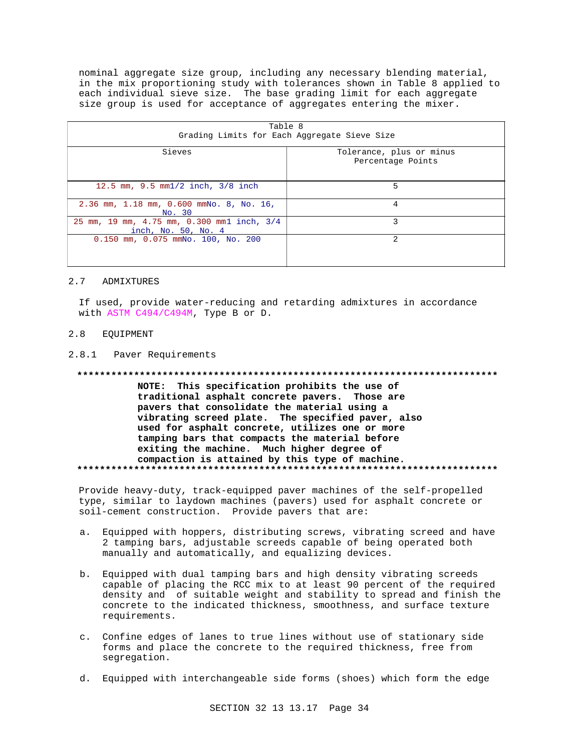nominal aggregate size group, including any necessary blending material, in the mix proportioning study with tolerances shown in Table 8 applied to each individual sieve size. The base grading limit for each aggregate size group is used for acceptance of aggregates entering the mixer.

Table 8
Grading Limits for Each Aggregate Sieve Size

| Sieves | Tolerance, plus or minus Percentage Points |
|---|---|
| 12.5 mm, 9.5 mm1/2 inch, 3/8 inch | 5 |
| 2.36 mm, 1.18 mm, 0.600 mmNo. 8, No. 16, No. 30 | 4 |
| 25 mm, 19 mm, 4.75 mm, 0.300 mm1 inch, 3/4 inch, No. 50, No. 4 | 3 |
| 0.150 mm, 0.075 mmNo. 100, No. 200 | 2 |

## 2.7 ADMIXTURES

If used, provide water-reducing and retarding admixtures in accordance with ASTM C494/C494M, Type B or D.

## 2.8 EQUIPMENT

### 2.8.1 Paver Requirements

**************************************************************************

**NOTE: This specification prohibits the use of traditional asphalt concrete pavers. Those are pavers that consolidate the material using a vibrating screed plate. The specified paver, also used for asphalt concrete, utilizes one or more tamping bars that compacts the material before exiting the machine. Much higher degree of compaction is attained by this type of machine.**

**************************************************************************

Provide heavy-duty, track-equipped paver machines of the self-propelled type, similar to laydown machines (pavers) used for asphalt concrete or soil-cement construction. Provide pavers that are:

a. Equipped with hoppers, distributing screws, vibrating screed and have 2 tamping bars, adjustable screeds capable of being operated both manually and automatically, and equalizing devices.

b. Equipped with dual tamping bars and high density vibrating screeds capable of placing the RCC mix to at least 90 percent of the required density and of suitable weight and stability to spread and finish the concrete to the indicated thickness, smoothness, and surface texture requirements.

c. Confine edges of lanes to true lines without use of stationary side forms and place the concrete to the required thickness, free from segregation.

d. Equipped with interchangeable side forms (shoes) which form the edge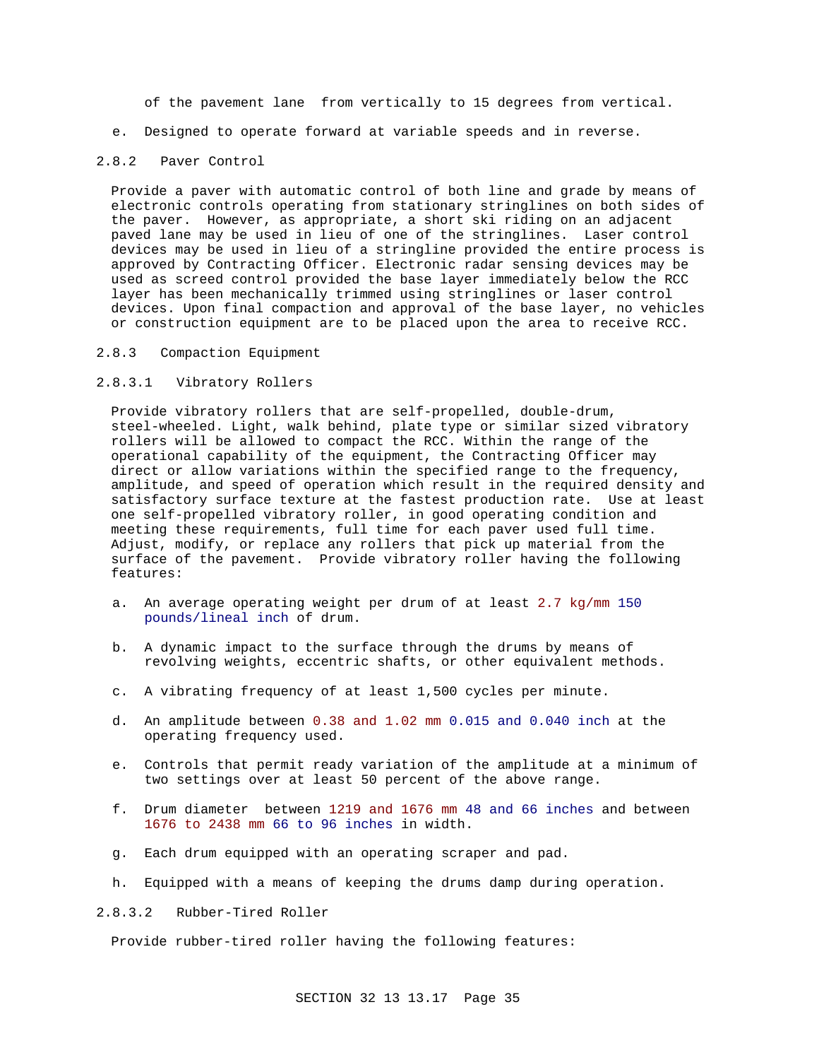of the pavement lane from vertically to 15 degrees from vertical.

e. Designed to operate forward at variable speeds and in reverse.

### 2.8.2 Paver Control

Provide a paver with automatic control of both line and grade by means of electronic controls operating from stationary stringlines on both sides of the paver. However, as appropriate, a short ski riding on an adjacent paved lane may be used in lieu of one of the stringlines. Laser control devices may be used in lieu of a stringline provided the entire process is approved by Contracting Officer. Electronic radar sensing devices may be used as screed control provided the base layer immediately below the RCC layer has been mechanically trimmed using stringlines or laser control devices. Upon final compaction and approval of the base layer, no vehicles or construction equipment are to be placed upon the area to receive RCC.

### 2.8.3 Compaction Equipment

#### 2.8.3.1 Vibratory Rollers

Provide vibratory rollers that are self-propelled, double-drum, steel-wheeled. Light, walk behind, plate type or similar sized vibratory rollers will be allowed to compact the RCC. Within the range of the operational capability of the equipment, the Contracting Officer may direct or allow variations within the specified range to the frequency, amplitude, and speed of operation which result in the required density and satisfactory surface texture at the fastest production rate. Use at least one self-propelled vibratory roller, in good operating condition and meeting these requirements, full time for each paver used full time. Adjust, modify, or replace any rollers that pick up material from the surface of the pavement. Provide vibratory roller having the following features:

a. An average operating weight per drum of at least 2.7 kg/mm 150 pounds/lineal inch of drum.

b. A dynamic impact to the surface through the drums by means of revolving weights, eccentric shafts, or other equivalent methods.

c. A vibrating frequency of at least 1,500 cycles per minute.

d. An amplitude between 0.38 and 1.02 mm 0.015 and 0.040 inch at the operating frequency used.

e. Controls that permit ready variation of the amplitude at a minimum of two settings over at least 50 percent of the above range.

f. Drum diameter between 1219 and 1676 mm 48 and 66 inches and between 1676 to 2438 mm 66 to 96 inches in width.

g. Each drum equipped with an operating scraper and pad.

h. Equipped with a means of keeping the drums damp during operation.

#### 2.8.3.2 Rubber-Tired Roller

Provide rubber-tired roller having the following features: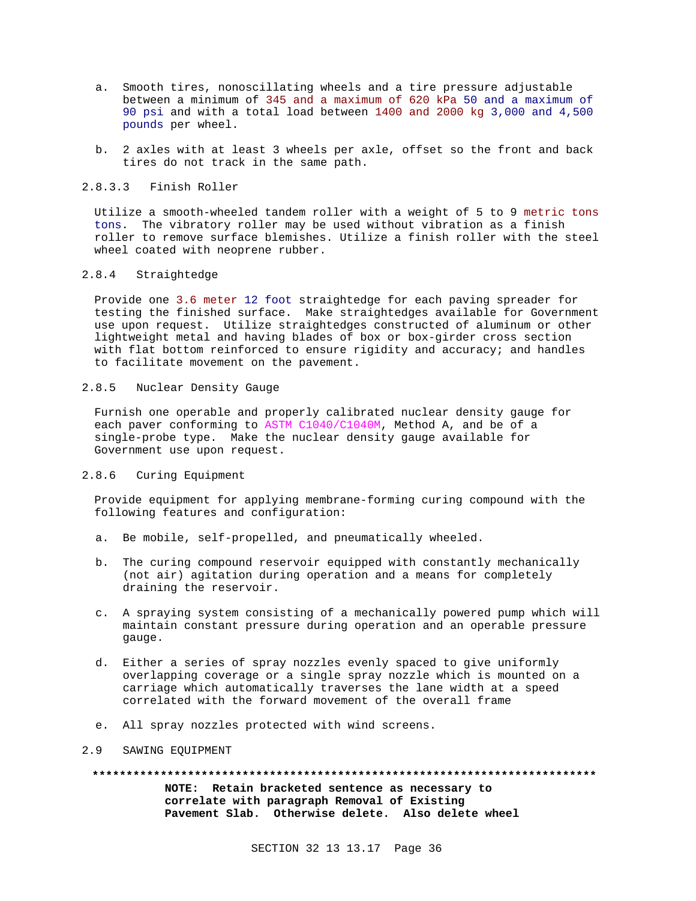a. Smooth tires, nonoscillating wheels and a tire pressure adjustable between a minimum of 345 and a maximum of 620 kPa 50 and a maximum of 90 psi and with a total load between 1400 and 2000 kg 3,000 and 4,500 pounds per wheel.

b. 2 axles with at least 3 wheels per axle, offset so the front and back tires do not track in the same path.

#### 2.8.3.3 Finish Roller

Utilize a smooth-wheeled tandem roller with a weight of 5 to 9 metric tons tons. The vibratory roller may be used without vibration as a finish roller to remove surface blemishes. Utilize a finish roller with the steel wheel coated with neoprene rubber.

### 2.8.4 Straightedge

Provide one 3.6 meter 12 foot straightedge for each paving spreader for testing the finished surface. Make straightedges available for Government use upon request. Utilize straightedges constructed of aluminum or other lightweight metal and having blades of box or box-girder cross section with flat bottom reinforced to ensure rigidity and accuracy; and handles to facilitate movement on the pavement.

### 2.8.5 Nuclear Density Gauge

Furnish one operable and properly calibrated nuclear density gauge for each paver conforming to ASTM C1040/C1040M, Method A, and be of a single-probe type. Make the nuclear density gauge available for Government use upon request.

### 2.8.6 Curing Equipment

Provide equipment for applying membrane-forming curing compound with the following features and configuration:

a. Be mobile, self-propelled, and pneumatically wheeled.

b. The curing compound reservoir equipped with constantly mechanically (not air) agitation during operation and a means for completely draining the reservoir.

c. A spraying system consisting of a mechanically powered pump which will maintain constant pressure during operation and an operable pressure gauge.

d. Either a series of spray nozzles evenly spaced to give uniformly overlapping coverage or a single spray nozzle which is mounted on a carriage which automatically traverses the lane width at a speed correlated with the forward movement of the overall frame

e. All spray nozzles protected with wind screens.

## 2.9 SAWING EQUIPMENT

**************************************************************************

**NOTE: Retain bracketed sentence as necessary to correlate with paragraph Removal of Existing Pavement Slab. Otherwise delete. Also delete wheel**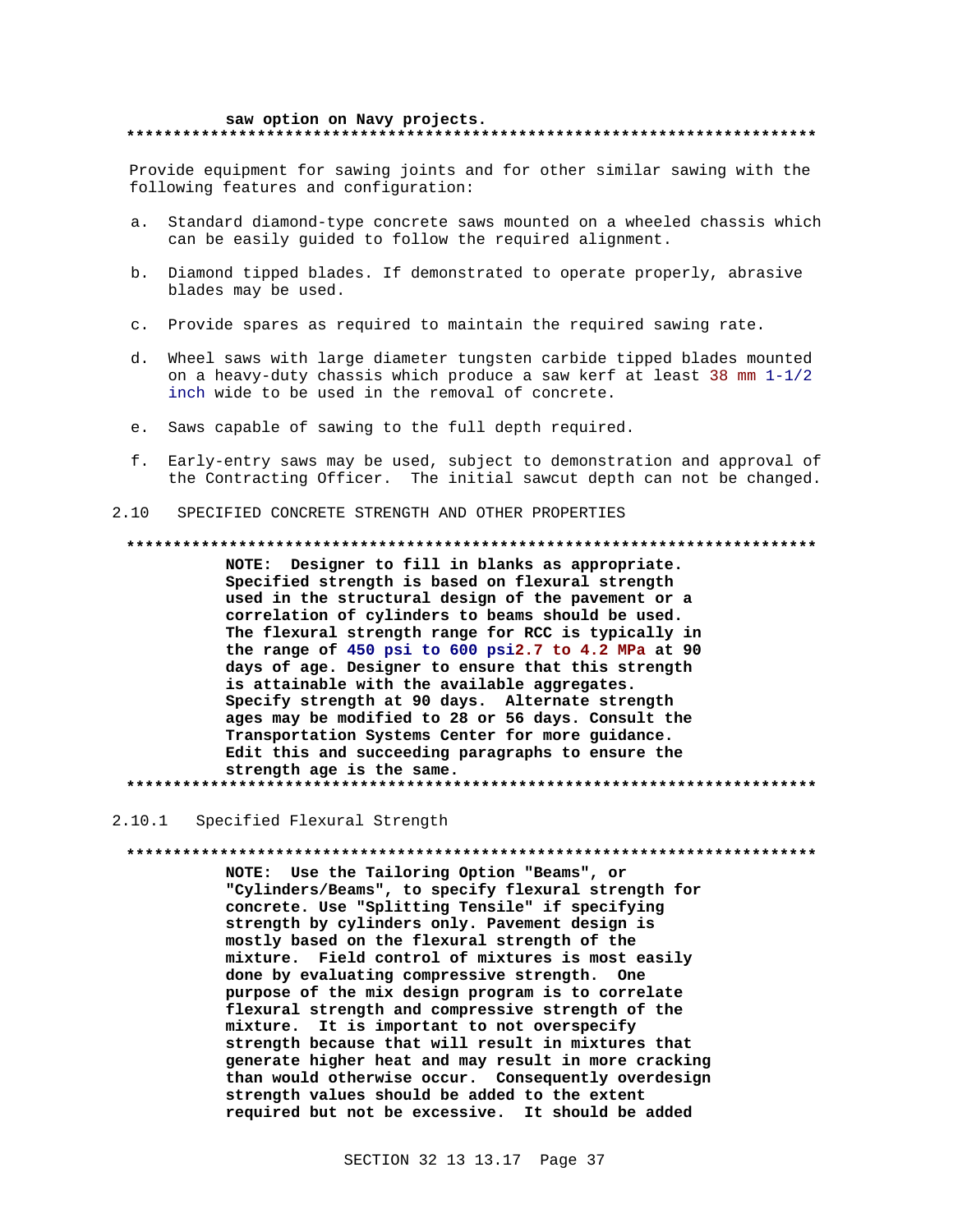**saw option on Navy projects.**

**************************************************************************

Provide equipment for sawing joints and for other similar sawing with the following features and configuration:

a. Standard diamond-type concrete saws mounted on a wheeled chassis which can be easily guided to follow the required alignment.

b. Diamond tipped blades. If demonstrated to operate properly, abrasive blades may be used.

c. Provide spares as required to maintain the required sawing rate.

d. Wheel saws with large diameter tungsten carbide tipped blades mounted on a heavy-duty chassis which produce a saw kerf at least 38 mm 1-1/2 inch wide to be used in the removal of concrete.

e. Saws capable of sawing to the full depth required.

f. Early-entry saws may be used, subject to demonstration and approval of the Contracting Officer. The initial sawcut depth can not be changed.

## 2.10 SPECIFIED CONCRETE STRENGTH AND OTHER PROPERTIES

**************************************************************************

**NOTE: Designer to fill in blanks as appropriate. Specified strength is based on flexural strength used in the structural design of the pavement or a correlation of cylinders to beams should be used. The flexural strength range for RCC is typically in the range of 450 psi to 600 psi2.7 to 4.2 MPa at 90 days of age. Designer to ensure that this strength is attainable with the available aggregates. Specify strength at 90 days. Alternate strength ages may be modified to 28 or 56 days. Consult the Transportation Systems Center for more guidance. Edit this and succeeding paragraphs to ensure the strength age is the same.**

**************************************************************************

### 2.10.1 Specified Flexural Strength

**************************************************************************

**NOTE: Use the Tailoring Option "Beams", or "Cylinders/Beams", to specify flexural strength for concrete. Use "Splitting Tensile" if specifying strength by cylinders only. Pavement design is mostly based on the flexural strength of the mixture. Field control of mixtures is most easily done by evaluating compressive strength. One purpose of the mix design program is to correlate flexural strength and compressive strength of the mixture. It is important to not overspecify strength because that will result in mixtures that generate higher heat and may result in more cracking than would otherwise occur. Consequently overdesign strength values should be added to the extent required but not be excessive. It should be added**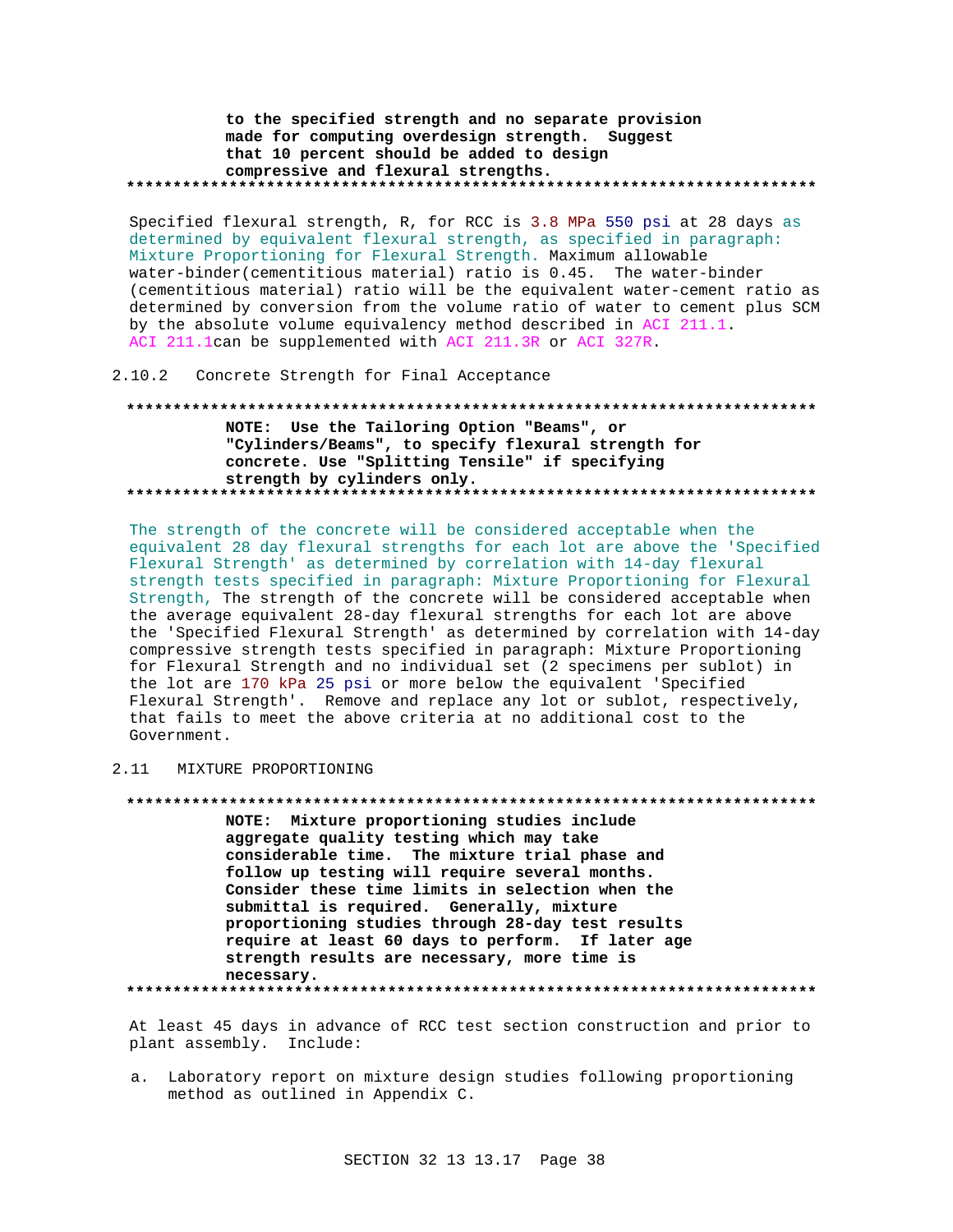**to the specified strength and no separate provision made for computing overdesign strength. Suggest that 10 percent should be added to design compressive and flexural strengths.**

**************************************************************************

Specified flexural strength, R, for RCC is 3.8 MPa 550 psi at 28 days as determined by equivalent flexural strength, as specified in paragraph: Mixture Proportioning for Flexural Strength. Maximum allowable water-binder(cementitious material) ratio is 0.45. The water-binder (cementitious material) ratio will be the equivalent water-cement ratio as determined by conversion from the volume ratio of water to cement plus SCM by the absolute volume equivalency method described in ACI 211.1. ACI 211.1can be supplemented with ACI 211.3R or ACI 327R.

2.10.2 Concrete Strength for Final Acceptance

**************************************************************************

**NOTE: Use the Tailoring Option "Beams", or "Cylinders/Beams", to specify flexural strength for concrete. Use "Splitting Tensile" if specifying strength by cylinders only.**

**************************************************************************

The strength of the concrete will be considered acceptable when the equivalent 28 day flexural strengths for each lot are above the 'Specified Flexural Strength' as determined by correlation with 14-day flexural strength tests specified in paragraph: Mixture Proportioning for Flexural Strength, The strength of the concrete will be considered acceptable when the average equivalent 28-day flexural strengths for each lot are above the 'Specified Flexural Strength' as determined by correlation with 14-day compressive strength tests specified in paragraph: Mixture Proportioning for Flexural Strength and no individual set (2 specimens per sublot) in the lot are 170 kPa 25 psi or more below the equivalent 'Specified Flexural Strength'. Remove and replace any lot or sublot, respectively, that fails to meet the above criteria at no additional cost to the Government.

2.11 MIXTURE PROPORTIONING

**************************************************************************

**NOTE: Mixture proportioning studies include aggregate quality testing which may take considerable time. The mixture trial phase and follow up testing will require several months. Consider these time limits in selection when the submittal is required. Generally, mixture proportioning studies through 28-day test results require at least 60 days to perform. If later age strength results are necessary, more time is necessary.**

**************************************************************************

At least 45 days in advance of RCC test section construction and prior to plant assembly. Include:

a. Laboratory report on mixture design studies following proportioning method as outlined in Appendix C.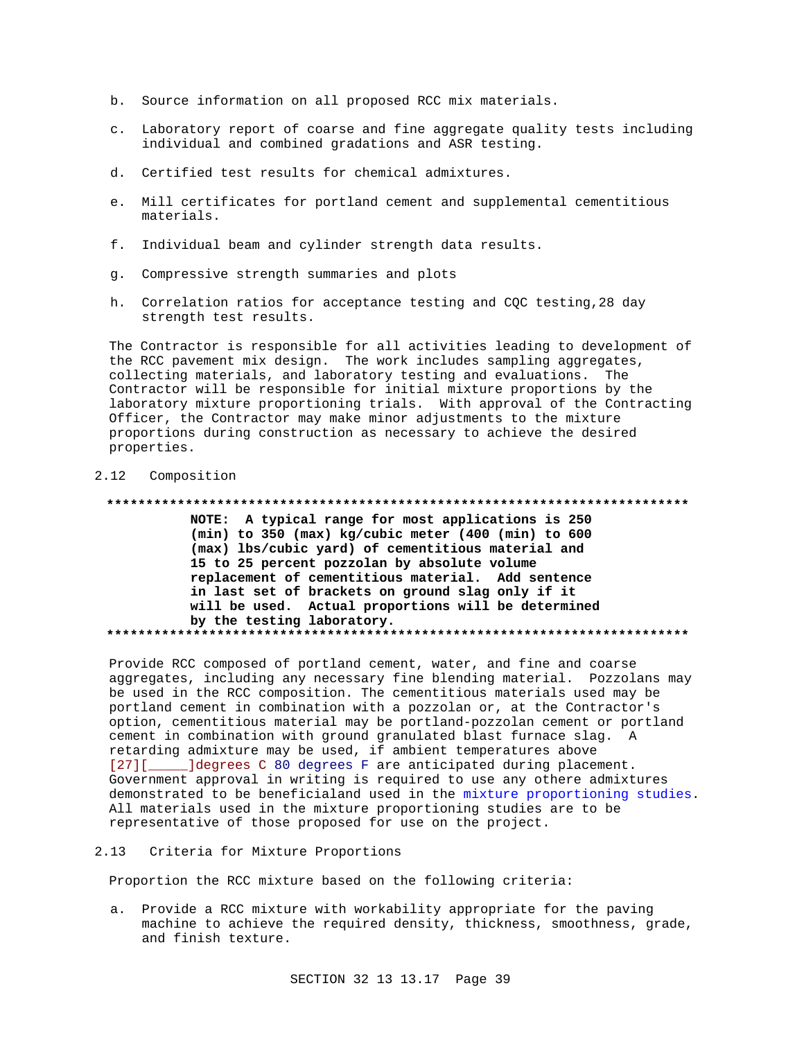b. Source information on all proposed RCC mix materials.

c. Laboratory report of coarse and fine aggregate quality tests including individual and combined gradations and ASR testing.

d. Certified test results for chemical admixtures.

e. Mill certificates for portland cement and supplemental cementitious materials.

f. Individual beam and cylinder strength data results.

g. Compressive strength summaries and plots

h. Correlation ratios for acceptance testing and CQC testing,28 day strength test results.

The Contractor is responsible for all activities leading to development of the RCC pavement mix design. The work includes sampling aggregates, collecting materials, and laboratory testing and evaluations. The Contractor will be responsible for initial mixture proportions by the laboratory mixture proportioning trials. With approval of the Contracting Officer, the Contractor may make minor adjustments to the mixture proportions during construction as necessary to achieve the desired properties.

## 2.12 Composition

**************************************************************************

**NOTE: A typical range for most applications is 250 (min) to 350 (max) kg/cubic meter (400 (min) to 600 (max) lbs/cubic yard) of cementitious material and 15 to 25 percent pozzolan by absolute volume replacement of cementitious material. Add sentence in last set of brackets on ground slag only if it will be used. Actual proportions will be determined by the testing laboratory.**

**************************************************************************

Provide RCC composed of portland cement, water, and fine and coarse aggregates, including any necessary fine blending material. Pozzolans may be used in the RCC composition. The cementitious materials used may be portland cement in combination with a pozzolan or, at the Contractor's option, cementitious material may be portland-pozzolan cement or portland cement in combination with ground granulated blast furnace slag. A retarding admixture may be used, if ambient temperatures above [27][_____]degrees C 80 degrees F are anticipated during placement. Government approval in writing is required to use any other admixtures demonstrated to be beneficialand used in the mixture proportioning studies. All materials used in the mixture proportioning studies are to be representative of those proposed for use on the project.

## 2.13 Criteria for Mixture Proportions

Proportion the RCC mixture based on the following criteria:

a. Provide a RCC mixture with workability appropriate for the paving machine to achieve the required density, thickness, smoothness, grade, and finish texture.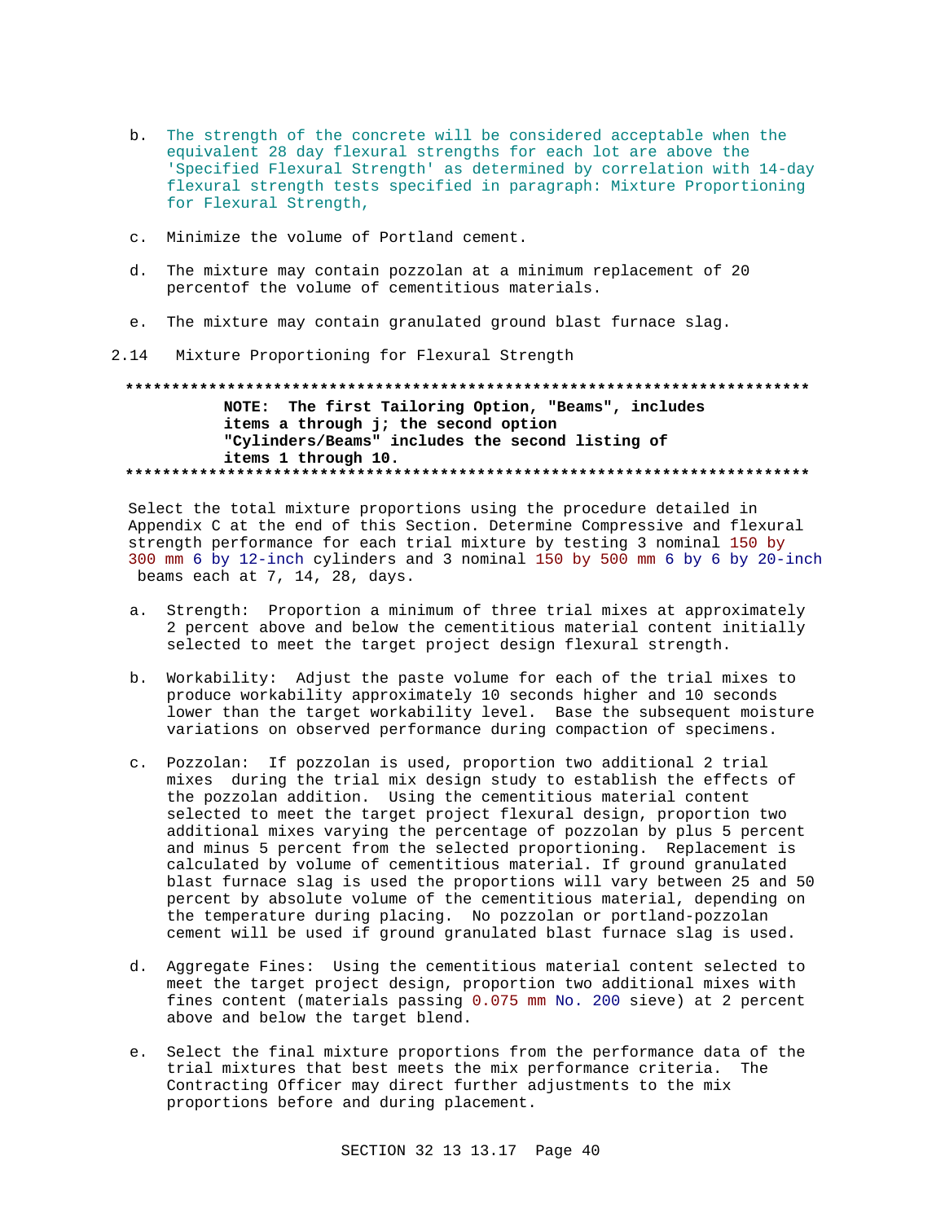b. The strength of the concrete will be considered acceptable when the equivalent 28 day flexural strengths for each lot are above the 'Specified Flexural Strength' as determined by correlation with 14-day flexural strength tests specified in paragraph: Mixture Proportioning for Flexural Strength,

c. Minimize the volume of Portland cement.

d. The mixture may contain pozzolan at a minimum replacement of 20 percentof the volume of cementitious materials.

e. The mixture may contain granulated ground blast furnace slag.

## 2.14 Mixture Proportioning for Flexural Strength

**************************************************************************

**NOTE: The first Tailoring Option, "Beams", includes items a through j; the second option "Cylinders/Beams" includes the second listing of items 1 through 10.**

**************************************************************************

Select the total mixture proportions using the procedure detailed in Appendix C at the end of this Section. Determine Compressive and flexural strength performance for each trial mixture by testing 3 nominal 150 by 300 mm 6 by 12-inch cylinders and 3 nominal 150 by 500 mm 6 by 6 by 20-inch beams each at 7, 14, 28, days.

a. Strength: Proportion a minimum of three trial mixes at approximately 2 percent above and below the cementitious material content initially selected to meet the target project design flexural strength.

b. Workability: Adjust the paste volume for each of the trial mixes to produce workability approximately 10 seconds higher and 10 seconds lower than the target workability level. Base the subsequent moisture variations on observed performance during compaction of specimens.

c. Pozzolan: If pozzolan is used, proportion two additional 2 trial mixes during the trial mix design study to establish the effects of the pozzolan addition. Using the cementitious material content selected to meet the target project flexural design, proportion two additional mixes varying the percentage of pozzolan by plus 5 percent and minus 5 percent from the selected proportioning. Replacement is calculated by volume of cementitious material. If ground granulated blast furnace slag is used the proportions will vary between 25 and 50 percent by absolute volume of the cementitious material, depending on the temperature during placing. No pozzolan or portland-pozzolan cement will be used if ground granulated blast furnace slag is used.

d. Aggregate Fines: Using the cementitious material content selected to meet the target project design, proportion two additional mixes with fines content (materials passing 0.075 mm No. 200 sieve) at 2 percent above and below the target blend.

e. Select the final mixture proportions from the performance data of the trial mixtures that best meets the mix performance criteria. The Contracting Officer may direct further adjustments to the mix proportions before and during placement.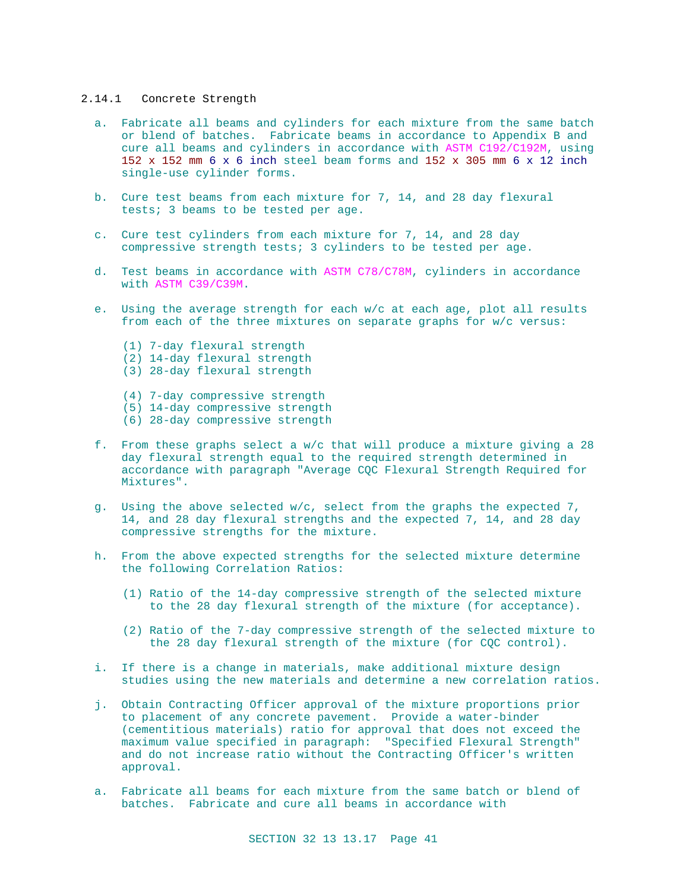### 2.14.1 Concrete Strength

a. Fabricate all beams and cylinders for each mixture from the same batch or blend of batches. Fabricate beams in accordance to Appendix B and cure all beams and cylinders in accordance with ASTM C192/C192M, using 152 x 152 mm 6 x 6 inch steel beam forms and 152 x 305 mm 6 x 12 inch single-use cylinder forms.

b. Cure test beams from each mixture for 7, 14, and 28 day flexural tests; 3 beams to be tested per age.

c. Cure test cylinders from each mixture for 7, 14, and 28 day compressive strength tests; 3 cylinders to be tested per age.

d. Test beams in accordance with ASTM C78/C78M, cylinders in accordance with ASTM C39/C39M.

e. Using the average strength for each w/c at each age, plot all results from each of the three mixtures on separate graphs for w/c versus:

   (1) 7-day flexural strength
   (2) 14-day flexural strength
   (3) 28-day flexural strength

   (4) 7-day compressive strength
   (5) 14-day compressive strength
   (6) 28-day compressive strength

f. From these graphs select a w/c that will produce a mixture giving a 28 day flexural strength equal to the required strength determined in accordance with paragraph "Average CQC Flexural Strength Required for Mixtures".

g. Using the above selected w/c, select from the graphs the expected 7, 14, and 28 day flexural strengths and the expected 7, 14, and 28 day compressive strengths for the mixture.

h. From the above expected strengths for the selected mixture determine the following Correlation Ratios:

   (1) Ratio of the 14-day compressive strength of the selected mixture to the 28 day flexural strength of the mixture (for acceptance).

   (2) Ratio of the 7-day compressive strength of the selected mixture to the 28 day flexural strength of the mixture (for CQC control).

i. If there is a change in materials, make additional mixture design studies using the new materials and determine a new correlation ratios.

j. Obtain Contracting Officer approval of the mixture proportions prior to placement of any concrete pavement. Provide a water-binder (cementitious materials) ratio for approval that does not exceed the maximum value specified in paragraph: "Specified Flexural Strength" and do not increase ratio without the Contracting Officer's written approval.

a. Fabricate all beams for each mixture from the same batch or blend of batches. Fabricate and cure all beams in accordance with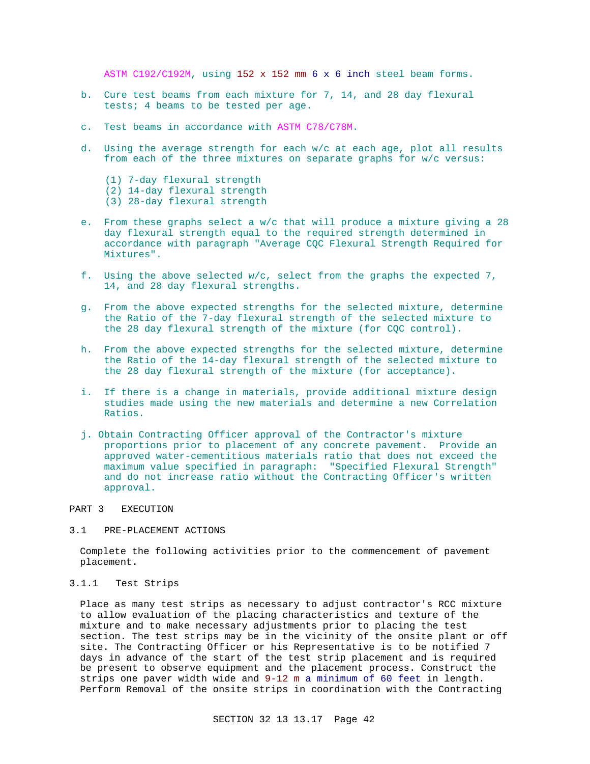ASTM C192/C192M, using 152 x 152 mm 6 x 6 inch steel beam forms.

b. Cure test beams from each mixture for 7, 14, and 28 day flexural tests; 4 beams to be tested per age.

c. Test beams in accordance with ASTM C78/C78M.

d. Using the average strength for each w/c at each age, plot all results from each of the three mixtures on separate graphs for w/c versus:

   (1) 7-day flexural strength
   (2) 14-day flexural strength
   (3) 28-day flexural strength

e. From these graphs select a w/c that will produce a mixture giving a 28 day flexural strength equal to the required strength determined in accordance with paragraph "Average CQC Flexural Strength Required for Mixtures".

f. Using the above selected w/c, select from the graphs the expected 7, 14, and 28 day flexural strengths.

g. From the above expected strengths for the selected mixture, determine the Ratio of the 7-day flexural strength of the selected mixture to the 28 day flexural strength of the mixture (for CQC control).

h. From the above expected strengths for the selected mixture, determine the Ratio of the 14-day flexural strength of the selected mixture to the 28 day flexural strength of the mixture (for acceptance).

i. If there is a change in materials, provide additional mixture design studies made using the new materials and determine a new Correlation Ratios.

j. Obtain Contracting Officer approval of the Contractor's mixture proportions prior to placement of any concrete pavement. Provide an approved water-cementitious materials ratio that does not exceed the maximum value specified in paragraph: "Specified Flexural Strength" and do not increase ratio without the Contracting Officer's written approval.

# PART 3 EXECUTION

## 3.1 PRE-PLACEMENT ACTIONS

Complete the following activities prior to the commencement of pavement placement.

### 3.1.1 Test Strips

Place as many test strips as necessary to adjust contractor's RCC mixture to allow evaluation of the placing characteristics and texture of the mixture and to make necessary adjustments prior to placing the test section. The test strips may be in the vicinity of the onsite plant or off site. The Contracting Officer or his Representative is to be notified 7 days in advance of the start of the test strip placement and is required be present to observe equipment and the placement process. Construct the strips one paver width wide and 9-12 m a minimum of 60 feet in length. Perform Removal of the onsite strips in coordination with the Contracting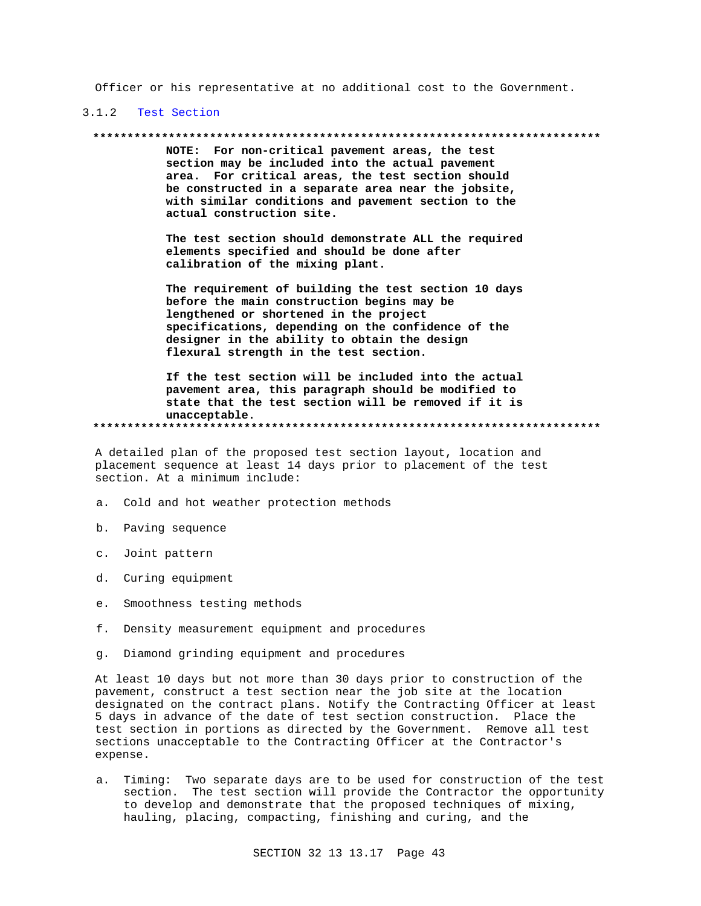Officer or his representative at no additional cost to the Government.

### 3.1.2 Test Section

**************************************************************************

**NOTE: For non-critical pavement areas, the test section may be included into the actual pavement area. For critical areas, the test section should be constructed in a separate area near the jobsite, with similar conditions and pavement section to the actual construction site.**

**The test section should demonstrate ALL the required elements specified and should be done after calibration of the mixing plant.**

**The requirement of building the test section 10 days before the main construction begins may be lengthened or shortened in the project specifications, depending on the confidence of the designer in the ability to obtain the design flexural strength in the test section.**

**If the test section will be included into the actual pavement area, this paragraph should be modified to state that the test section will be removed if it is unacceptable.**

**************************************************************************

A detailed plan of the proposed test section layout, location and placement sequence at least 14 days prior to placement of the test section. At a minimum include:

a. Cold and hot weather protection methods

b. Paving sequence

c. Joint pattern

d. Curing equipment

e. Smoothness testing methods

f. Density measurement equipment and procedures

g. Diamond grinding equipment and procedures

At least 10 days but not more than 30 days prior to construction of the pavement, construct a test section near the job site at the location designated on the contract plans. Notify the Contracting Officer at least 5 days in advance of the date of test section construction. Place the test section in portions as directed by the Government. Remove all test sections unacceptable to the Contracting Officer at the Contractor's expense.

a. Timing: Two separate days are to be used for construction of the test section. The test section will provide the Contractor the opportunity to develop and demonstrate that the proposed techniques of mixing, hauling, placing, compacting, finishing and curing, and the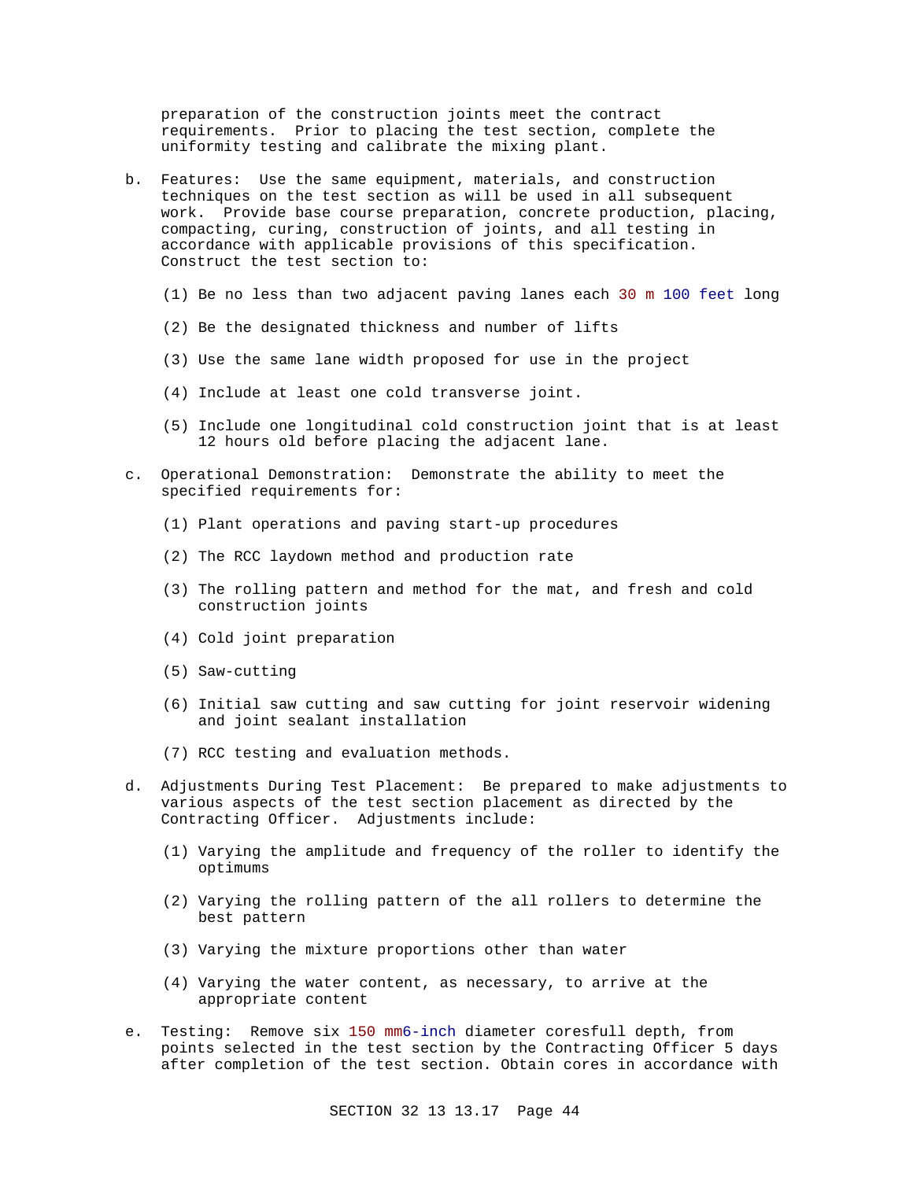preparation of the construction joints meet the contract requirements. Prior to placing the test section, complete the uniformity testing and calibrate the mixing plant.

b. Features: Use the same equipment, materials, and construction techniques on the test section as will be used in all subsequent work. Provide base course preparation, concrete production, placing, compacting, curing, construction of joints, and all testing in accordance with applicable provisions of this specification. Construct the test section to:

   (1) Be no less than two adjacent paving lanes each 30 m 100 feet long

   (2) Be the designated thickness and number of lifts

   (3) Use the same lane width proposed for use in the project

   (4) Include at least one cold transverse joint.

   (5) Include one longitudinal cold construction joint that is at least 12 hours old before placing the adjacent lane.

c. Operational Demonstration: Demonstrate the ability to meet the specified requirements for:

   (1) Plant operations and paving start-up procedures

   (2) The RCC laydown method and production rate

   (3) The rolling pattern and method for the mat, and fresh and cold construction joints

   (4) Cold joint preparation

   (5) Saw-cutting

   (6) Initial saw cutting and saw cutting for joint reservoir widening and joint sealant installation

   (7) RCC testing and evaluation methods.

d. Adjustments During Test Placement: Be prepared to make adjustments to various aspects of the test section placement as directed by the Contracting Officer. Adjustments include:

   (1) Varying the amplitude and frequency of the roller to identify the optimums

   (2) Varying the rolling pattern of the all rollers to determine the best pattern

   (3) Varying the mixture proportions other than water

   (4) Varying the water content, as necessary, to arrive at the appropriate content

e. Testing: Remove six 150 mm6-inch diameter coresfull depth, from points selected in the test section by the Contracting Officer 5 days after completion of the test section. Obtain cores in accordance with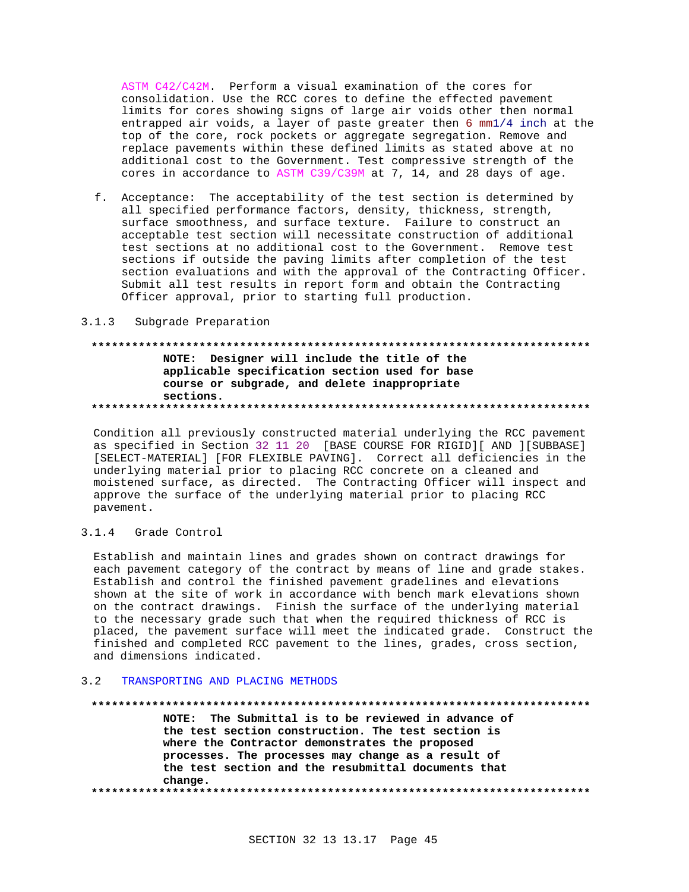ASTM C42/C42M. Perform a visual examination of the cores for consolidation. Use the RCC cores to define the effected pavement limits for cores showing signs of large air voids other then normal entrapped air voids, a layer of paste greater then 6 mm1/4 inch at the top of the core, rock pockets or aggregate segregation. Remove and replace pavements within these defined limits as stated above at no additional cost to the Government. Test compressive strength of the cores in accordance to ASTM C39/C39M at 7, 14, and 28 days of age.

f. Acceptance: The acceptability of the test section is determined by all specified performance factors, density, thickness, strength, surface smoothness, and surface texture. Failure to construct an acceptable test section will necessitate construction of additional test sections at no additional cost to the Government. Remove test sections if outside the paving limits after completion of the test section evaluations and with the approval of the Contracting Officer. Submit all test results in report form and obtain the Contracting Officer approval, prior to starting full production.

### 3.1.3 Subgrade Preparation

**************************************************************************

**NOTE: Designer will include the title of the applicable specification section used for base course or subgrade, and delete inappropriate sections.**

**************************************************************************

Condition all previously constructed material underlying the RCC pavement as specified in Section 32 11 20 [BASE COURSE FOR RIGID][ AND ][SUBBASE] [SELECT-MATERIAL] [FOR FLEXIBLE PAVING]. Correct all deficiencies in the underlying material prior to placing RCC concrete on a cleaned and moistened surface, as directed. The Contracting Officer will inspect and approve the surface of the underlying material prior to placing RCC pavement.

### 3.1.4 Grade Control

Establish and maintain lines and grades shown on contract drawings for each pavement category of the contract by means of line and grade stakes. Establish and control the finished pavement gradelines and elevations shown at the site of work in accordance with bench mark elevations shown on the contract drawings. Finish the surface of the underlying material to the necessary grade such that when the required thickness of RCC is placed, the pavement surface will meet the indicated grade. Construct the finished and completed RCC pavement to the lines, grades, cross section, and dimensions indicated.

## 3.2 TRANSPORTING AND PLACING METHODS

**************************************************************************

**NOTE: The Submittal is to be reviewed in advance of the test section construction. The test section is where the Contractor demonstrates the proposed processes. The processes may change as a result of the test section and the resubmittal documents that change.**

**************************************************************************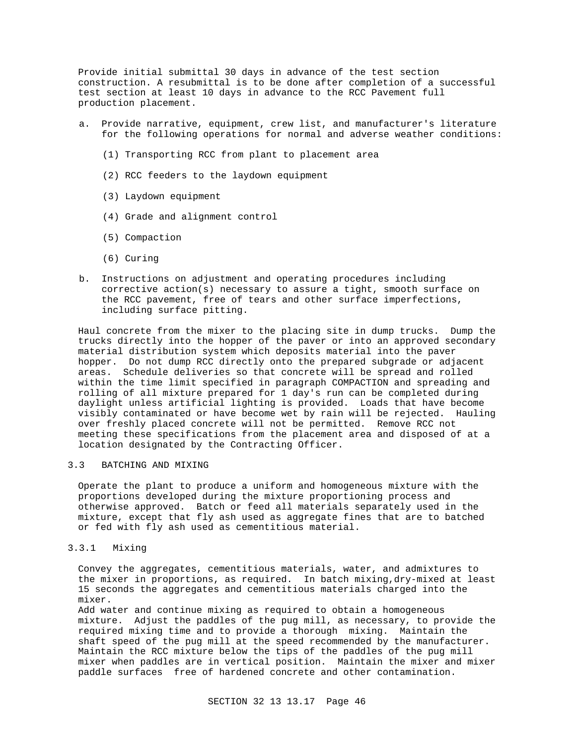Provide initial submittal 30 days in advance of the test section construction. A resubmittal is to be done after completion of a successful test section at least 10 days in advance to the RCC Pavement full production placement.

a. Provide narrative, equipment, crew list, and manufacturer's literature for the following operations for normal and adverse weather conditions:

    (1) Transporting RCC from plant to placement area

    (2) RCC feeders to the laydown equipment

    (3) Laydown equipment

    (4) Grade and alignment control

    (5) Compaction

    (6) Curing

b. Instructions on adjustment and operating procedures including corrective action(s) necessary to assure a tight, smooth surface on the RCC pavement, free of tears and other surface imperfections, including surface pitting.

Haul concrete from the mixer to the placing site in dump trucks. Dump the trucks directly into the hopper of the paver or into an approved secondary material distribution system which deposits material into the paver hopper. Do not dump RCC directly onto the prepared subgrade or adjacent areas. Schedule deliveries so that concrete will be spread and rolled within the time limit specified in paragraph COMPACTION and spreading and rolling of all mixture prepared for 1 day's run can be completed during daylight unless artificial lighting is provided. Loads that have become visibly contaminated or have become wet by rain will be rejected. Hauling over freshly placed concrete will not be permitted. Remove RCC not meeting these specifications from the placement area and disposed of at a location designated by the Contracting Officer.

## 3.3 BATCHING AND MIXING

Operate the plant to produce a uniform and homogeneous mixture with the proportions developed during the mixture proportioning process and otherwise approved. Batch or feed all materials separately used in the mixture, except that fly ash used as aggregate fines that are to batched or fed with fly ash used as cementitious material.

### 3.3.1 Mixing

Convey the aggregates, cementitious materials, water, and admixtures to the mixer in proportions, as required. In batch mixing,dry-mixed at least 15 seconds the aggregates and cementitious materials charged into the mixer.
Add water and continue mixing as required to obtain a homogeneous mixture. Adjust the paddles of the pug mill, as necessary, to provide the required mixing time and to provide a thorough mixing. Maintain the shaft speed of the pug mill at the speed recommended by the manufacturer. Maintain the RCC mixture below the tips of the paddles of the pug mill mixer when paddles are in vertical position. Maintain the mixer and mixer paddle surfaces free of hardened concrete and other contamination.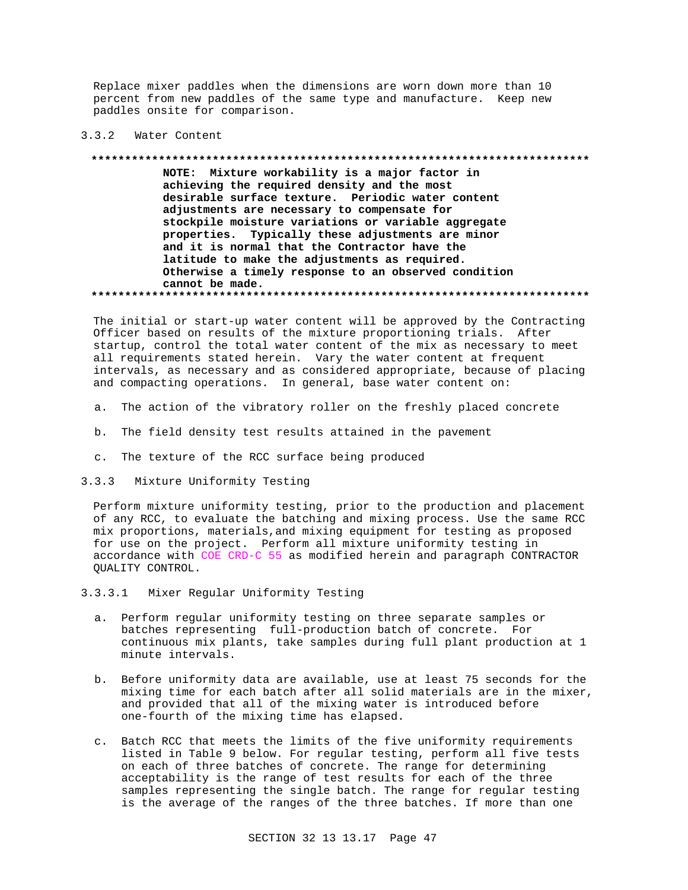Replace mixer paddles when the dimensions are worn down more than 10 percent from new paddles of the same type and manufacture. Keep new paddles onsite for comparison.

### 3.3.2 Water Content

**NOTE: Mixture workability is a major factor in achieving the required density and the most desirable surface texture. Periodic water content adjustments are necessary to compensate for stockpile moisture variations or variable aggregate properties. Typically these adjustments are minor and it is normal that the Contractor have the latitude to make the adjustments as required. Otherwise a timely response to an observed condition cannot be made.**

The initial or start-up water content will be approved by the Contracting Officer based on results of the mixture proportioning trials. After startup, control the total water content of the mix as necessary to meet all requirements stated herein. Vary the water content at frequent intervals, as necessary and as considered appropriate, because of placing and compacting operations. In general, base water content on:

a. The action of the vibratory roller on the freshly placed concrete

b. The field density test results attained in the pavement

c. The texture of the RCC surface being produced

### 3.3.3 Mixture Uniformity Testing

Perform mixture uniformity testing, prior to the production and placement of any RCC, to evaluate the batching and mixing process. Use the same RCC mix proportions, materials,and mixing equipment for testing as proposed for use on the project. Perform all mixture uniformity testing in accordance with COE CRD-C 55 as modified herein and paragraph CONTRACTOR QUALITY CONTROL.

#### 3.3.3.1 Mixer Regular Uniformity Testing

a. Perform regular uniformity testing on three separate samples or batches representing full-production batch of concrete. For continuous mix plants, take samples during full plant production at 1 minute intervals.

b. Before uniformity data are available, use at least 75 seconds for the mixing time for each batch after all solid materials are in the mixer, and provided that all of the mixing water is introduced before one-fourth of the mixing time has elapsed.

c. Batch RCC that meets the limits of the five uniformity requirements listed in Table 9 below. For regular testing, perform all five tests on each of three batches of concrete. The range for determining acceptability is the range of test results for each of the three samples representing the single batch. The range for regular testing is the average of the ranges of the three batches. If more than one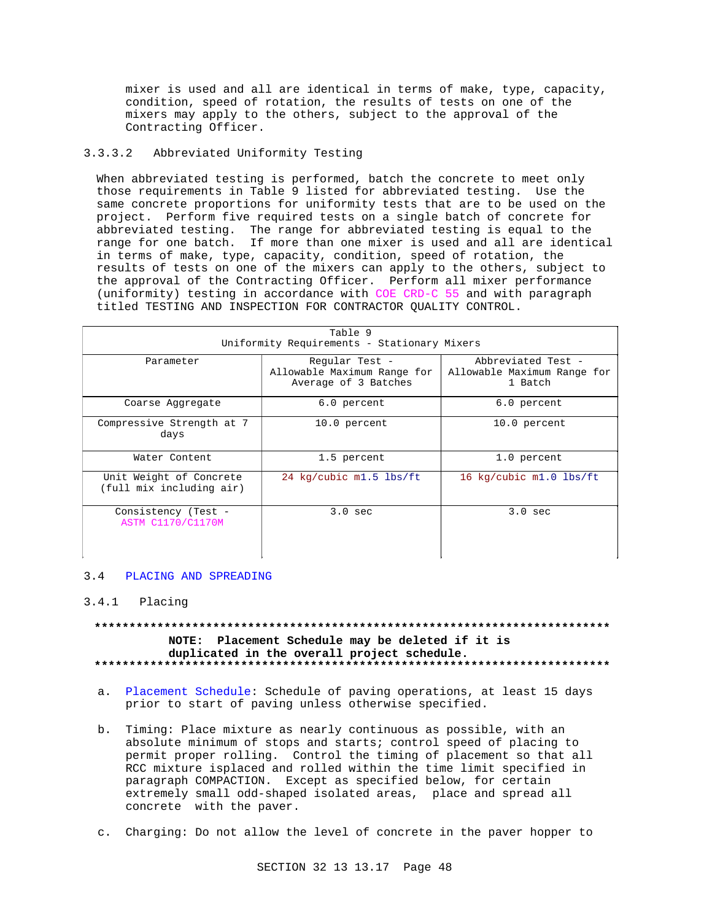mixer is used and all are identical in terms of make, type, capacity, condition, speed of rotation, the results of tests on one of the mixers may apply to the others, subject to the approval of the Contracting Officer.

#### 3.3.3.2 Abbreviated Uniformity Testing

When abbreviated testing is performed, batch the concrete to meet only those requirements in Table 9 listed for abbreviated testing. Use the same concrete proportions for uniformity tests that are to be used on the project. Perform five required tests on a single batch of concrete for abbreviated testing. The range for abbreviated testing is equal to the range for one batch. If more than one mixer is used and all are identical in terms of make, type, capacity, condition, speed of rotation, the results of tests on one of the mixers can apply to the others, subject to the approval of the Contracting Officer. Perform all mixer performance (uniformity) testing in accordance with COE CRD-C 55 and with paragraph titled TESTING AND INSPECTION FOR CONTRACTOR QUALITY CONTROL.

Table 9
Uniformity Requirements - Stationary Mixers

| Parameter | Regular Test - Allowable Maximum Range for Average of 3 Batches | Abbreviated Test - Allowable Maximum Range for 1 Batch |
|---|---|---|
| Coarse Aggregate | 6.0 percent | 6.0 percent |
| Compressive Strength at 7 days | 10.0 percent | 10.0 percent |
| Water Content | 1.5 percent | 1.0 percent |
| Unit Weight of Concrete (full mix including air) | 24 kg/cubic m1.5 lbs/ft | 16 kg/cubic m1.0 lbs/ft |
| Consistency (Test - ASTM C1170/C1170M | 3.0 sec | 3.0 sec |

## 3.4 PLACING AND SPREADING

### 3.4.1 Placing

**************************************************************************
**NOTE: Placement Schedule may be deleted if it is duplicated in the overall project schedule.**
**************************************************************************

a. Placement Schedule: Schedule of paving operations, at least 15 days prior to start of paving unless otherwise specified.

b. Timing: Place mixture as nearly continuous as possible, with an absolute minimum of stops and starts; control speed of placing to permit proper rolling. Control the timing of placement so that all RCC mixture isplaced and rolled within the time limit specified in paragraph COMPACTION. Except as specified below, for certain extremely small odd-shaped isolated areas, place and spread all concrete with the paver.

c. Charging: Do not allow the level of concrete in the paver hopper to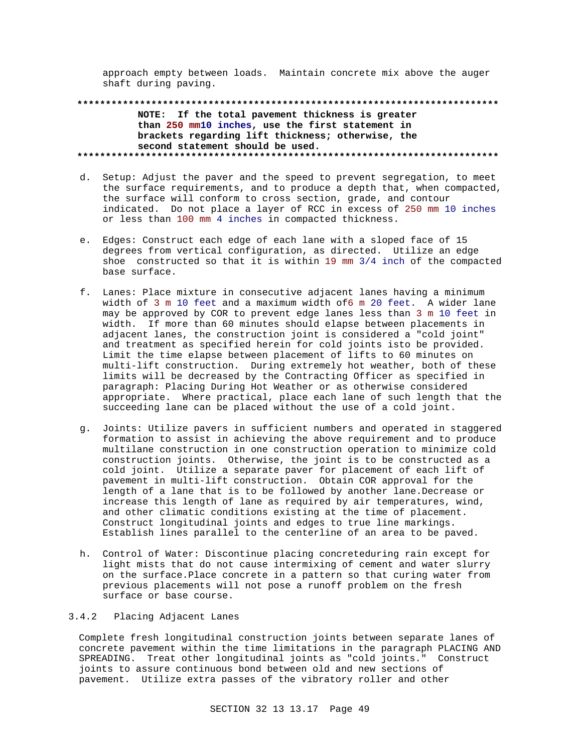approach empty between loads. Maintain concrete mix above the auger shaft during paving.

**************************************************************************

**NOTE: If the total pavement thickness is greater than 250 mm10 inches, use the first statement in brackets regarding lift thickness; otherwise, the second statement should be used.**

**************************************************************************

d. Setup: Adjust the paver and the speed to prevent segregation, to meet the surface requirements, and to produce a depth that, when compacted, the surface will conform to cross section, grade, and contour indicated. Do not place a layer of RCC in excess of 250 mm 10 inches or less than 100 mm 4 inches in compacted thickness.

e. Edges: Construct each edge of each lane with a sloped face of 15 degrees from vertical configuration, as directed. Utilize an edge shoe constructed so that it is within 19 mm 3/4 inch of the compacted base surface.

f. Lanes: Place mixture in consecutive adjacent lanes having a minimum width of 3 m 10 feet and a maximum width of6 m 20 feet. A wider lane may be approved by COR to prevent edge lanes less than 3 m 10 feet in width. If more than 60 minutes should elapse between placements in adjacent lanes, the construction joint is considered a "cold joint" and treatment as specified herein for cold joints isto be provided. Limit the time elapse between placement of lifts to 60 minutes on multi-lift construction. During extremely hot weather, both of these limits will be decreased by the Contracting Officer as specified in paragraph: Placing During Hot Weather or as otherwise considered appropriate. Where practical, place each lane of such length that the succeeding lane can be placed without the use of a cold joint.

g. Joints: Utilize pavers in sufficient numbers and operated in staggered formation to assist in achieving the above requirement and to produce multilane construction in one construction operation to minimize cold construction joints. Otherwise, the joint is to be constructed as a cold joint. Utilize a separate paver for placement of each lift of pavement in multi-lift construction. Obtain COR approval for the length of a lane that is to be followed by another lane.Decrease or increase this length of lane as required by air temperatures, wind, and other climatic conditions existing at the time of placement. Construct longitudinal joints and edges to true line markings. Establish lines parallel to the centerline of an area to be paved.

h. Control of Water: Discontinue placing concreteduring rain except for light mists that do not cause intermixing of cement and water slurry on the surface.Place concrete in a pattern so that curing water from previous placements will not pose a runoff problem on the fresh surface or base course.

### 3.4.2 Placing Adjacent Lanes

Complete fresh longitudinal construction joints between separate lanes of concrete pavement within the time limitations in the paragraph PLACING AND SPREADING. Treat other longitudinal joints as "cold joints." Construct joints to assure continuous bond between old and new sections of pavement. Utilize extra passes of the vibratory roller and other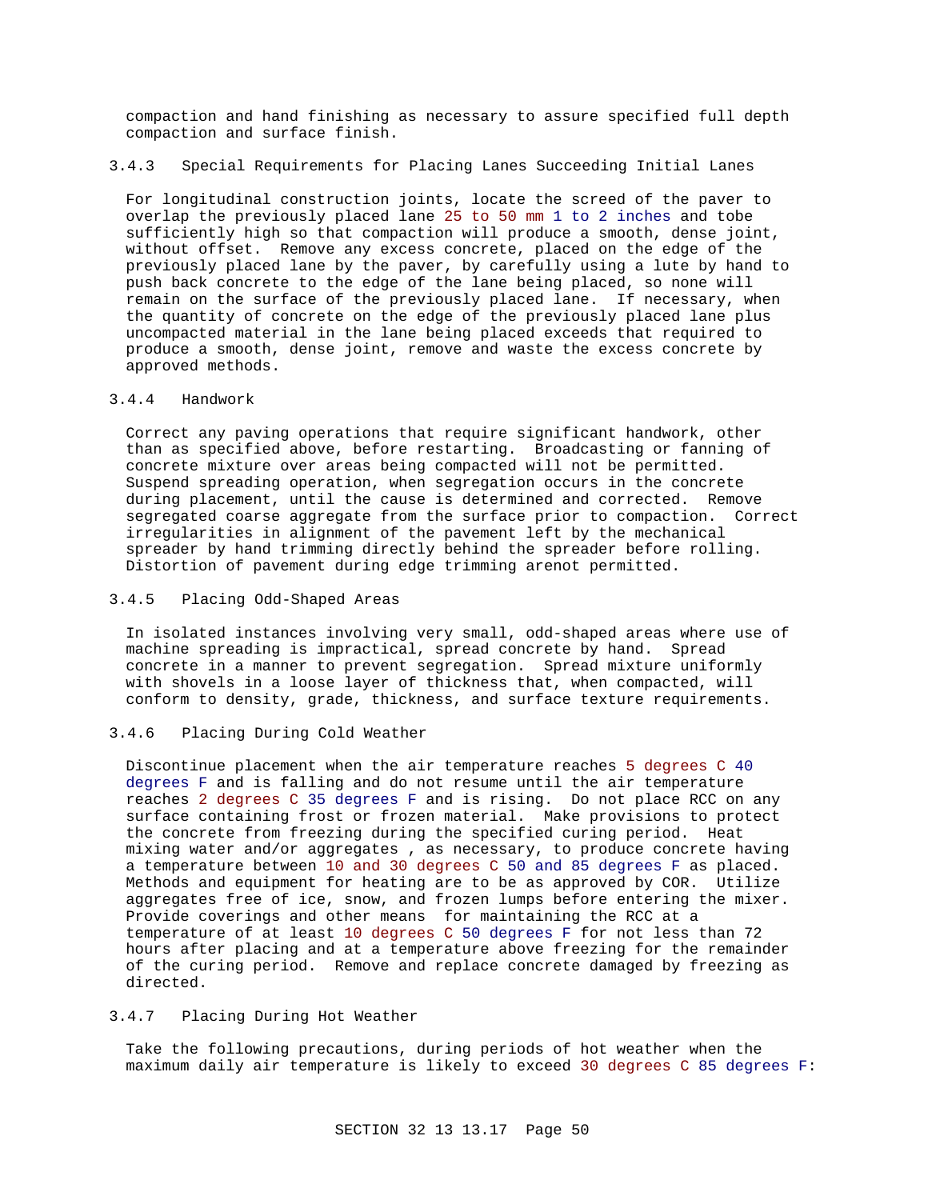compaction and hand finishing as necessary to assure specified full depth compaction and surface finish.

### 3.4.3 Special Requirements for Placing Lanes Succeeding Initial Lanes

For longitudinal construction joints, locate the screed of the paver to overlap the previously placed lane 25 to 50 mm 1 to 2 inches and tobe sufficiently high so that compaction will produce a smooth, dense joint, without offset. Remove any excess concrete, placed on the edge of the previously placed lane by the paver, by carefully using a lute by hand to push back concrete to the edge of the lane being placed, so none will remain on the surface of the previously placed lane. If necessary, when the quantity of concrete on the edge of the previously placed lane plus uncompacted material in the lane being placed exceeds that required to produce a smooth, dense joint, remove and waste the excess concrete by approved methods.

### 3.4.4 Handwork

Correct any paving operations that require significant handwork, other than as specified above, before restarting. Broadcasting or fanning of concrete mixture over areas being compacted will not be permitted. Suspend spreading operation, when segregation occurs in the concrete during placement, until the cause is determined and corrected. Remove segregated coarse aggregate from the surface prior to compaction. Correct irregularities in alignment of the pavement left by the mechanical spreader by hand trimming directly behind the spreader before rolling. Distortion of pavement during edge trimming arenot permitted.

### 3.4.5 Placing Odd-Shaped Areas

In isolated instances involving very small, odd-shaped areas where use of machine spreading is impractical, spread concrete by hand. Spread concrete in a manner to prevent segregation. Spread mixture uniformly with shovels in a loose layer of thickness that, when compacted, will conform to density, grade, thickness, and surface texture requirements.

### 3.4.6 Placing During Cold Weather

Discontinue placement when the air temperature reaches 5 degrees C 40 degrees F and is falling and do not resume until the air temperature reaches 2 degrees C 35 degrees F and is rising. Do not place RCC on any surface containing frost or frozen material. Make provisions to protect the concrete from freezing during the specified curing period. Heat mixing water and/or aggregates , as necessary, to produce concrete having a temperature between 10 and 30 degrees C 50 and 85 degrees F as placed. Methods and equipment for heating are to be as approved by COR. Utilize aggregates free of ice, snow, and frozen lumps before entering the mixer. Provide coverings and other means for maintaining the RCC at a temperature of at least 10 degrees C 50 degrees F for not less than 72 hours after placing and at a temperature above freezing for the remainder of the curing period. Remove and replace concrete damaged by freezing as directed.

### 3.4.7 Placing During Hot Weather

Take the following precautions, during periods of hot weather when the maximum daily air temperature is likely to exceed 30 degrees C 85 degrees F: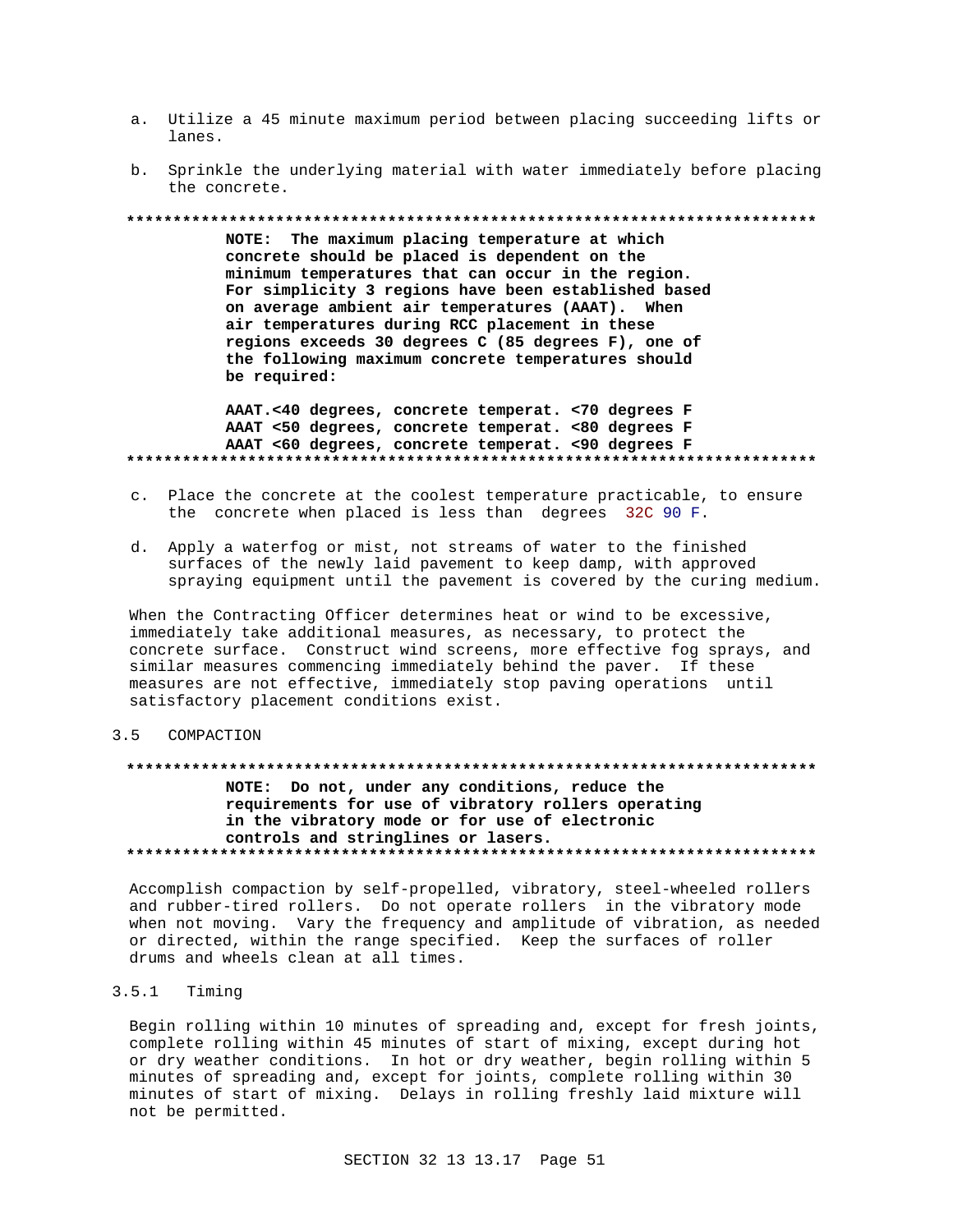a. Utilize a 45 minute maximum period between placing succeeding lifts or lanes.

b. Sprinkle the underlying material with water immediately before placing the concrete.

**************************************************************************

**NOTE: The maximum placing temperature at which concrete should be placed is dependent on the minimum temperatures that can occur in the region. For simplicity 3 regions have been established based on average ambient air temperatures (AAAT). When air temperatures during RCC placement in these regions exceeds 30 degrees C (85 degrees F), one of the following maximum concrete temperatures should be required:**

**AAAT.<40 degrees, concrete temperat. <70 degrees F**
**AAAT <50 degrees, concrete temperat. <80 degrees F**
**AAAT <60 degrees, concrete temperat. <90 degrees F**

**************************************************************************

c. Place the concrete at the coolest temperature practicable, to ensure the concrete when placed is less than degrees 32C 90 F.

d. Apply a waterfog or mist, not streams of water to the finished surfaces of the newly laid pavement to keep damp, with approved spraying equipment until the pavement is covered by the curing medium.

When the Contracting Officer determines heat or wind to be excessive, immediately take additional measures, as necessary, to protect the concrete surface. Construct wind screens, more effective fog sprays, and similar measures commencing immediately behind the paver. If these measures are not effective, immediately stop paving operations until satisfactory placement conditions exist.

## 3.5 COMPACTION

**************************************************************************

**NOTE: Do not, under any conditions, reduce the requirements for use of vibratory rollers operating in the vibratory mode or for use of electronic controls and stringlines or lasers.**

**************************************************************************

Accomplish compaction by self-propelled, vibratory, steel-wheeled rollers and rubber-tired rollers. Do not operate rollers in the vibratory mode when not moving. Vary the frequency and amplitude of vibration, as needed or directed, within the range specified. Keep the surfaces of roller drums and wheels clean at all times.

### 3.5.1 Timing

Begin rolling within 10 minutes of spreading and, except for fresh joints, complete rolling within 45 minutes of start of mixing, except during hot or dry weather conditions. In hot or dry weather, begin rolling within 5 minutes of spreading and, except for joints, complete rolling within 30 minutes of start of mixing. Delays in rolling freshly laid mixture will not be permitted.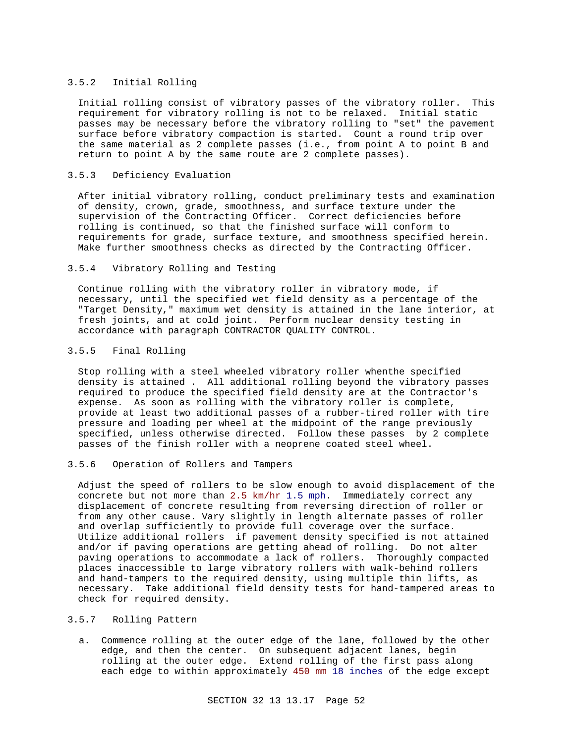#### 3.5.2 Initial Rolling

Initial rolling consist of vibratory passes of the vibratory roller. This requirement for vibratory rolling is not to be relaxed. Initial static passes may be necessary before the vibratory rolling to "set" the pavement surface before vibratory compaction is started. Count a round trip over the same material as 2 complete passes (i.e., from point A to point B and return to point A by the same route are 2 complete passes).

#### 3.5.3 Deficiency Evaluation

After initial vibratory rolling, conduct preliminary tests and examination of density, crown, grade, smoothness, and surface texture under the supervision of the Contracting Officer. Correct deficiencies before rolling is continued, so that the finished surface will conform to requirements for grade, surface texture, and smoothness specified herein. Make further smoothness checks as directed by the Contracting Officer.

#### 3.5.4 Vibratory Rolling and Testing

Continue rolling with the vibratory roller in vibratory mode, if necessary, until the specified wet field density as a percentage of the "Target Density," maximum wet density is attained in the lane interior, at fresh joints, and at cold joint. Perform nuclear density testing in accordance with paragraph CONTRACTOR QUALITY CONTROL.

#### 3.5.5 Final Rolling

Stop rolling with a steel wheeled vibratory roller whenthe specified density is attained . All additional rolling beyond the vibratory passes required to produce the specified field density are at the Contractor's expense. As soon as rolling with the vibratory roller is complete, provide at least two additional passes of a rubber-tired roller with tire pressure and loading per wheel at the midpoint of the range previously specified, unless otherwise directed. Follow these passes by 2 complete passes of the finish roller with a neoprene coated steel wheel.

#### 3.5.6 Operation of Rollers and Tampers

Adjust the speed of rollers to be slow enough to avoid displacement of the concrete but not more than 2.5 km/hr 1.5 mph. Immediately correct any displacement of concrete resulting from reversing direction of roller or from any other cause. Vary slightly in length alternate passes of roller and overlap sufficiently to provide full coverage over the surface. Utilize additional rollers if pavement density specified is not attained and/or if paving operations are getting ahead of rolling. Do not alter paving operations to accommodate a lack of rollers. Thoroughly compacted places inaccessible to large vibratory rollers with walk-behind rollers and hand-tampers to the required density, using multiple thin lifts, as necessary. Take additional field density tests for hand-tampered areas to check for required density.

#### 3.5.7 Rolling Pattern

a. Commence rolling at the outer edge of the lane, followed by the other edge, and then the center. On subsequent adjacent lanes, begin rolling at the outer edge. Extend rolling of the first pass along each edge to within approximately 450 mm 18 inches of the edge except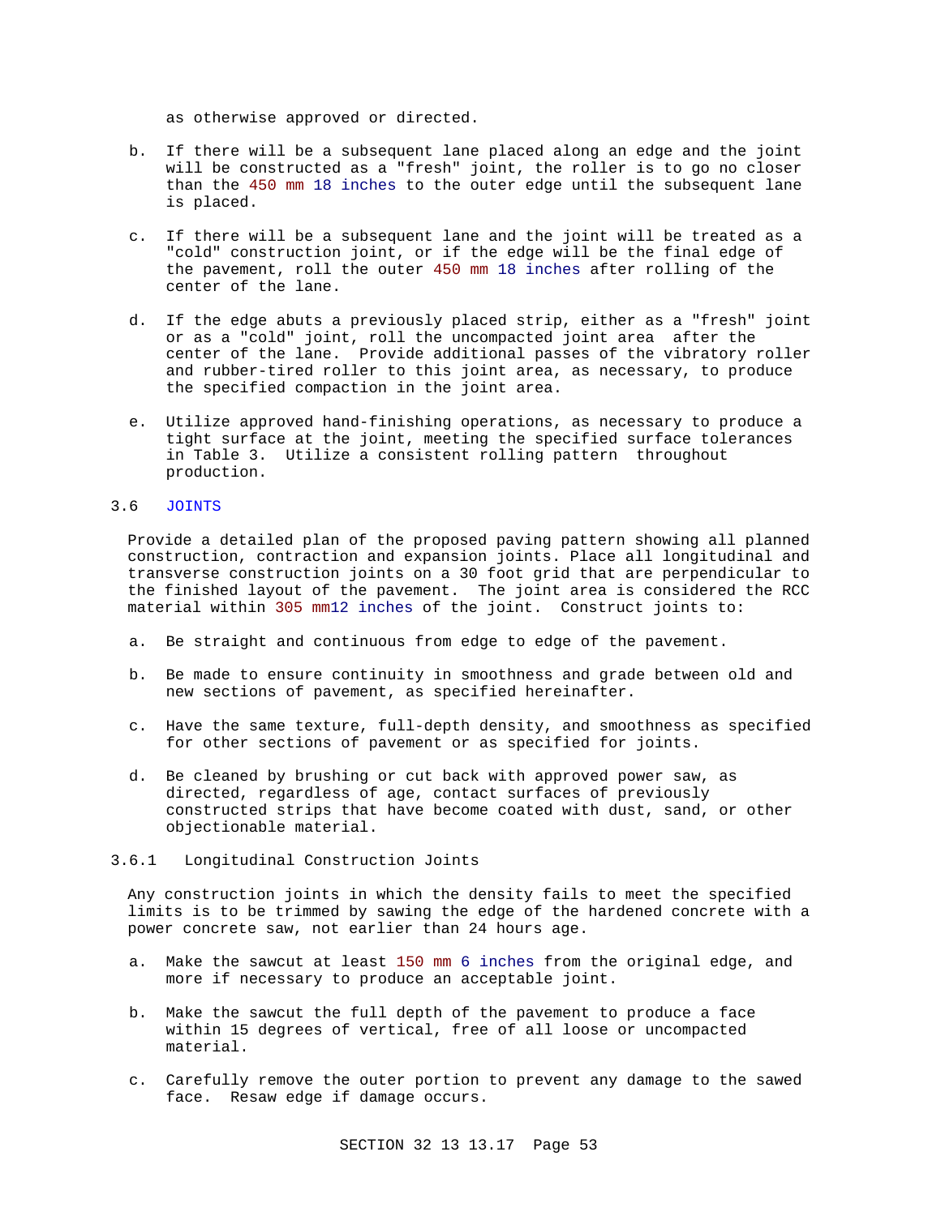as otherwise approved or directed.

b. If there will be a subsequent lane placed along an edge and the joint will be constructed as a "fresh" joint, the roller is to go no closer than the 450 mm 18 inches to the outer edge until the subsequent lane is placed.

c. If there will be a subsequent lane and the joint will be treated as a "cold" construction joint, or if the edge will be the final edge of the pavement, roll the outer 450 mm 18 inches after rolling of the center of the lane.

d. If the edge abuts a previously placed strip, either as a "fresh" joint or as a "cold" joint, roll the uncompacted joint area after the center of the lane. Provide additional passes of the vibratory roller and rubber-tired roller to this joint area, as necessary, to produce the specified compaction in the joint area.

e. Utilize approved hand-finishing operations, as necessary to produce a tight surface at the joint, meeting the specified surface tolerances in Table 3. Utilize a consistent rolling pattern throughout production.

## 3.6 JOINTS

Provide a detailed plan of the proposed paving pattern showing all planned construction, contraction and expansion joints. Place all longitudinal and transverse construction joints on a 30 foot grid that are perpendicular to the finished layout of the pavement. The joint area is considered the RCC material within 305 mm12 inches of the joint. Construct joints to:

a. Be straight and continuous from edge to edge of the pavement.

b. Be made to ensure continuity in smoothness and grade between old and new sections of pavement, as specified hereinafter.

c. Have the same texture, full-depth density, and smoothness as specified for other sections of pavement or as specified for joints.

d. Be cleaned by brushing or cut back with approved power saw, as directed, regardless of age, contact surfaces of previously constructed strips that have become coated with dust, sand, or other objectionable material.

### 3.6.1 Longitudinal Construction Joints

Any construction joints in which the density fails to meet the specified limits is to be trimmed by sawing the edge of the hardened concrete with a power concrete saw, not earlier than 24 hours age.

a. Make the sawcut at least 150 mm 6 inches from the original edge, and more if necessary to produce an acceptable joint.

b. Make the sawcut the full depth of the pavement to produce a face within 15 degrees of vertical, free of all loose or uncompacted material.

c. Carefully remove the outer portion to prevent any damage to the sawed face. Resaw edge if damage occurs.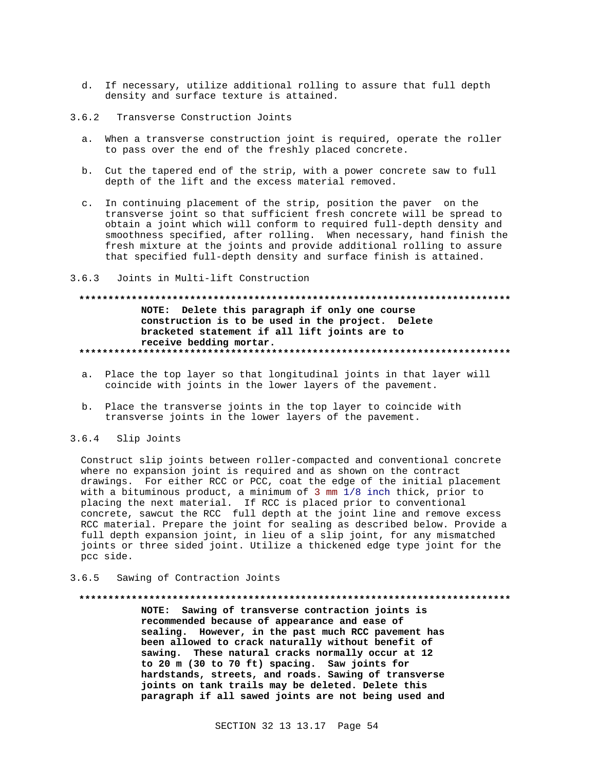d. If necessary, utilize additional rolling to assure that full depth density and surface texture is attained.

### 3.6.2 Transverse Construction Joints

a. When a transverse construction joint is required, operate the roller to pass over the end of the freshly placed concrete.

b. Cut the tapered end of the strip, with a power concrete saw to full depth of the lift and the excess material removed.

c. In continuing placement of the strip, position the paver on the transverse joint so that sufficient fresh concrete will be spread to obtain a joint which will conform to required full-depth density and smoothness specified, after rolling. When necessary, hand finish the fresh mixture at the joints and provide additional rolling to assure that specified full-depth density and surface finish is attained.

### 3.6.3 Joints in Multi-lift Construction

**************************************************************************

**NOTE: Delete this paragraph if only one course construction is to be used in the project. Delete bracketed statement if all lift joints are to receive bedding mortar.**

**************************************************************************

a. Place the top layer so that longitudinal joints in that layer will coincide with joints in the lower layers of the pavement.

b. Place the transverse joints in the top layer to coincide with transverse joints in the lower layers of the pavement.

### 3.6.4 Slip Joints

Construct slip joints between roller-compacted and conventional concrete where no expansion joint is required and as shown on the contract drawings. For either RCC or PCC, coat the edge of the initial placement with a bituminous product, a minimum of 3 mm 1/8 inch thick, prior to placing the next material. If RCC is placed prior to conventional concrete, sawcut the RCC full depth at the joint line and remove excess RCC material. Prepare the joint for sealing as described below. Provide a full depth expansion joint, in lieu of a slip joint, for any mismatched joints or three sided joint. Utilize a thickened edge type joint for the pcc side.

### 3.6.5 Sawing of Contraction Joints

**************************************************************************

**NOTE: Sawing of transverse contraction joints is recommended because of appearance and ease of sealing. However, in the past much RCC pavement has been allowed to crack naturally without benefit of sawing. These natural cracks normally occur at 12 to 20 m (30 to 70 ft) spacing. Saw joints for hardstands, streets, and roads. Sawing of transverse joints on tank trails may be deleted. Delete this paragraph if all sawed joints are not being used and**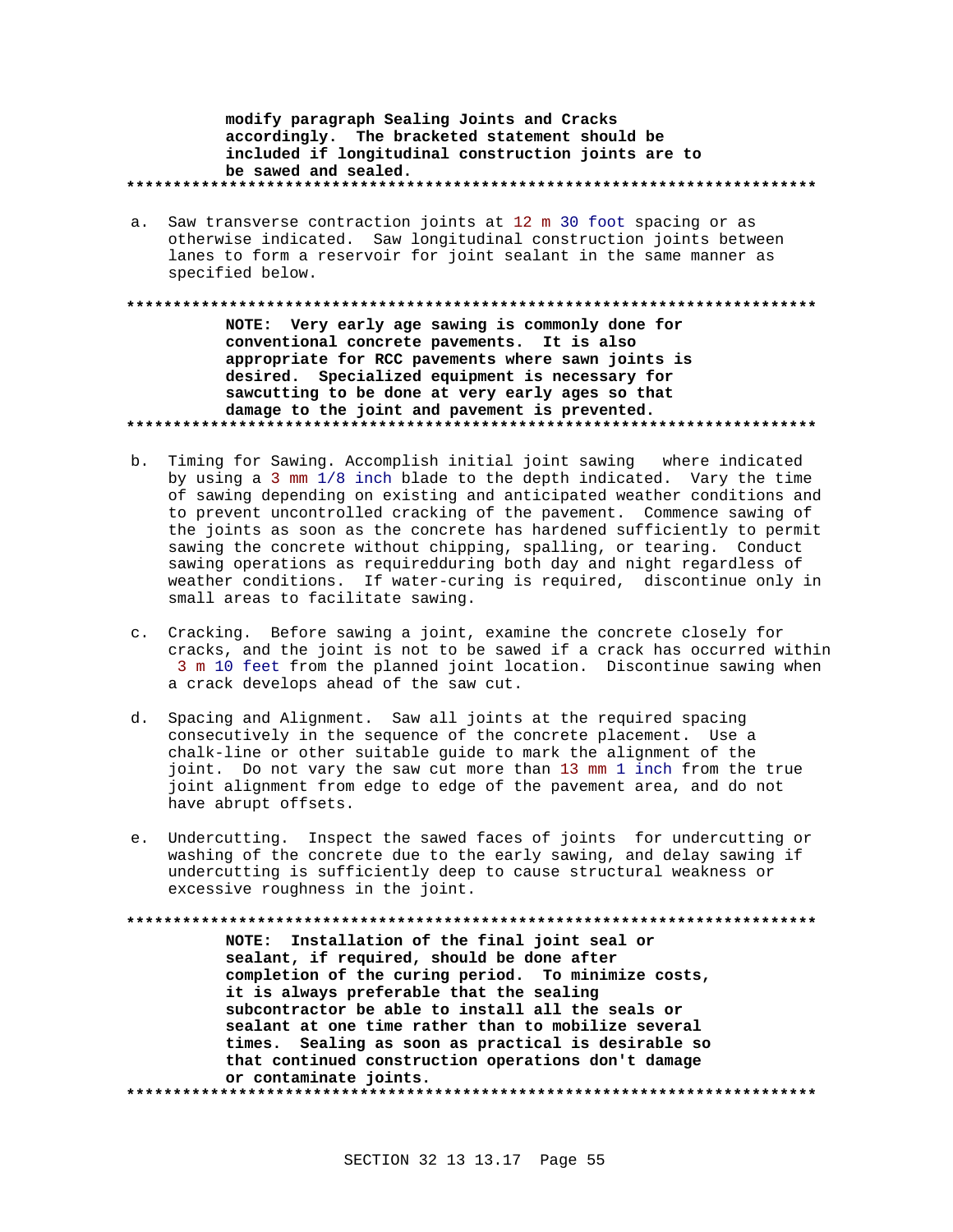**modify paragraph Sealing Joints and Cracks accordingly. The bracketed statement should be included if longitudinal construction joints are to be sawed and sealed.**

**************************************************************************

a. Saw transverse contraction joints at 12 m 30 foot spacing or as otherwise indicated. Saw longitudinal construction joints between lanes to form a reservoir for joint sealant in the same manner as specified below.

**************************************************************************

**NOTE: Very early age sawing is commonly done for conventional concrete pavements. It is also appropriate for RCC pavements where sawn joints is desired. Specialized equipment is necessary for sawcutting to be done at very early ages so that damage to the joint and pavement is prevented.**

**************************************************************************

b. Timing for Sawing. Accomplish initial joint sawing where indicated by using a 3 mm 1/8 inch blade to the depth indicated. Vary the time of sawing depending on existing and anticipated weather conditions and to prevent uncontrolled cracking of the pavement. Commence sawing of the joints as soon as the concrete has hardened sufficiently to permit sawing the concrete without chipping, spalling, or tearing. Conduct sawing operations as requiredduring both day and night regardless of weather conditions. If water-curing is required, discontinue only in small areas to facilitate sawing.

c. Cracking. Before sawing a joint, examine the concrete closely for cracks, and the joint is not to be sawed if a crack has occurred within 3 m 10 feet from the planned joint location. Discontinue sawing when a crack develops ahead of the saw cut.

d. Spacing and Alignment. Saw all joints at the required spacing consecutively in the sequence of the concrete placement. Use a chalk-line or other suitable guide to mark the alignment of the joint. Do not vary the saw cut more than 13 mm 1 inch from the true joint alignment from edge to edge of the pavement area, and do not have abrupt offsets.

e. Undercutting. Inspect the sawed faces of joints for undercutting or washing of the concrete due to the early sawing, and delay sawing if undercutting is sufficiently deep to cause structural weakness or excessive roughness in the joint.

**************************************************************************

**NOTE: Installation of the final joint seal or sealant, if required, should be done after completion of the curing period. To minimize costs, it is always preferable that the sealing subcontractor be able to install all the seals or sealant at one time rather than to mobilize several times. Sealing as soon as practical is desirable so that continued construction operations don't damage or contaminate joints.**

**************************************************************************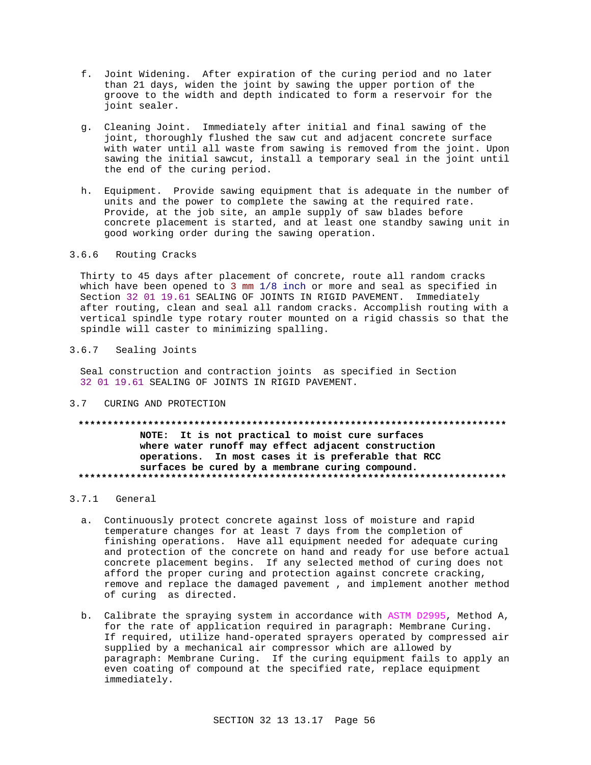f. Joint Widening. After expiration of the curing period and no later than 21 days, widen the joint by sawing the upper portion of the groove to the width and depth indicated to form a reservoir for the joint sealer.

g. Cleaning Joint. Immediately after initial and final sawing of the joint, thoroughly flushed the saw cut and adjacent concrete surface with water until all waste from sawing is removed from the joint. Upon sawing the initial sawcut, install a temporary seal in the joint until the end of the curing period.

h. Equipment. Provide sawing equipment that is adequate in the number of units and the power to complete the sawing at the required rate. Provide, at the job site, an ample supply of saw blades before concrete placement is started, and at least one standby sawing unit in good working order during the sawing operation.

#### 3.6.6 Routing Cracks

Thirty to 45 days after placement of concrete, route all random cracks which have been opened to 3 mm 1/8 inch or more and seal as specified in Section 32 01 19.61 SEALING OF JOINTS IN RIGID PAVEMENT. Immediately after routing, clean and seal all random cracks. Accomplish routing with a vertical spindle type rotary router mounted on a rigid chassis so that the spindle will caster to minimizing spalling.

#### 3.6.7 Sealing Joints

Seal construction and contraction joints as specified in Section 32 01 19.61 SEALING OF JOINTS IN RIGID PAVEMENT.

### 3.7 CURING AND PROTECTION

**************************************************************************

**NOTE: It is not practical to moist cure surfaces where water runoff may effect adjacent construction operations. In most cases it is preferable that RCC surfaces be cured by a membrane curing compound.**

**************************************************************************

#### 3.7.1 General

a. Continuously protect concrete against loss of moisture and rapid temperature changes for at least 7 days from the completion of finishing operations. Have all equipment needed for adequate curing and protection of the concrete on hand and ready for use before actual concrete placement begins. If any selected method of curing does not afford the proper curing and protection against concrete cracking, remove and replace the damaged pavement , and implement another method of curing as directed.

b. Calibrate the spraying system in accordance with ASTM D2995, Method A, for the rate of application required in paragraph: Membrane Curing. If required, utilize hand-operated sprayers operated by compressed air supplied by a mechanical air compressor which are allowed by paragraph: Membrane Curing. If the curing equipment fails to apply an even coating of compound at the specified rate, replace equipment immediately.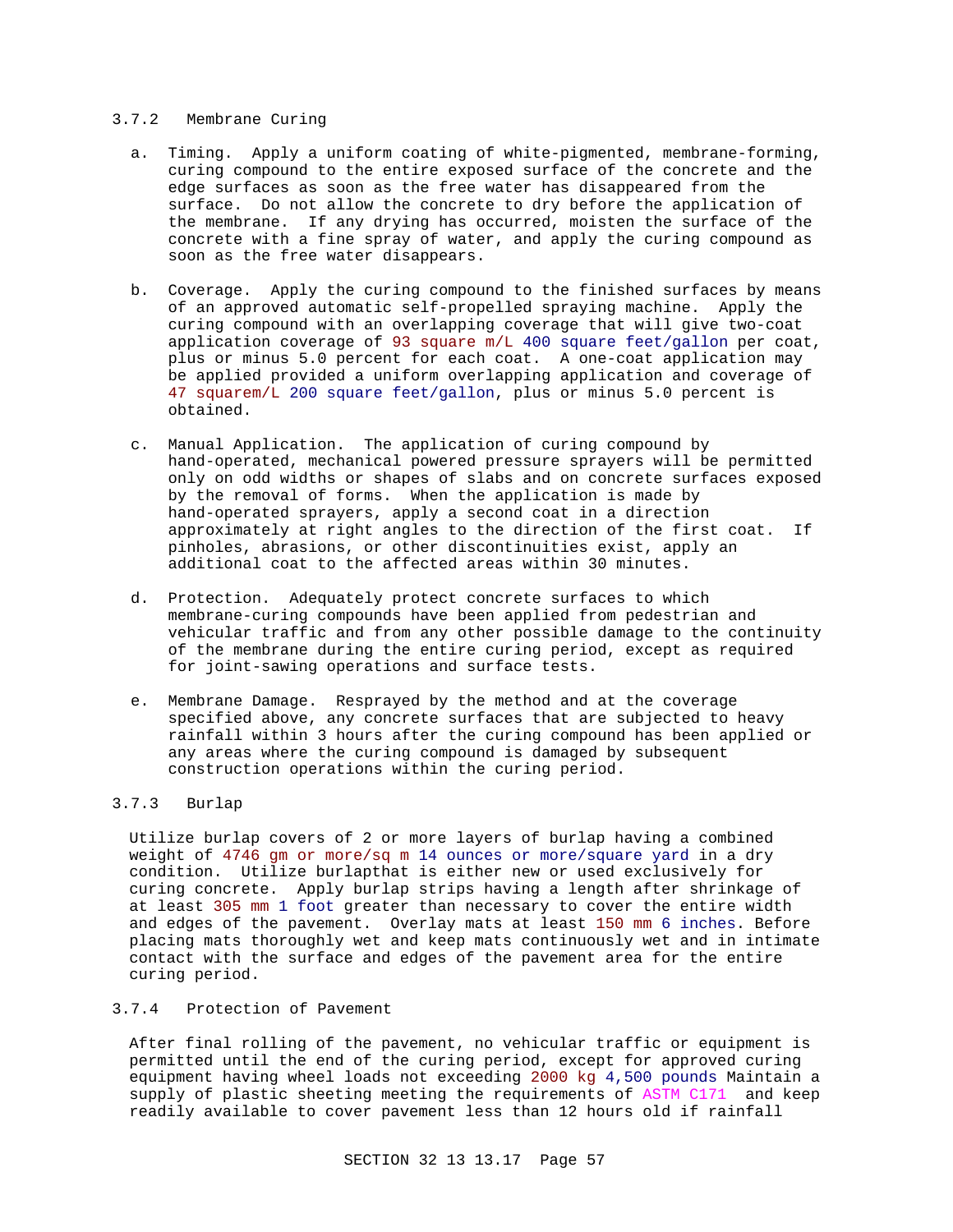### 3.7.2 Membrane Curing

a. Timing. Apply a uniform coating of white-pigmented, membrane-forming, curing compound to the entire exposed surface of the concrete and the edge surfaces as soon as the free water has disappeared from the surface. Do not allow the concrete to dry before the application of the membrane. If any drying has occurred, moisten the surface of the concrete with a fine spray of water, and apply the curing compound as soon as the free water disappears.

b. Coverage. Apply the curing compound to the finished surfaces by means of an approved automatic self-propelled spraying machine. Apply the curing compound with an overlapping coverage that will give two-coat application coverage of 93 square m/L 400 square feet/gallon per coat, plus or minus 5.0 percent for each coat. A one-coat application may be applied provided a uniform overlapping application and coverage of 47 squarem/L 200 square feet/gallon, plus or minus 5.0 percent is obtained.

c. Manual Application. The application of curing compound by hand-operated, mechanical powered pressure sprayers will be permitted only on odd widths or shapes of slabs and on concrete surfaces exposed by the removal of forms. When the application is made by hand-operated sprayers, apply a second coat in a direction approximately at right angles to the direction of the first coat. If pinholes, abrasions, or other discontinuities exist, apply an additional coat to the affected areas within 30 minutes.

d. Protection. Adequately protect concrete surfaces to which membrane-curing compounds have been applied from pedestrian and vehicular traffic and from any other possible damage to the continuity of the membrane during the entire curing period, except as required for joint-sawing operations and surface tests.

e. Membrane Damage. Resprayed by the method and at the coverage specified above, any concrete surfaces that are subjected to heavy rainfall within 3 hours after the curing compound has been applied or any areas where the curing compound is damaged by subsequent construction operations within the curing period.

### 3.7.3 Burlap

Utilize burlap covers of 2 or more layers of burlap having a combined weight of 4746 gm or more/sq m 14 ounces or more/square yard in a dry condition. Utilize burlapthat is either new or used exclusively for curing concrete. Apply burlap strips having a length after shrinkage of at least 305 mm 1 foot greater than necessary to cover the entire width and edges of the pavement. Overlay mats at least 150 mm 6 inches. Before placing mats thoroughly wet and keep mats continuously wet and in intimate contact with the surface and edges of the pavement area for the entire curing period.

### 3.7.4 Protection of Pavement

After final rolling of the pavement, no vehicular traffic or equipment is permitted until the end of the curing period, except for approved curing equipment having wheel loads not exceeding 2000 kg 4,500 pounds Maintain a supply of plastic sheeting meeting the requirements of ASTM C171 and keep readily available to cover pavement less than 12 hours old if rainfall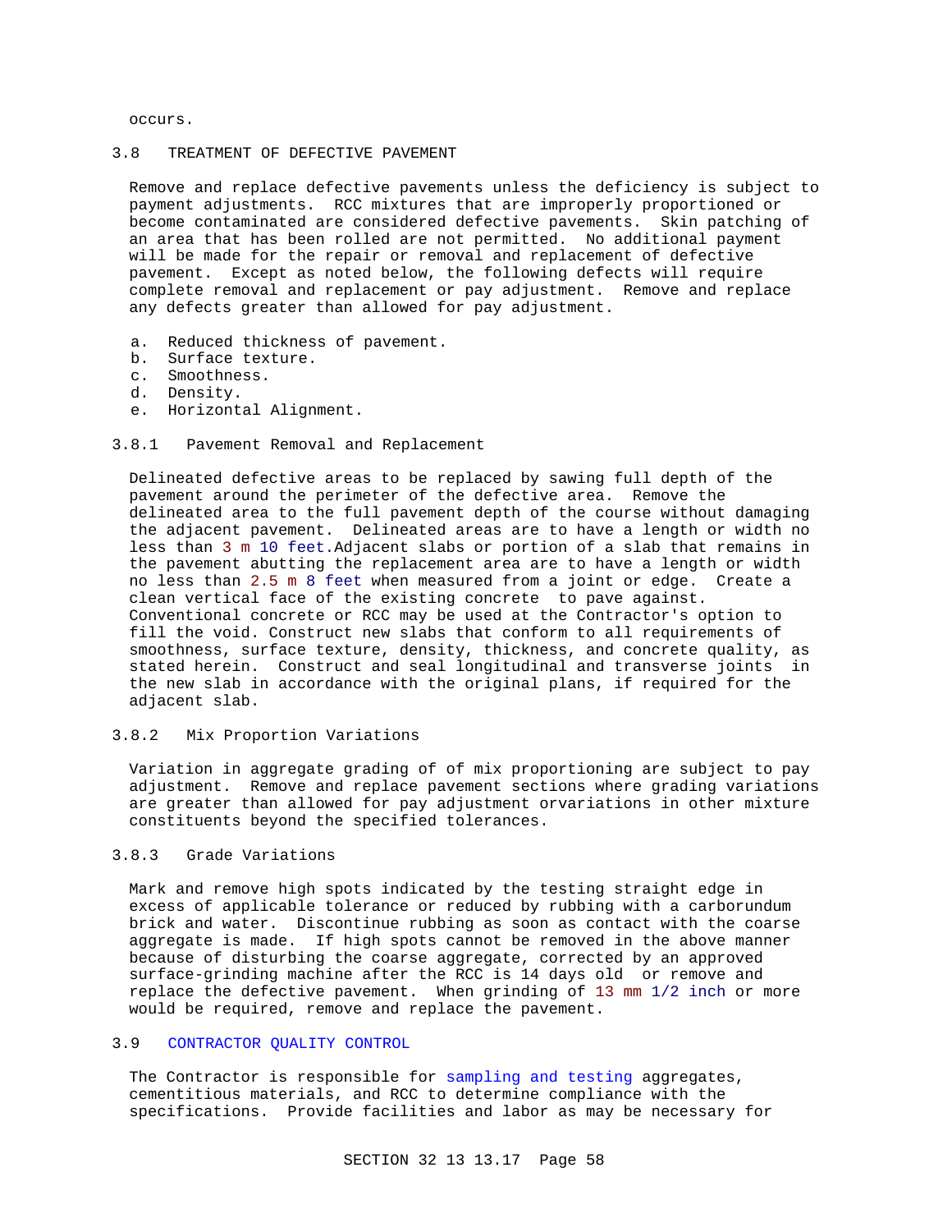occurs.

## 3.8 TREATMENT OF DEFECTIVE PAVEMENT

Remove and replace defective pavements unless the deficiency is subject to payment adjustments. RCC mixtures that are improperly proportioned or become contaminated are considered defective pavements. Skin patching of an area that has been rolled are not permitted. No additional payment will be made for the repair or removal and replacement of defective pavement. Except as noted below, the following defects will require complete removal and replacement or pay adjustment. Remove and replace any defects greater than allowed for pay adjustment.

a. Reduced thickness of pavement.
b. Surface texture.
c. Smoothness.
d. Density.
e. Horizontal Alignment.

### 3.8.1 Pavement Removal and Replacement

Delineated defective areas to be replaced by sawing full depth of the pavement around the perimeter of the defective area. Remove the delineated area to the full pavement depth of the course without damaging the adjacent pavement. Delineated areas are to have a length or width no less than 3 m 10 feet.Adjacent slabs or portion of a slab that remains in the pavement abutting the replacement area are to have a length or width no less than 2.5 m 8 feet when measured from a joint or edge. Create a clean vertical face of the existing concrete to pave against. Conventional concrete or RCC may be used at the Contractor's option to fill the void. Construct new slabs that conform to all requirements of smoothness, surface texture, density, thickness, and concrete quality, as stated herein. Construct and seal longitudinal and transverse joints in the new slab in accordance with the original plans, if required for the adjacent slab.

### 3.8.2 Mix Proportion Variations

Variation in aggregate grading of of mix proportioning are subject to pay adjustment. Remove and replace pavement sections where grading variations are greater than allowed for pay adjustment orvariations in other mixture constituents beyond the specified tolerances.

### 3.8.3 Grade Variations

Mark and remove high spots indicated by the testing straight edge in excess of applicable tolerance or reduced by rubbing with a carborundum brick and water. Discontinue rubbing as soon as contact with the coarse aggregate is made. If high spots cannot be removed in the above manner because of disturbing the coarse aggregate, corrected by an approved surface-grinding machine after the RCC is 14 days old or remove and replace the defective pavement. When grinding of 13 mm 1/2 inch or more would be required, remove and replace the pavement.

## 3.9 CONTRACTOR QUALITY CONTROL

The Contractor is responsible for sampling and testing aggregates, cementitious materials, and RCC to determine compliance with the specifications. Provide facilities and labor as may be necessary for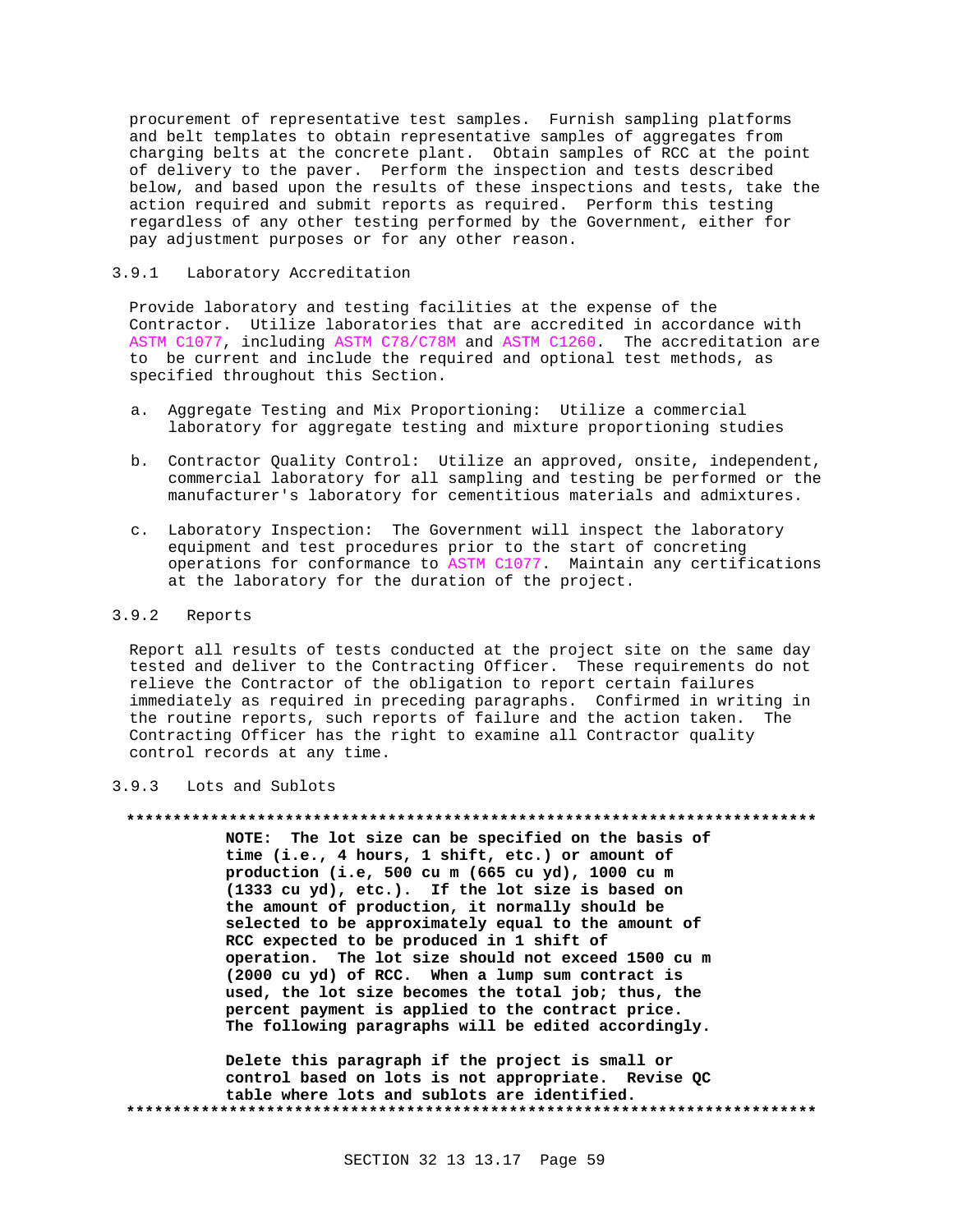procurement of representative test samples. Furnish sampling platforms and belt templates to obtain representative samples of aggregates from charging belts at the concrete plant. Obtain samples of RCC at the point of delivery to the paver. Perform the inspection and tests described below, and based upon the results of these inspections and tests, take the action required and submit reports as required. Perform this testing regardless of any other testing performed by the Government, either for pay adjustment purposes or for any other reason.

### 3.9.1 Laboratory Accreditation

Provide laboratory and testing facilities at the expense of the Contractor. Utilize laboratories that are accredited in accordance with ASTM C1077, including ASTM C78/C78M and ASTM C1260. The accreditation are to be current and include the required and optional test methods, as specified throughout this Section.

a. Aggregate Testing and Mix Proportioning: Utilize a commercial laboratory for aggregate testing and mixture proportioning studies

b. Contractor Quality Control: Utilize an approved, onsite, independent, commercial laboratory for all sampling and testing be performed or the manufacturer's laboratory for cementitious materials and admixtures.

c. Laboratory Inspection: The Government will inspect the laboratory equipment and test procedures prior to the start of concreting operations for conformance to ASTM C1077. Maintain any certifications at the laboratory for the duration of the project.

### 3.9.2 Reports

Report all results of tests conducted at the project site on the same day tested and deliver to the Contracting Officer. These requirements do not relieve the Contractor of the obligation to report certain failures immediately as required in preceding paragraphs. Confirmed in writing in the routine reports, such reports of failure and the action taken. The Contracting Officer has the right to examine all Contractor quality control records at any time.

### 3.9.3 Lots and Sublots

**************************************************************************

**NOTE: The lot size can be specified on the basis of time (i.e., 4 hours, 1 shift, etc.) or amount of production (i.e, 500 cu m (665 cu yd), 1000 cu m (1333 cu yd), etc.). If the lot size is based on the amount of production, it normally should be selected to be approximately equal to the amount of RCC expected to be produced in 1 shift of operation. The lot size should not exceed 1500 cu m (2000 cu yd) of RCC. When a lump sum contract is used, the lot size becomes the total job; thus, the percent payment is applied to the contract price. The following paragraphs will be edited accordingly.**

**Delete this paragraph if the project is small or control based on lots is not appropriate. Revise QC table where lots and sublots are identified.**

**************************************************************************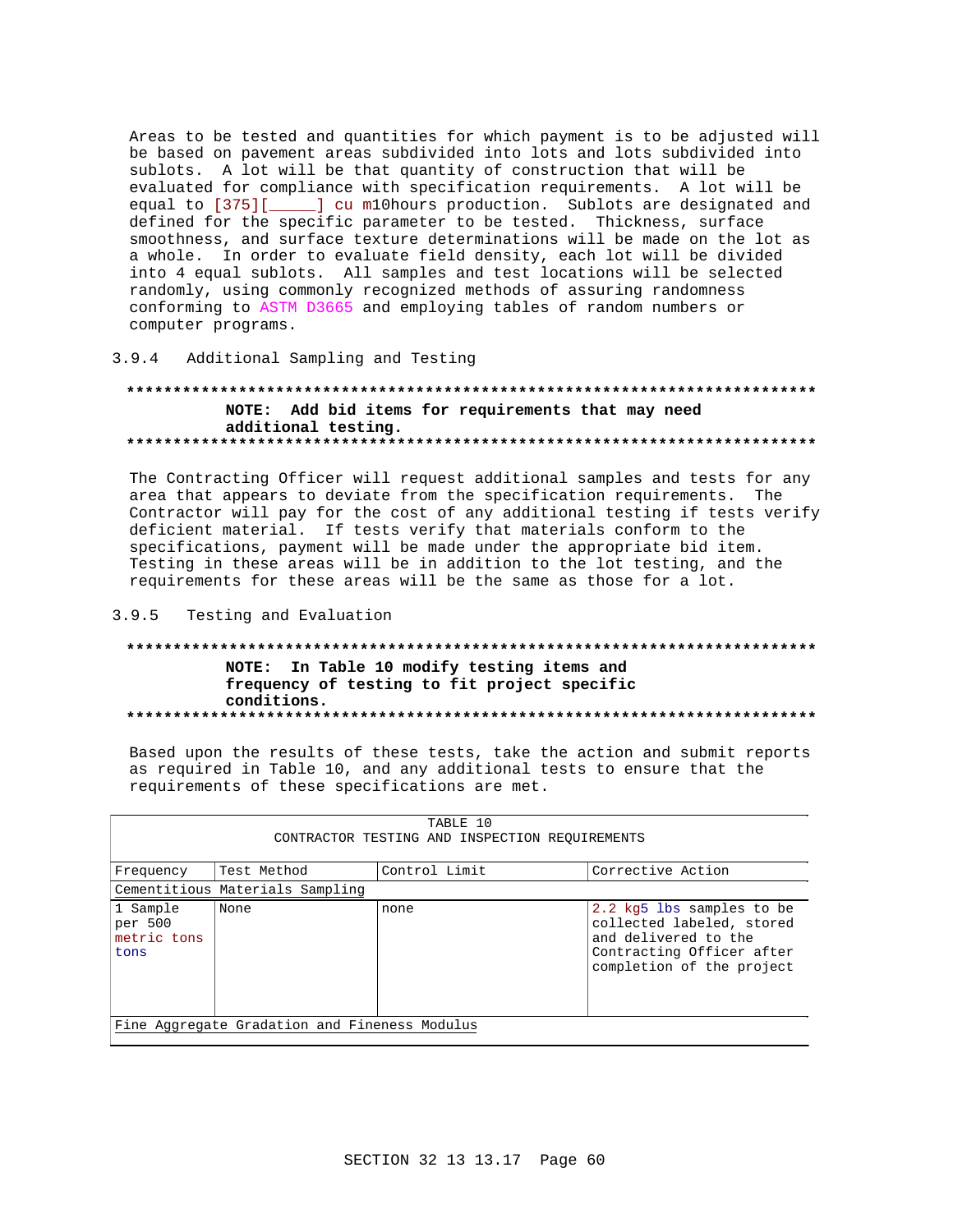Areas to be tested and quantities for which payment is to be adjusted will be based on pavement areas subdivided into lots and lots subdivided into sublots. A lot will be that quantity of construction that will be evaluated for compliance with specification requirements. A lot will be equal to [375][_____] cu m10hours production. Sublots are designated and defined for the specific parameter to be tested. Thickness, surface smoothness, and surface texture determinations will be made on the lot as a whole. In order to evaluate field density, each lot will be divided into 4 equal sublots. All samples and test locations will be selected randomly, using commonly recognized methods of assuring randomness conforming to ASTM D3665 and employing tables of random numbers or computer programs.

#### 3.9.4 Additional Sampling and Testing

**************************************************************************

**NOTE: Add bid items for requirements that may need additional testing.**

**************************************************************************

The Contracting Officer will request additional samples and tests for any area that appears to deviate from the specification requirements. The Contractor will pay for the cost of any additional testing if tests verify deficient material. If tests verify that materials conform to the specifications, payment will be made under the appropriate bid item. Testing in these areas will be in addition to the lot testing, and the requirements for these areas will be the same as those for a lot.

#### 3.9.5 Testing and Evaluation

**************************************************************************

**NOTE: In Table 10 modify testing items and frequency of testing to fit project specific conditions.**

**************************************************************************

Based upon the results of these tests, take the action and submit reports as required in Table 10, and any additional tests to ensure that the requirements of these specifications are met.

TABLE 10
CONTRACTOR TESTING AND INSPECTION REQUIREMENTS

| Frequency | Test Method | Control Limit | Corrective Action |
|---|---|---|---|
| Cementitious Materials Sampling | | | |
| 1 Sample per 500 metric tons tons | None | none | 2.2 kg5 lbs samples to be collected labeled, stored and delivered to the Contracting Officer after completion of the project |
| Fine Aggregate Gradation and Fineness Modulus | | | |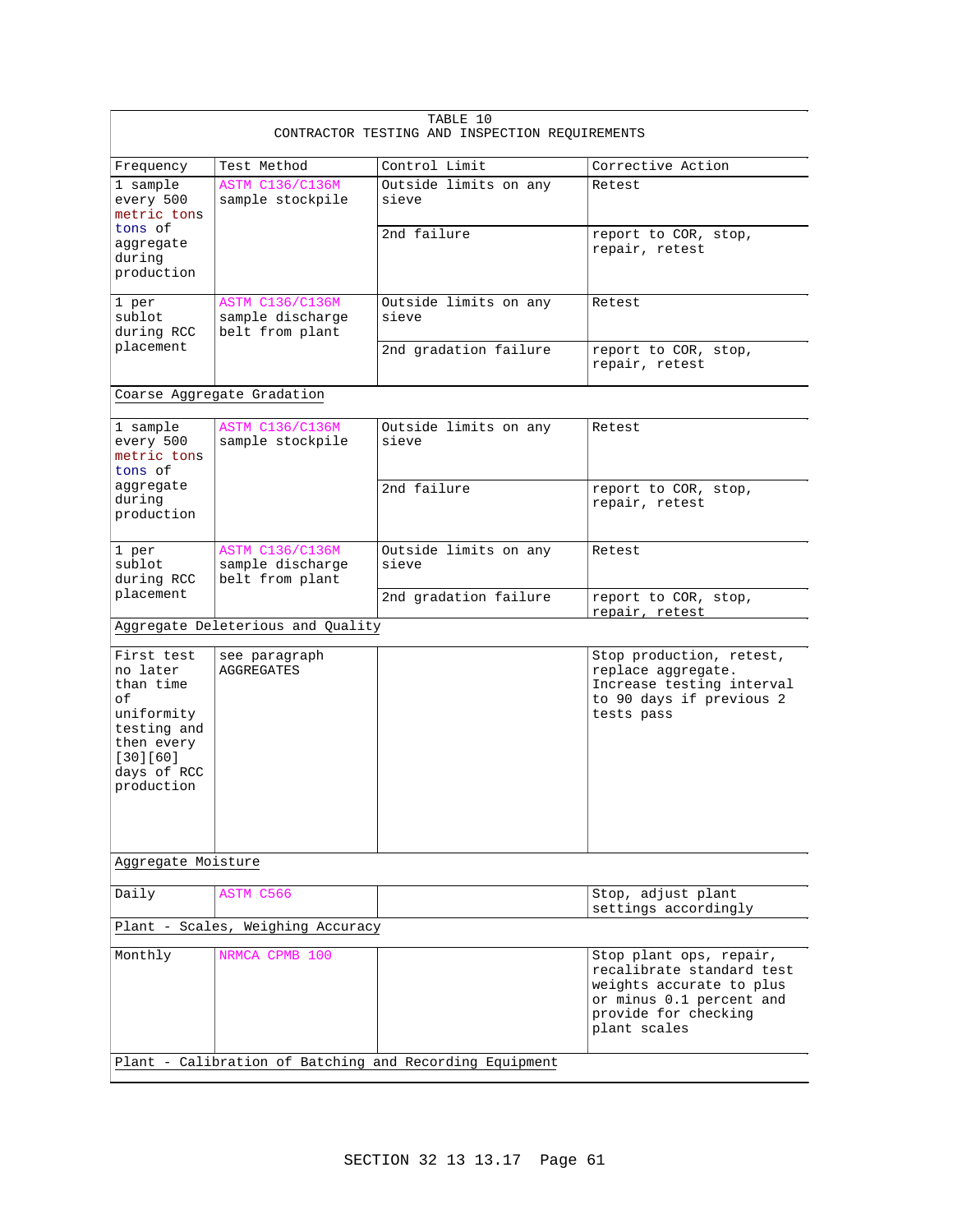TABLE 10
CONTRACTOR TESTING AND INSPECTION REQUIREMENTS

| Frequency | Test Method | Control Limit | Corrective Action |
|---|---|---|---|
| 1 sample every 500 metric tons tons of aggregate during production | ASTM C136/C136M sample stockpile | Outside limits on any sieve | Retest |
| | | 2nd failure | report to COR, stop, repair, retest |
| 1 per sublot during RCC placement | ASTM C136/C136M sample discharge belt from plant | Outside limits on any sieve | Retest |
| | | 2nd gradation failure | report to COR, stop, repair, retest |
| Coarse Aggregate Gradation | | | |
| 1 sample every 500 metric tons tons of aggregate during production | ASTM C136/C136M sample stockpile | Outside limits on any sieve | Retest |
| | | 2nd failure | report to COR, stop, repair, retest |
| 1 per sublot during RCC placement | ASTM C136/C136M sample discharge belt from plant | Outside limits on any sieve | Retest |
| | | 2nd gradation failure | report to COR, stop, repair, retest |
| Aggregate Deleterious and Quality | | | |
| First test no later than time of uniformity testing and then every [30][60] days of RCC production | see paragraph AGGREGATES | | Stop production, retest, replace aggregate. Increase testing interval to 90 days if previous 2 tests pass |
| Aggregate Moisture | | | |
| Daily | ASTM C566 | | Stop, adjust plant settings accordingly |
| Plant - Scales, Weighing Accuracy | | | |
| Monthly | NRMCA CPMB 100 | | Stop plant ops, repair, recalibrate standard test weights accurate to plus or minus 0.1 percent and provide for checking plant scales |
| Plant - Calibration of Batching and Recording Equipment | | | |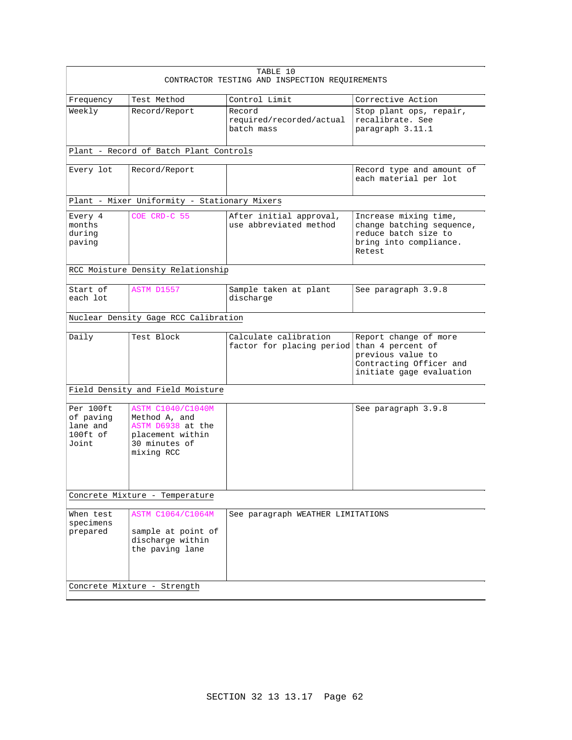TABLE 10
CONTRACTOR TESTING AND INSPECTION REQUIREMENTS

| Frequency | Test Method | Control Limit | Corrective Action |
|---|---|---|---|
| Weekly | Record/Report | Record required/recorded/actual batch mass | Stop plant ops, repair, recalibrate. See paragraph 3.11.1 |
| Plant - Record of Batch Plant Controls | | | |
| Every lot | Record/Report | | Record type and amount of each material per lot |
| Plant - Mixer Uniformity - Stationary Mixers | | | |
| Every 4 months during paving | COE CRD-C 55 | After initial approval, use abbreviated method | Increase mixing time, change batching sequence, reduce batch size to bring into compliance. Retest |
| RCC Moisture Density Relationship | | | |
| Start of each lot | ASTM D1557 | Sample taken at plant discharge | See paragraph 3.9.8 |
| Nuclear Density Gage RCC Calibration | | | |
| Daily | Test Block | Calculate calibration factor for placing period | Report change of more than 4 percent of previous value to Contracting Officer and initiate gage evaluation |
| Field Density and Field Moisture | | | |
| Per 100ft of paving lane and 100ft of Joint | ASTM C1040/C1040M Method A, and ASTM D6938 at the placement within 30 minutes of mixing RCC | | See paragraph 3.9.8 |
| Concrete Mixture - Temperature | | | |
| When test specimens prepared | ASTM C1064/C1064M sample at point of discharge within the paving lane | See paragraph WEATHER LIMITATIONS | |
| Concrete Mixture - Strength | | | |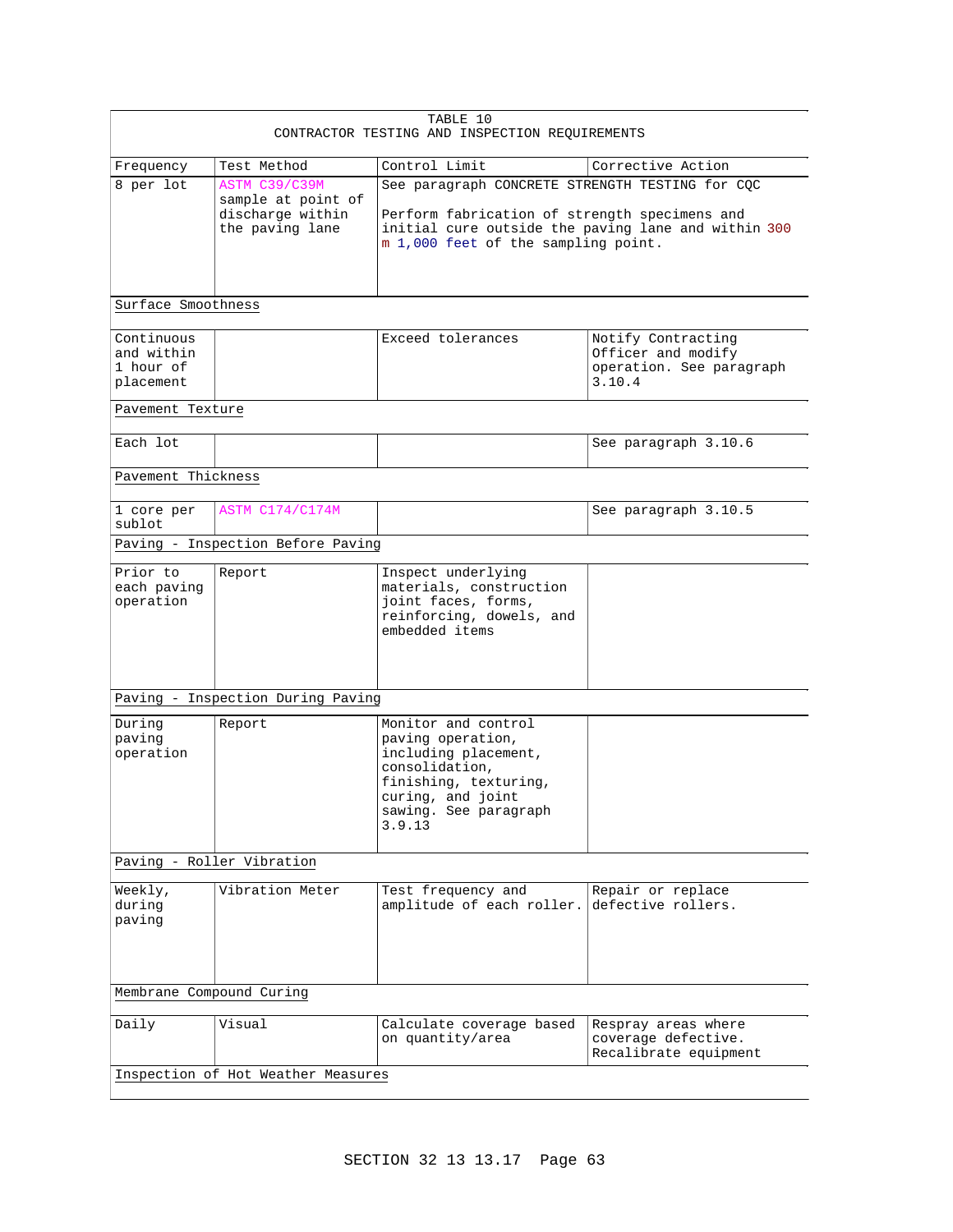TABLE 10
CONTRACTOR TESTING AND INSPECTION REQUIREMENTS

| Frequency | Test Method | Control Limit | Corrective Action |
|---|---|---|---|
| 8 per lot | ASTM C39/C39M sample at point of discharge within the paving lane | See paragraph CONCRETE STRENGTH TESTING for CQC<br><br>Perform fabrication of strength specimens and initial cure outside the paving lane and within 300 m 1,000 feet of the sampling point. | |
| Surface Smoothness | | | |
| Continuous and within 1 hour of placement | | Exceed tolerances | Notify Contracting Officer and modify operation. See paragraph 3.10.4 |
| Pavement Texture | | | |
| Each lot | | | See paragraph 3.10.6 |
| Pavement Thickness | | | |
| 1 core per sublot | ASTM C174/C174M | | See paragraph 3.10.5 |
| Paving - Inspection Before Paving | | | |
| Prior to each paving operation | Report | Inspect underlying materials, construction joint faces, forms, reinforcing, dowels, and embedded items | |
| Paving - Inspection During Paving | | | |
| During paving operation | Report | Monitor and control paving operation, including placement, consolidation, finishing, texturing, curing, and joint sawing. See paragraph 3.9.13 | |
| Paving - Roller Vibration | | | |
| Weekly, during paving | Vibration Meter | Test frequency and amplitude of each roller. | Repair or replace defective rollers. |
| Membrane Compound Curing | | | |
| Daily | Visual | Calculate coverage based on quantity/area | Respray areas where coverage defective. Recalibrate equipment |
| Inspection of Hot Weather Measures | | | |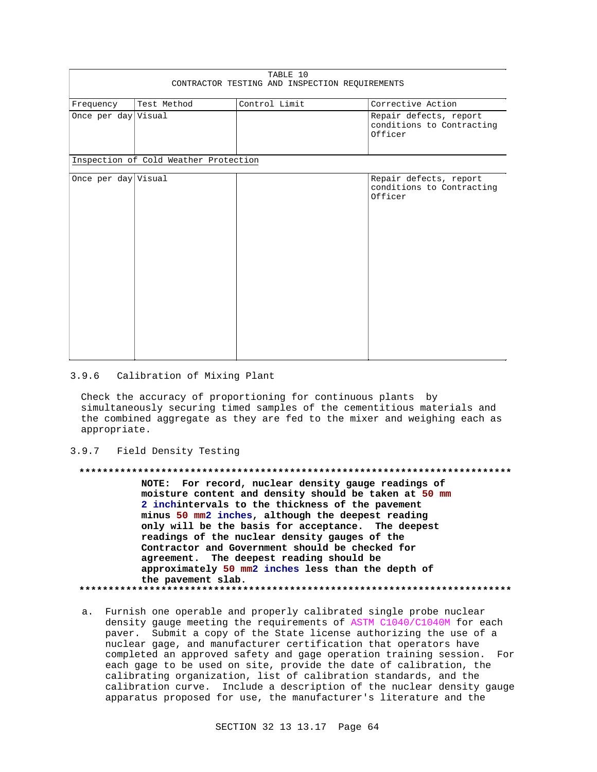| TABLE 10<br>CONTRACTOR TESTING AND INSPECTION REQUIREMENTS | | | |
|---|---|---|---|
| Frequency | Test Method | Control Limit | Corrective Action |
| Once per day | Visual | | Repair defects, report conditions to Contracting Officer |
| Inspection of Cold Weather Protection | | | |
| Once per day | Visual | | Repair defects, report conditions to Contracting Officer |

3.9.6 Calibration of Mixing Plant

Check the accuracy of proportioning for continuous plants by simultaneously securing timed samples of the cementitious materials and the combined aggregate as they are fed to the mixer and weighing each as appropriate.

3.9.7 Field Density Testing

**************************************************************************

**NOTE: For record, nuclear density gauge readings of moisture content and density should be taken at 50 mm 2 inchintervals to the thickness of the pavement minus 50 mm2 inches, although the deepest reading only will be the basis for acceptance. The deepest readings of the nuclear density gauges of the Contractor and Government should be checked for agreement. The deepest reading should be approximately 50 mm2 inches less than the depth of the pavement slab.**

**************************************************************************

a. Furnish one operable and properly calibrated single probe nuclear density gauge meeting the requirements of ASTM C1040/C1040M for each paver. Submit a copy of the State license authorizing the use of a nuclear gage, and manufacturer certification that operators have completed an approved safety and gage operation training session. For each gage to be used on site, provide the date of calibration, the calibrating organization, list of calibration standards, and the calibration curve. Include a description of the nuclear density gauge apparatus proposed for use, the manufacturer's literature and the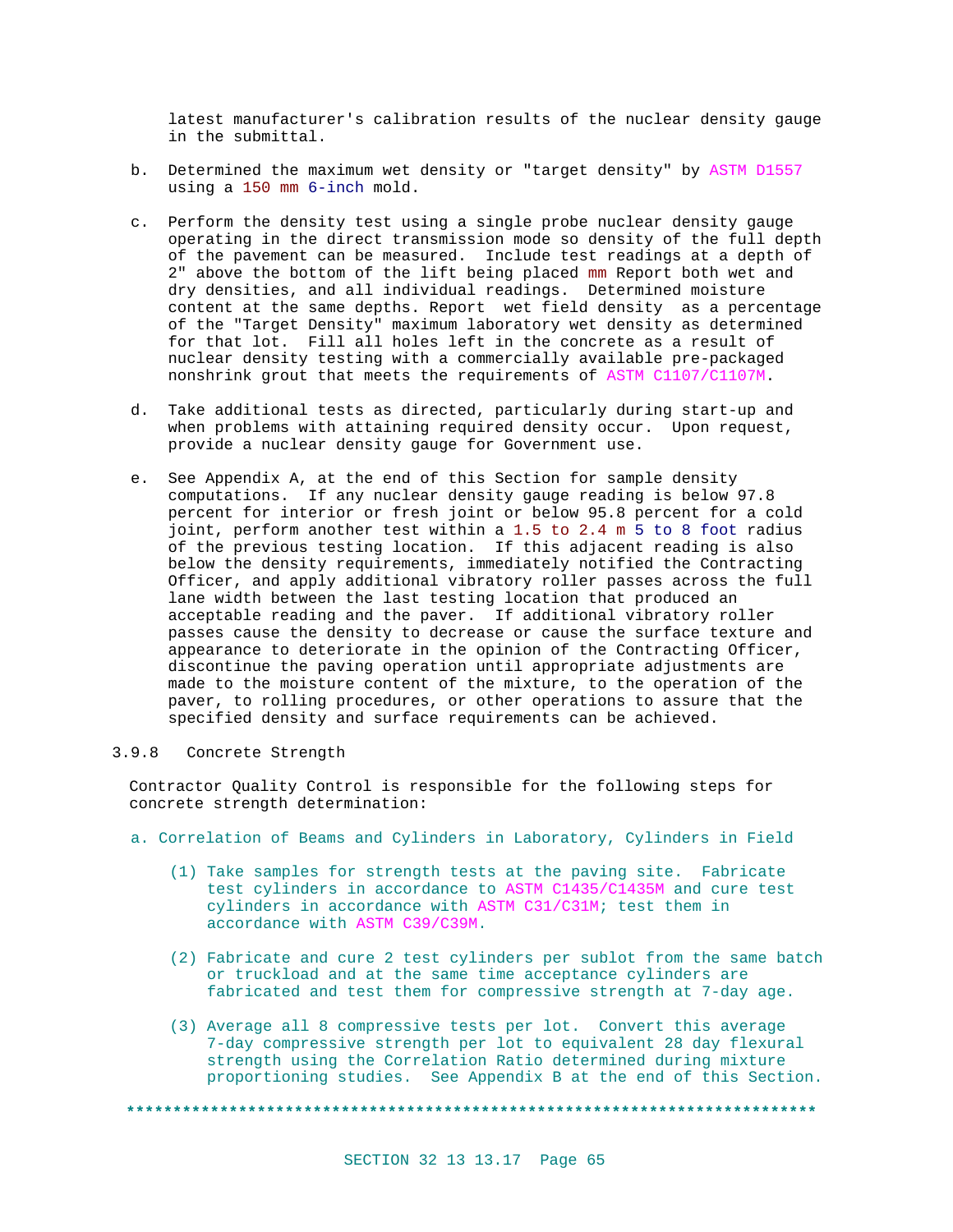latest manufacturer's calibration results of the nuclear density gauge in the submittal.

b. Determined the maximum wet density or "target density" by ASTM D1557 using a 150 mm 6-inch mold.

c. Perform the density test using a single probe nuclear density gauge operating in the direct transmission mode so density of the full depth of the pavement can be measured. Include test readings at a depth of 2" above the bottom of the lift being placed mm Report both wet and dry densities, and all individual readings. Determined moisture content at the same depths. Report wet field density as a percentage of the "Target Density" maximum laboratory wet density as determined for that lot. Fill all holes left in the concrete as a result of nuclear density testing with a commercially available pre-packaged nonshrink grout that meets the requirements of ASTM C1107/C1107M.

d. Take additional tests as directed, particularly during start-up and when problems with attaining required density occur. Upon request, provide a nuclear density gauge for Government use.

e. See Appendix A, at the end of this Section for sample density computations. If any nuclear density gauge reading is below 97.8 percent for interior or fresh joint or below 95.8 percent for a cold joint, perform another test within a 1.5 to 2.4 m 5 to 8 foot radius of the previous testing location. If this adjacent reading is also below the density requirements, immediately notified the Contracting Officer, and apply additional vibratory roller passes across the full lane width between the last testing location that produced an acceptable reading and the paver. If additional vibratory roller passes cause the density to decrease or cause the surface texture and appearance to deteriorate in the opinion of the Contracting Officer, discontinue the paving operation until appropriate adjustments are made to the moisture content of the mixture, to the operation of the paver, to rolling procedures, or other operations to assure that the specified density and surface requirements can be achieved.

### 3.9.8 Concrete Strength

Contractor Quality Control is responsible for the following steps for concrete strength determination:

a. Correlation of Beams and Cylinders in Laboratory, Cylinders in Field

(1) Take samples for strength tests at the paving site. Fabricate test cylinders in accordance to ASTM C1435/C1435M and cure test cylinders in accordance with ASTM C31/C31M; test them in accordance with ASTM C39/C39M.

(2) Fabricate and cure 2 test cylinders per sublot from the same batch or truckload and at the same time acceptance cylinders are fabricated and test them for compressive strength at 7-day age.

(3) Average all 8 compressive tests per lot. Convert this average 7-day compressive strength per lot to equivalent 28 day flexural strength using the Correlation Ratio determined during mixture proportioning studies. See Appendix B at the end of this Section.

**************************************************************************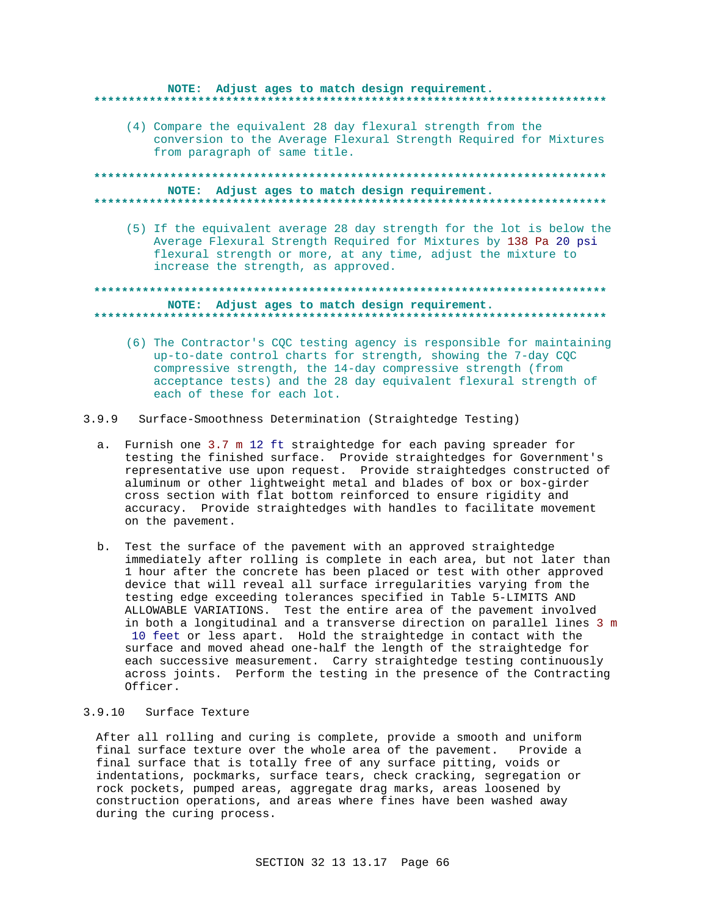NOTE: Adjust ages to match design requirement.
**************************************************************************

(4) Compare the equivalent 28 day flexural strength from the conversion to the Average Flexural Strength Required for Mixtures from paragraph of same title.

**************************************************************************
NOTE: Adjust ages to match design requirement.
**************************************************************************

(5) If the equivalent average 28 day strength for the lot is below the Average Flexural Strength Required for Mixtures by 138 Pa 20 psi flexural strength or more, at any time, adjust the mixture to increase the strength, as approved.

**************************************************************************
NOTE: Adjust ages to match design requirement.
**************************************************************************

(6) The Contractor's CQC testing agency is responsible for maintaining up-to-date control charts for strength, showing the 7-day CQC compressive strength, the 14-day compressive strength (from acceptance tests) and the 28 day equivalent flexural strength of each of these for each lot.

### 3.9.9 Surface-Smoothness Determination (Straightedge Testing)

a. Furnish one 3.7 m 12 ft straightedge for each paving spreader for testing the finished surface. Provide straightedges for Government's representative use upon request. Provide straightedges constructed of aluminum or other lightweight metal and blades of box or box-girder cross section with flat bottom reinforced to ensure rigidity and accuracy. Provide straightedges with handles to facilitate movement on the pavement.

b. Test the surface of the pavement with an approved straightedge immediately after rolling is complete in each area, but not later than 1 hour after the concrete has been placed or test with other approved device that will reveal all surface irregularities varying from the testing edge exceeding tolerances specified in Table 5-LIMITS AND ALLOWABLE VARIATIONS. Test the entire area of the pavement involved in both a longitudinal and a transverse direction on parallel lines 3 m 10 feet or less apart. Hold the straightedge in contact with the surface and moved ahead one-half the length of the straightedge for each successive measurement. Carry straightedge testing continuously across joints. Perform the testing in the presence of the Contracting Officer.

### 3.9.10 Surface Texture

After all rolling and curing is complete, provide a smooth and uniform final surface texture over the whole area of the pavement. Provide a final surface that is totally free of any surface pitting, voids or indentations, pockmarks, surface tears, check cracking, segregation or rock pockets, pumped areas, aggregate drag marks, areas loosened by construction operations, and areas where fines have been washed away during the curing process.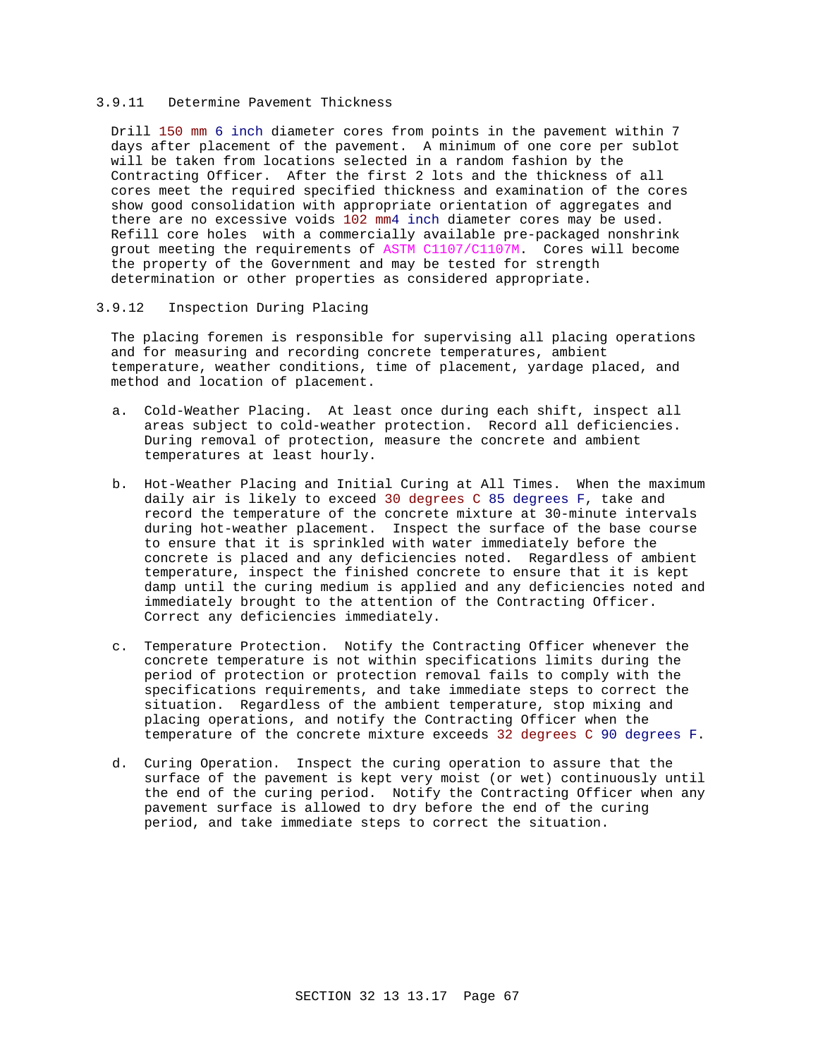#### 3.9.11 Determine Pavement Thickness

Drill 150 mm 6 inch diameter cores from points in the pavement within 7 days after placement of the pavement. A minimum of one core per sublot will be taken from locations selected in a random fashion by the Contracting Officer. After the first 2 lots and the thickness of all cores meet the required specified thickness and examination of the cores show good consolidation with appropriate orientation of aggregates and there are no excessive voids 102 mm4 inch diameter cores may be used. Refill core holes with a commercially available pre-packaged nonshrink grout meeting the requirements of ASTM C1107/C1107M. Cores will become the property of the Government and may be tested for strength determination or other properties as considered appropriate.

#### 3.9.12 Inspection During Placing

The placing foremen is responsible for supervising all placing operations and for measuring and recording concrete temperatures, ambient temperature, weather conditions, time of placement, yardage placed, and method and location of placement.

a. Cold-Weather Placing. At least once during each shift, inspect all areas subject to cold-weather protection. Record all deficiencies. During removal of protection, measure the concrete and ambient temperatures at least hourly.

b. Hot-Weather Placing and Initial Curing at All Times. When the maximum daily air is likely to exceed 30 degrees C 85 degrees F, take and record the temperature of the concrete mixture at 30-minute intervals during hot-weather placement. Inspect the surface of the base course to ensure that it is sprinkled with water immediately before the concrete is placed and any deficiencies noted. Regardless of ambient temperature, inspect the finished concrete to ensure that it is kept damp until the curing medium is applied and any deficiencies noted and immediately brought to the attention of the Contracting Officer. Correct any deficiencies immediately.

c. Temperature Protection. Notify the Contracting Officer whenever the concrete temperature is not within specifications limits during the period of protection or protection removal fails to comply with the specifications requirements, and take immediate steps to correct the situation. Regardless of the ambient temperature, stop mixing and placing operations, and notify the Contracting Officer when the temperature of the concrete mixture exceeds 32 degrees C 90 degrees F.

d. Curing Operation. Inspect the curing operation to assure that the surface of the pavement is kept very moist (or wet) continuously until the end of the curing period. Notify the Contracting Officer when any pavement surface is allowed to dry before the end of the curing period, and take immediate steps to correct the situation.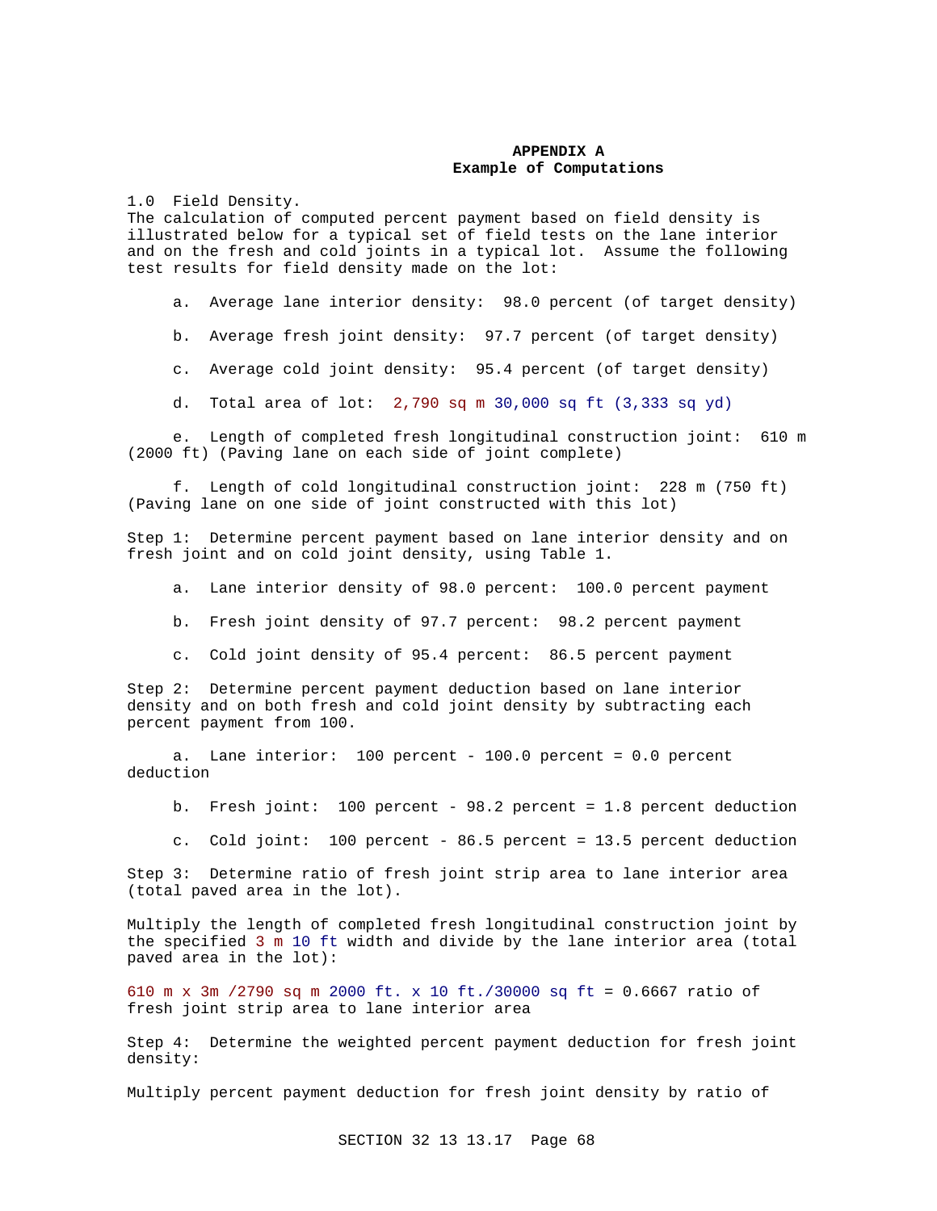## APPENDIX A
### Example of Computations

1.0 Field Density.
The calculation of computed percent payment based on field density is illustrated below for a typical set of field tests on the lane interior and on the fresh and cold joints in a typical lot. Assume the following test results for field density made on the lot:

a. Average lane interior density: 98.0 percent (of target density)

b. Average fresh joint density: 97.7 percent (of target density)

c. Average cold joint density: 95.4 percent (of target density)

d. Total area of lot: 2,790 sq m 30,000 sq ft (3,333 sq yd)

e. Length of completed fresh longitudinal construction joint: 610 m (2000 ft) (Paving lane on each side of joint complete)

f. Length of cold longitudinal construction joint: 228 m (750 ft) (Paving lane on one side of joint constructed with this lot)

Step 1: Determine percent payment based on lane interior density and on fresh joint and on cold joint density, using Table 1.

a. Lane interior density of 98.0 percent: 100.0 percent payment

b. Fresh joint density of 97.7 percent: 98.2 percent payment

c. Cold joint density of 95.4 percent: 86.5 percent payment

Step 2: Determine percent payment deduction based on lane interior density and on both fresh and cold joint density by subtracting each percent payment from 100.

a. Lane interior: 100 percent - 100.0 percent = 0.0 percent deduction

b. Fresh joint: 100 percent - 98.2 percent = 1.8 percent deduction

c. Cold joint: 100 percent - 86.5 percent = 13.5 percent deduction

Step 3: Determine ratio of fresh joint strip area to lane interior area (total paved area in the lot).

Multiply the length of completed fresh longitudinal construction joint by the specified 3 m 10 ft width and divide by the lane interior area (total paved area in the lot):

610 m x 3m /2790 sq m 2000 ft. x 10 ft./30000 sq ft = 0.6667 ratio of fresh joint strip area to lane interior area

Step 4: Determine the weighted percent payment deduction for fresh joint density:

Multiply percent payment deduction for fresh joint density by ratio of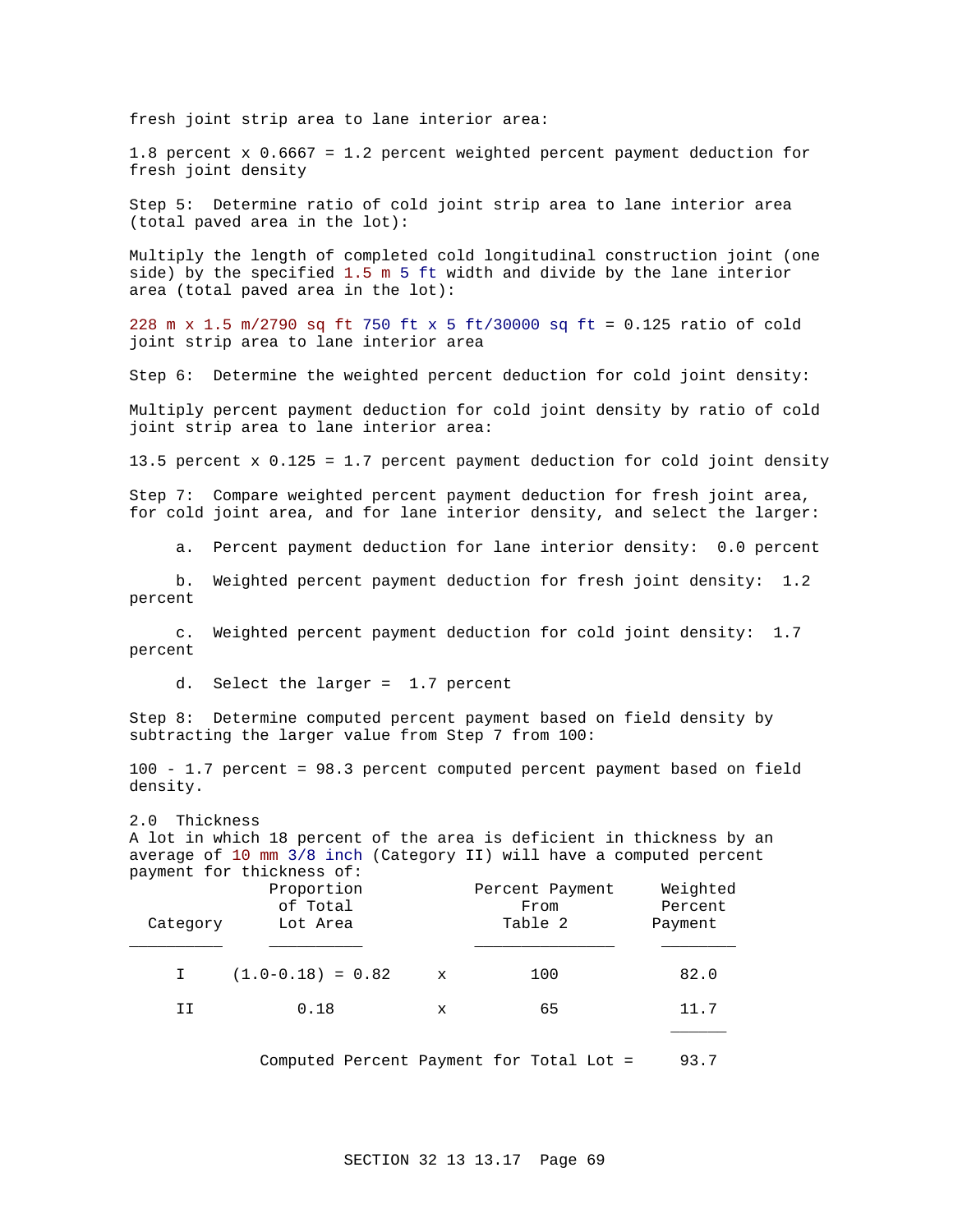fresh joint strip area to lane interior area:

1.8 percent x 0.6667 = 1.2 percent weighted percent payment deduction for fresh joint density

Step 5: Determine ratio of cold joint strip area to lane interior area (total paved area in the lot):

Multiply the length of completed cold longitudinal construction joint (one side) by the specified 1.5 m 5 ft width and divide by the lane interior area (total paved area in the lot):

228 m x 1.5 m/2790 sq ft 750 ft x 5 ft/30000 sq ft = 0.125 ratio of cold joint strip area to lane interior area

Step 6: Determine the weighted percent deduction for cold joint density:

Multiply percent payment deduction for cold joint density by ratio of cold joint strip area to lane interior area:

13.5 percent x 0.125 = 1.7 percent payment deduction for cold joint density

Step 7: Compare weighted percent payment deduction for fresh joint area, for cold joint area, and for lane interior density, and select the larger:

a. Percent payment deduction for lane interior density: 0.0 percent

b. Weighted percent payment deduction for fresh joint density: 1.2 percent

c. Weighted percent payment deduction for cold joint density: 1.7 percent

d. Select the larger = 1.7 percent

Step 8: Determine computed percent payment based on field density by subtracting the larger value from Step 7 from 100:

100 - 1.7 percent = 98.3 percent computed percent payment based on field density.

2.0 Thickness

A lot in which 18 percent of the area is deficient in thickness by an average of 10 mm 3/8 inch (Category II) will have a computed percent payment for thickness of:

| Category | Proportion of Total Lot Area | | Percent Payment From Table 2 | Weighted Percent Payment |
|---|---|---|---|---|
| I | (1.0-0.18) = 0.82 | x | 100 | 82.0 |
| II | 0.18 | x | 65 | 11.7 |
| | Computed Percent Payment for Total Lot = | | | 93.7 |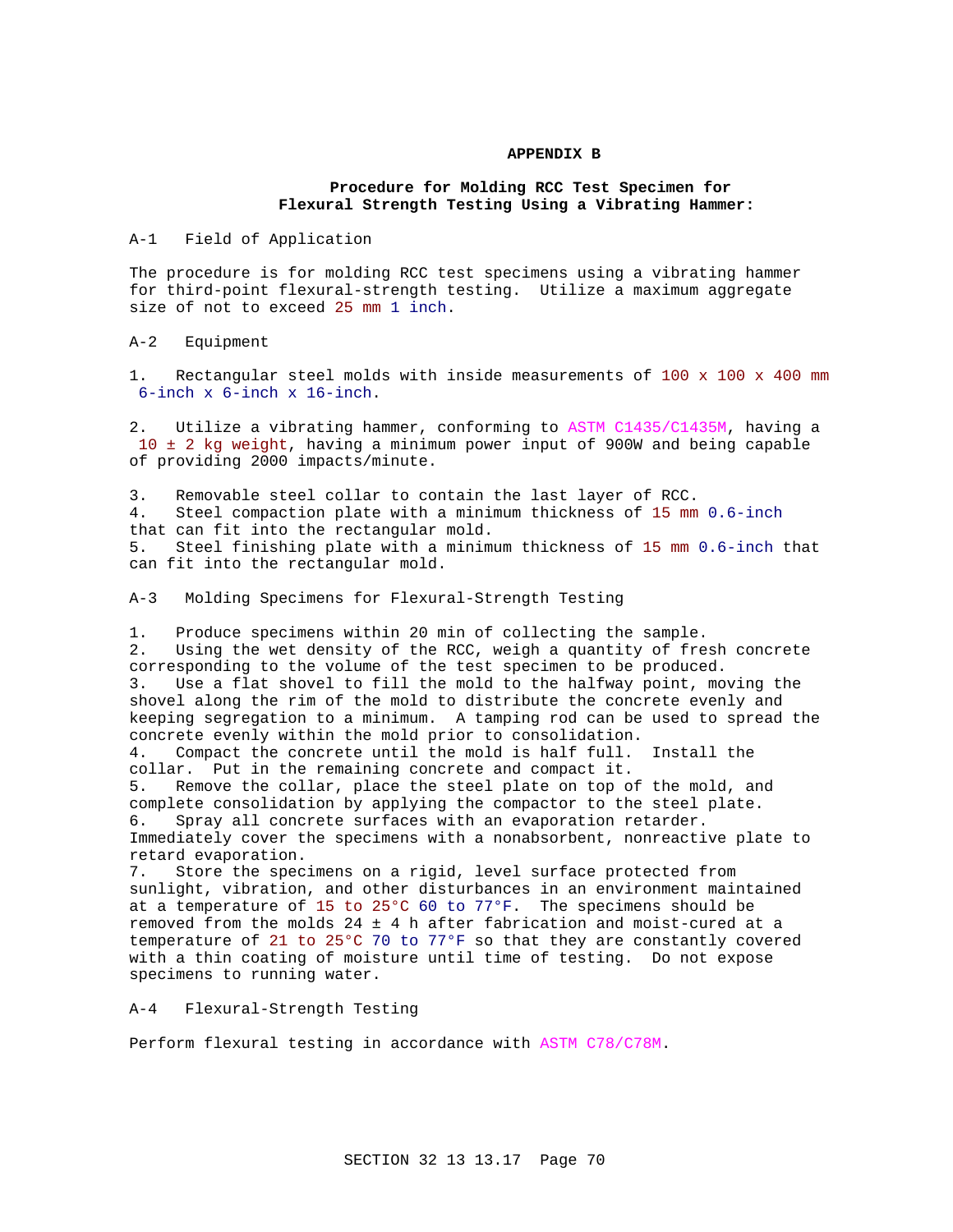# APPENDIX B

## Procedure for Molding RCC Test Specimen for Flexural Strength Testing Using a Vibrating Hammer:

### A-1 Field of Application

The procedure is for molding RCC test specimens using a vibrating hammer for third-point flexural-strength testing. Utilize a maximum aggregate size of not to exceed 25 mm 1 inch.

### A-2 Equipment

1. Rectangular steel molds with inside measurements of 100 x 100 x 400 mm 6-inch x 6-inch x 16-inch.

2. Utilize a vibrating hammer, conforming to ASTM C1435/C1435M, having a 10 ± 2 kg weight, having a minimum power input of 900W and being capable of providing 2000 impacts/minute.

3. Removable steel collar to contain the last layer of RCC.
4. Steel compaction plate with a minimum thickness of 15 mm 0.6-inch that can fit into the rectangular mold.
5. Steel finishing plate with a minimum thickness of 15 mm 0.6-inch that can fit into the rectangular mold.

### A-3 Molding Specimens for Flexural-Strength Testing

1. Produce specimens within 20 min of collecting the sample.
2. Using the wet density of the RCC, weigh a quantity of fresh concrete corresponding to the volume of the test specimen to be produced.
3. Use a flat shovel to fill the mold to the halfway point, moving the shovel along the rim of the mold to distribute the concrete evenly and keeping segregation to a minimum. A tamping rod can be used to spread the concrete evenly within the mold prior to consolidation.
4. Compact the concrete until the mold is half full. Install the collar. Put in the remaining concrete and compact it.
5. Remove the collar, place the steel plate on top of the mold, and complete consolidation by applying the compactor to the steel plate.
6. Spray all concrete surfaces with an evaporation retarder. Immediately cover the specimens with a nonabsorbent, nonreactive plate to retard evaporation.
7. Store the specimens on a rigid, level surface protected from sunlight, vibration, and other disturbances in an environment maintained at a temperature of 15 to 25°C 60 to 77°F. The specimens should be removed from the molds 24 ± 4 h after fabrication and moist-cured at a temperature of 21 to 25°C 70 to 77°F so that they are constantly covered with a thin coating of moisture until time of testing. Do not expose specimens to running water.

### A-4 Flexural-Strength Testing

Perform flexural testing in accordance with ASTM C78/C78M.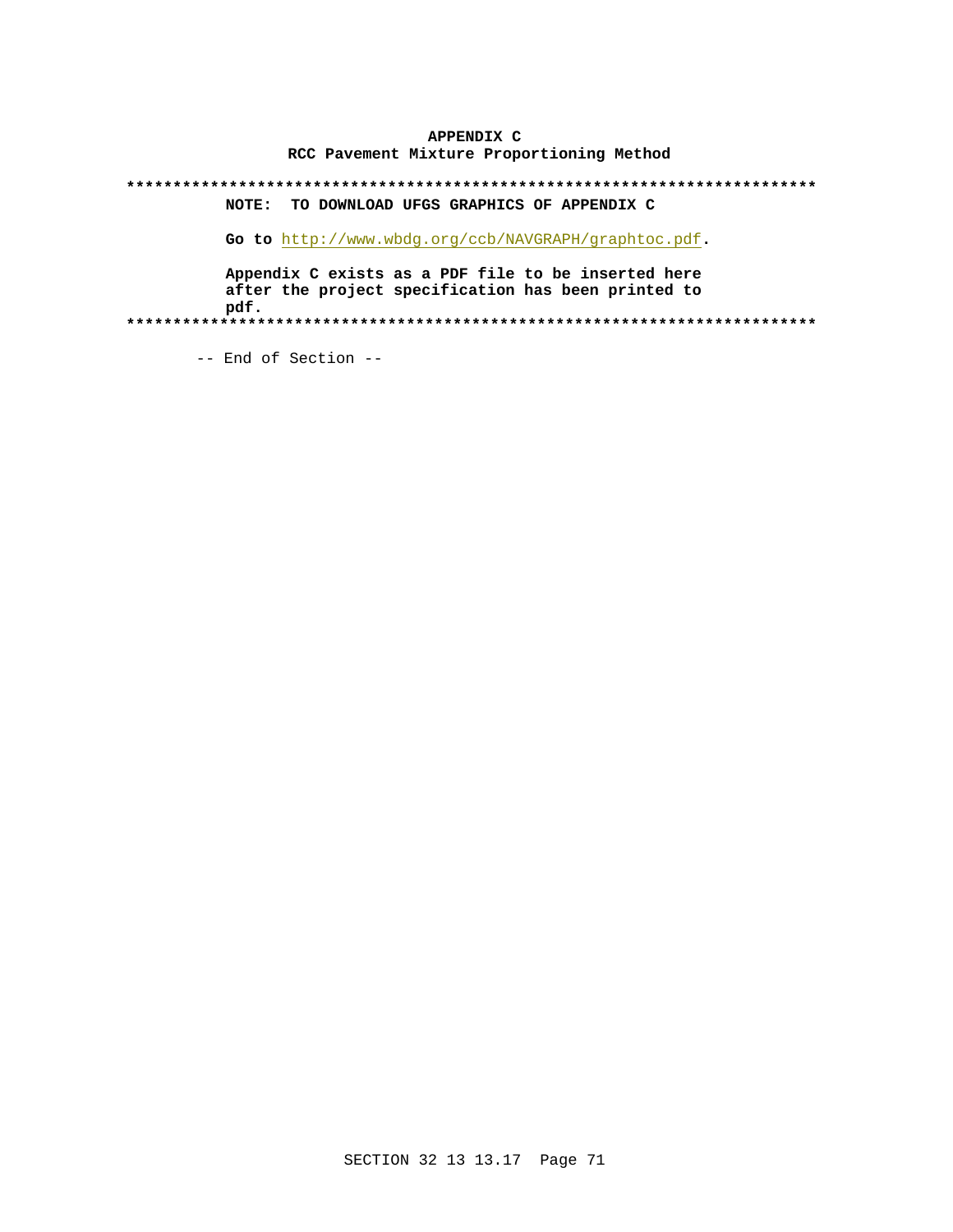# APPENDIX C
## RCC Pavement Mixture Proportioning Method

**************************************************************************

**NOTE: TO DOWNLOAD UFGS GRAPHICS OF APPENDIX C**

**Go to** http://www.wbdg.org/ccb/NAVGRAPH/graphtoc.pdf**.**

**Appendix C exists as a PDF file to be inserted here after the project specification has been printed to pdf.**

**************************************************************************

-- End of Section --